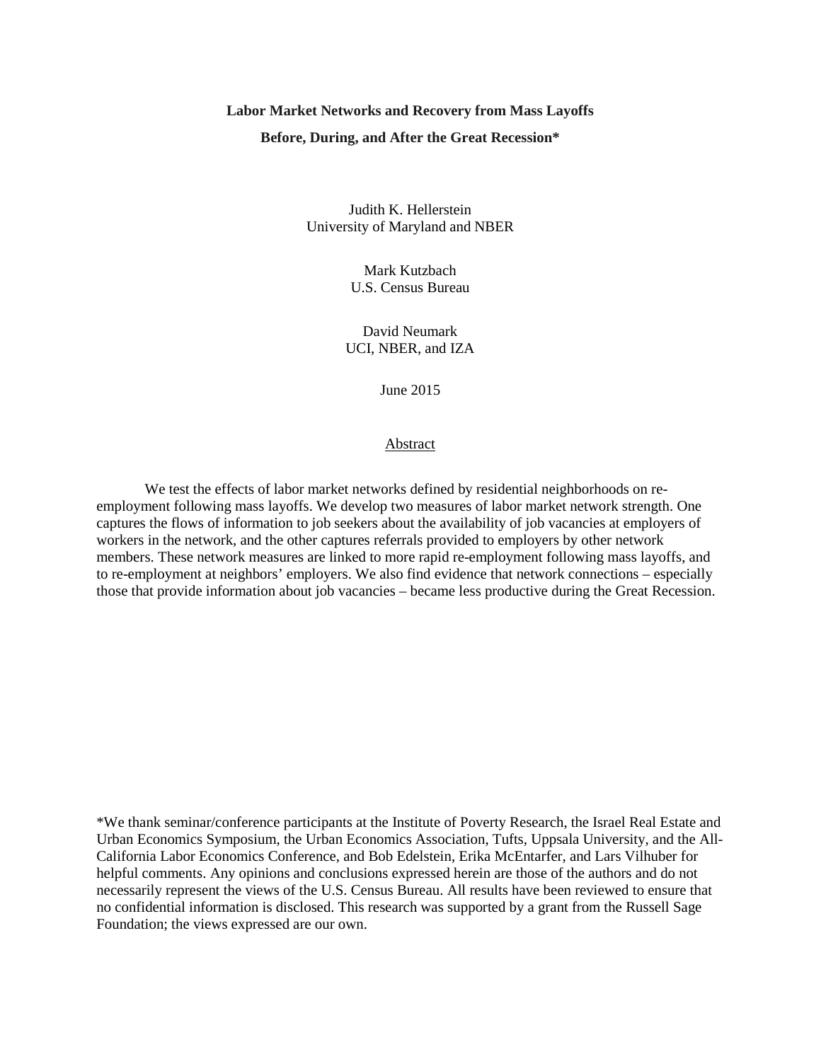# Labor Market Networks and Recovery from Mass Layoffs Before, During, and After the Great Recession*

Judith K. Hellerstein
University of Maryland and NBER

Mark Kutzbach
U.S. Census Bureau

David Neumark
UCI, NBER, and IZA

June 2015

## Abstract

We test the effects of labor market networks defined by residential neighborhoods on re-employment following mass layoffs. We develop two measures of labor market network strength. One captures the flows of information to job seekers about the availability of job vacancies at employers of workers in the network, and the other captures referrals provided to employers by other network members. These network measures are linked to more rapid re-employment following mass layoffs, and to re-employment at neighbors' employers. We also find evidence that network connections – especially those that provide information about job vacancies – became less productive during the Great Recession.

*We thank seminar/conference participants at the Institute of Poverty Research, the Israel Real Estate and Urban Economics Symposium, the Urban Economics Association, Tufts, Uppsala University, and the All-California Labor Economics Conference, and Bob Edelstein, Erika McEntarfer, and Lars Vilhuber for helpful comments. Any opinions and conclusions expressed herein are those of the authors and do not necessarily represent the views of the U.S. Census Bureau. All results have been reviewed to ensure that no confidential information is disclosed. This research was supported by a grant from the Russell Sage Foundation; the views expressed are our own.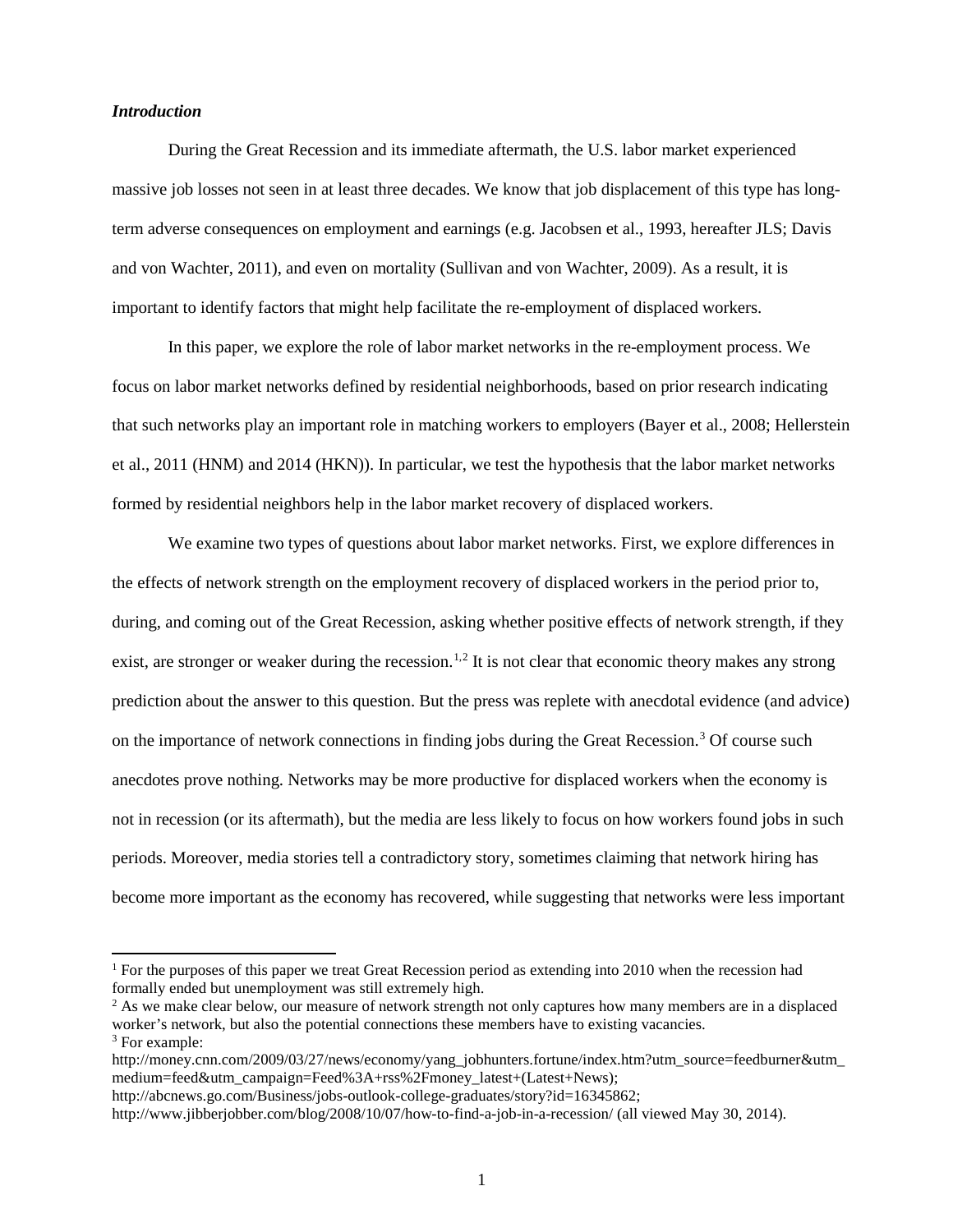### *Introduction*

During the Great Recession and its immediate aftermath, the U.S. labor market experienced massive job losses not seen in at least three decades. We know that job displacement of this type has long-term adverse consequences on employment and earnings (e.g. Jacobsen et al., 1993, hereafter JLS; Davis and von Wachter, 2011), and even on mortality (Sullivan and von Wachter, 2009). As a result, it is important to identify factors that might help facilitate the re-employment of displaced workers.

In this paper, we explore the role of labor market networks in the re-employment process. We focus on labor market networks defined by residential neighborhoods, based on prior research indicating that such networks play an important role in matching workers to employers (Bayer et al., 2008; Hellerstein et al., 2011 (HNM) and 2014 (HKN)). In particular, we test the hypothesis that the labor market networks formed by residential neighbors help in the labor market recovery of displaced workers.

We examine two types of questions about labor market networks. First, we explore differences in the effects of network strength on the employment recovery of displaced workers in the period prior to, during, and coming out of the Great Recession, asking whether positive effects of network strength, if they exist, are stronger or weaker during the recession.[1,2] It is not clear that economic theory makes any strong prediction about the answer to this question. But the press was replete with anecdotal evidence (and advice) on the importance of network connections in finding jobs during the Great Recession.[3] Of course such anecdotes prove nothing. Networks may be more productive for displaced workers when the economy is not in recession (or its aftermath), but the media are less likely to focus on how workers found jobs in such periods. Moreover, media stories tell a contradictory story, sometimes claiming that network hiring has become more important as the economy has recovered, while suggesting that networks were less important

---

[1] For the purposes of this paper we treat Great Recession period as extending into 2010 when the recession had formally ended but unemployment was still extremely high.

[2] As we make clear below, our measure of network strength not only captures how many members are in a displaced worker's network, but also the potential connections these members have to existing vacancies.

[3] For example:
http://money.cnn.com/2009/03/27/news/economy/yang_jobhunters.fortune/index.htm?utm_source=feedburner&utm_medium=feed&utm_campaign=Feed%3A+rss%2Fmoney_latest+(Latest+News);
http://abcnews.go.com/Business/jobs-outlook-college-graduates/story?id=16345862;
http://www.jibberjobber.com/blog/2008/10/07/how-to-find-a-job-in-a-recession/ (all viewed May 30, 2014).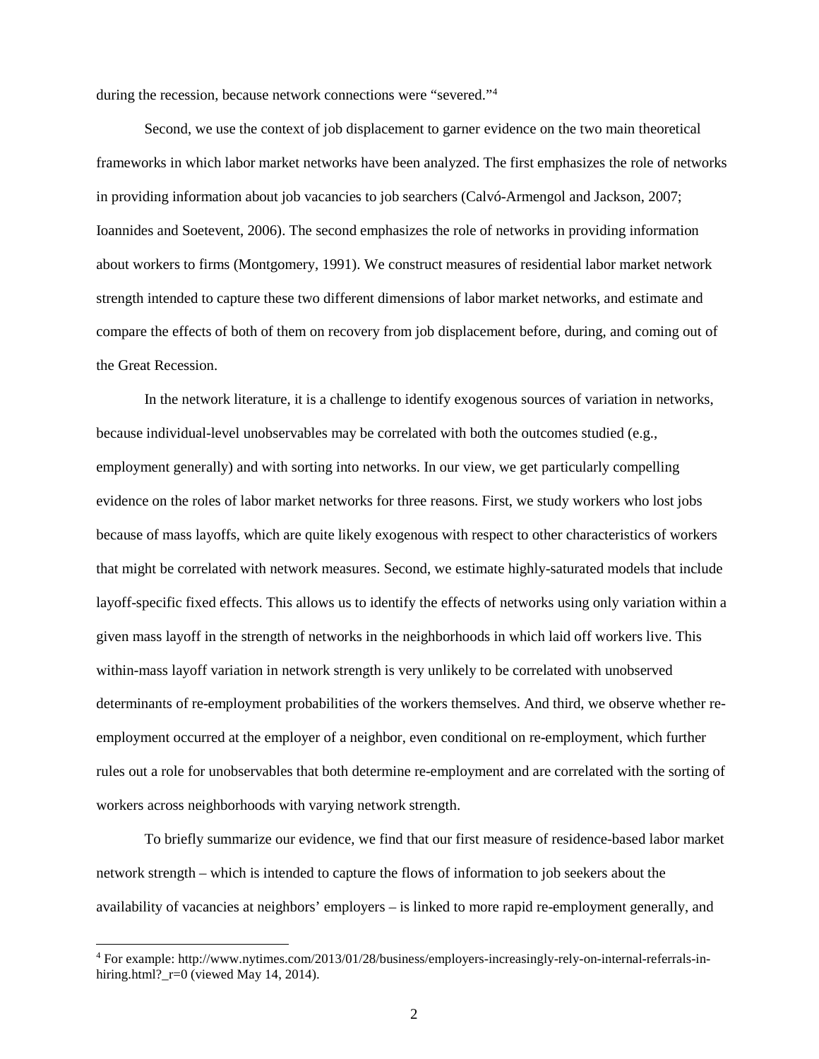during the recession, because network connections were "severed."[4]

Second, we use the context of job displacement to garner evidence on the two main theoretical frameworks in which labor market networks have been analyzed. The first emphasizes the role of networks in providing information about job vacancies to job searchers (Calvó-Armengol and Jackson, 2007; Ioannides and Soetevent, 2006). The second emphasizes the role of networks in providing information about workers to firms (Montgomery, 1991). We construct measures of residential labor market network strength intended to capture these two different dimensions of labor market networks, and estimate and compare the effects of both of them on recovery from job displacement before, during, and coming out of the Great Recession.

In the network literature, it is a challenge to identify exogenous sources of variation in networks, because individual-level unobservables may be correlated with both the outcomes studied (e.g., employment generally) and with sorting into networks. In our view, we get particularly compelling evidence on the roles of labor market networks for three reasons. First, we study workers who lost jobs because of mass layoffs, which are quite likely exogenous with respect to other characteristics of workers that might be correlated with network measures. Second, we estimate highly-saturated models that include layoff-specific fixed effects. This allows us to identify the effects of networks using only variation within a given mass layoff in the strength of networks in the neighborhoods in which laid off workers live. This within-mass layoff variation in network strength is very unlikely to be correlated with unobserved determinants of re-employment probabilities of the workers themselves. And third, we observe whether re-employment occurred at the employer of a neighbor, even conditional on re-employment, which further rules out a role for unobservables that both determine re-employment and are correlated with the sorting of workers across neighborhoods with varying network strength.

To briefly summarize our evidence, we find that our first measure of residence-based labor market network strength – which is intended to capture the flows of information to job seekers about the availability of vacancies at neighbors' employers – is linked to more rapid re-employment generally, and

[4] For example: http://www.nytimes.com/2013/01/28/business/employers-increasingly-rely-on-internal-referrals-in-hiring.html?_r=0 (viewed May 14, 2014).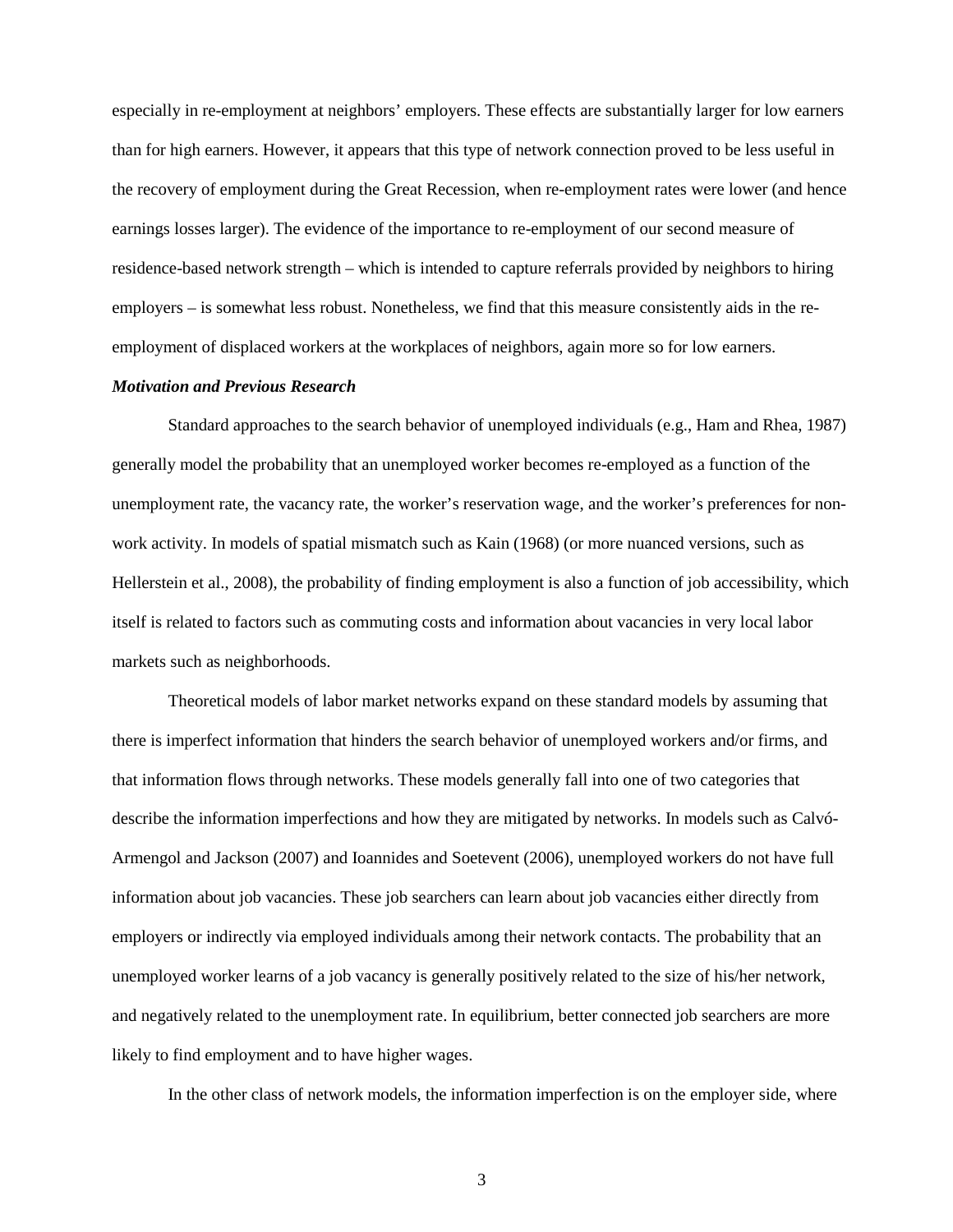especially in re-employment at neighbors' employers. These effects are substantially larger for low earners than for high earners. However, it appears that this type of network connection proved to be less useful in the recovery of employment during the Great Recession, when re-employment rates were lower (and hence earnings losses larger). The evidence of the importance to re-employment of our second measure of residence-based network strength – which is intended to capture referrals provided by neighbors to hiring employers – is somewhat less robust. Nonetheless, we find that this measure consistently aids in the re-employment of displaced workers at the workplaces of neighbors, again more so for low earners.

***Motivation and Previous Research***

Standard approaches to the search behavior of unemployed individuals (e.g., Ham and Rhea, 1987) generally model the probability that an unemployed worker becomes re-employed as a function of the unemployment rate, the vacancy rate, the worker's reservation wage, and the worker's preferences for non-work activity. In models of spatial mismatch such as Kain (1968) (or more nuanced versions, such as Hellerstein et al., 2008), the probability of finding employment is also a function of job accessibility, which itself is related to factors such as commuting costs and information about vacancies in very local labor markets such as neighborhoods.

Theoretical models of labor market networks expand on these standard models by assuming that there is imperfect information that hinders the search behavior of unemployed workers and/or firms, and that information flows through networks. These models generally fall into one of two categories that describe the information imperfections and how they are mitigated by networks. In models such as Calvó-Armengol and Jackson (2007) and Ioannides and Soetevent (2006), unemployed workers do not have full information about job vacancies. These job searchers can learn about job vacancies either directly from employers or indirectly via employed individuals among their network contacts. The probability that an unemployed worker learns of a job vacancy is generally positively related to the size of his/her network, and negatively related to the unemployment rate. In equilibrium, better connected job searchers are more likely to find employment and to have higher wages.

In the other class of network models, the information imperfection is on the employer side, where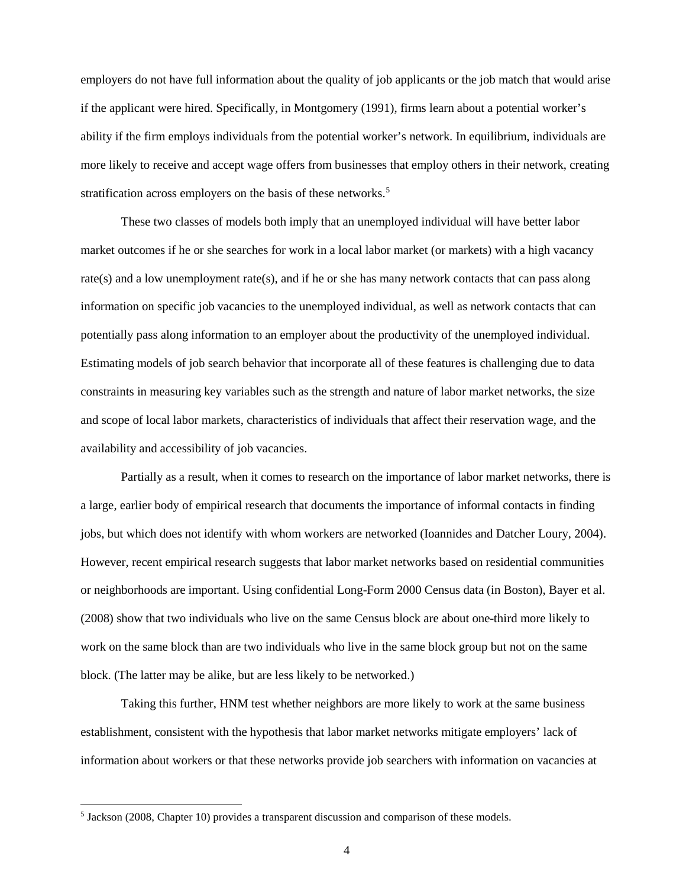employers do not have full information about the quality of job applicants or the job match that would arise if the applicant were hired. Specifically, in Montgomery (1991), firms learn about a potential worker's ability if the firm employs individuals from the potential worker's network. In equilibrium, individuals are more likely to receive and accept wage offers from businesses that employ others in their network, creating stratification across employers on the basis of these networks.[5]

These two classes of models both imply that an unemployed individual will have better labor market outcomes if he or she searches for work in a local labor market (or markets) with a high vacancy rate(s) and a low unemployment rate(s), and if he or she has many network contacts that can pass along information on specific job vacancies to the unemployed individual, as well as network contacts that can potentially pass along information to an employer about the productivity of the unemployed individual. Estimating models of job search behavior that incorporate all of these features is challenging due to data constraints in measuring key variables such as the strength and nature of labor market networks, the size and scope of local labor markets, characteristics of individuals that affect their reservation wage, and the availability and accessibility of job vacancies.

Partially as a result, when it comes to research on the importance of labor market networks, there is a large, earlier body of empirical research that documents the importance of informal contacts in finding jobs, but which does not identify with whom workers are networked (Ioannides and Datcher Loury, 2004). However, recent empirical research suggests that labor market networks based on residential communities or neighborhoods are important. Using confidential Long-Form 2000 Census data (in Boston), Bayer et al. (2008) show that two individuals who live on the same Census block are about one-third more likely to work on the same block than are two individuals who live in the same block group but not on the same block. (The latter may be alike, but are less likely to be networked.)

Taking this further, HNM test whether neighbors are more likely to work at the same business establishment, consistent with the hypothesis that labor market networks mitigate employers' lack of information about workers or that these networks provide job searchers with information on vacancies at

[5] Jackson (2008, Chapter 10) provides a transparent discussion and comparison of these models.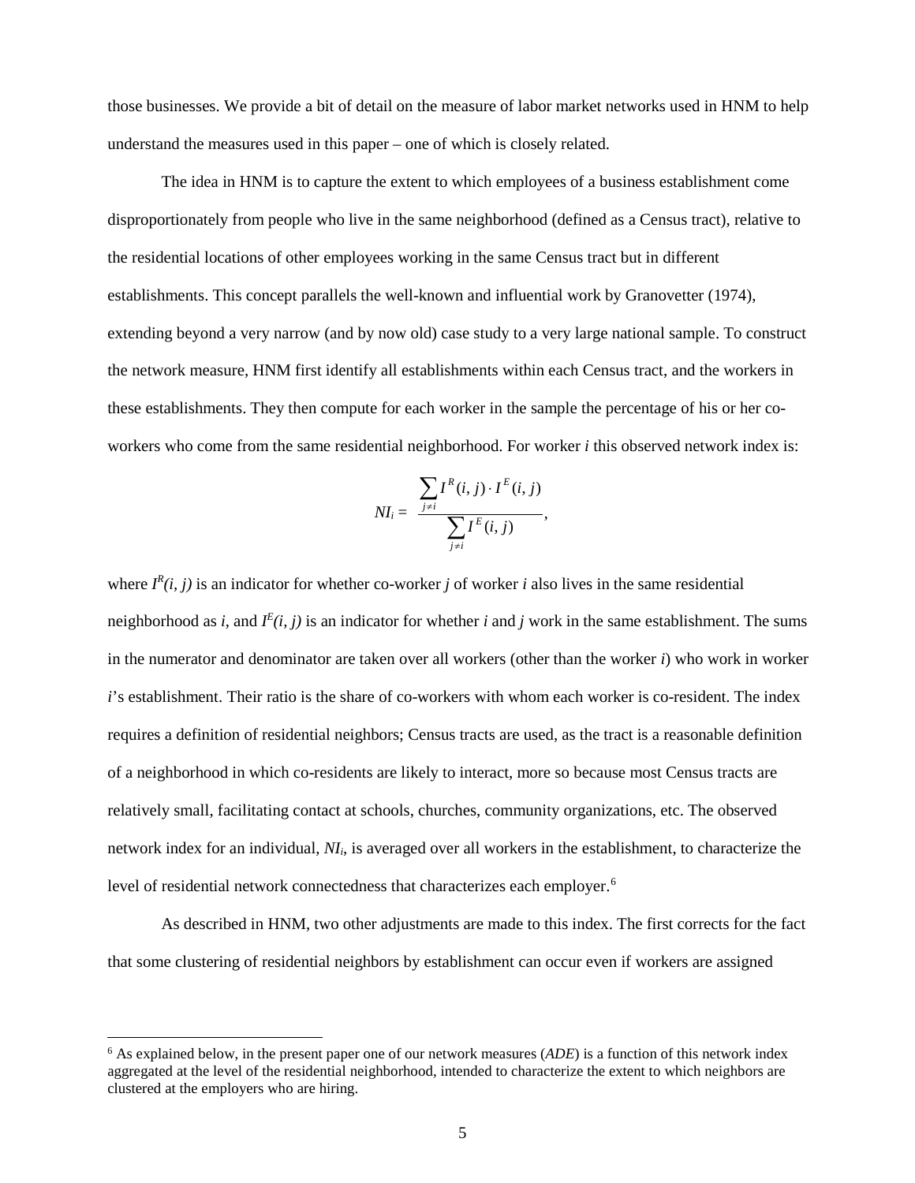those businesses. We provide a bit of detail on the measure of labor market networks used in HNM to help understand the measures used in this paper – one of which is closely related.

The idea in HNM is to capture the extent to which employees of a business establishment come disproportionately from people who live in the same neighborhood (defined as a Census tract), relative to the residential locations of other employees working in the same Census tract but in different establishments. This concept parallels the well-known and influential work by Granovetter (1974), extending beyond a very narrow (and by now old) case study to a very large national sample. To construct the network measure, HNM first identify all establishments within each Census tract, and the workers in these establishments. They then compute for each worker in the sample the percentage of his or her co-workers who come from the same residential neighborhood. For worker *i* this observed network index is:

$$NI_i = \frac{\sum_{j \neq i} I^R(i,j) \cdot I^E(i,j)}{\sum_{j \neq i} I^E(i,j)},$$

where $I^R(i, j)$ is an indicator for whether co-worker *j* of worker *i* also lives in the same residential neighborhood as *i*, and $I^E(i, j)$ is an indicator for whether *i* and *j* work in the same establishment. The sums in the numerator and denominator are taken over all workers (other than the worker *i*) who work in worker *i*'s establishment. Their ratio is the share of co-workers with whom each worker is co-resident. The index requires a definition of residential neighbors; Census tracts are used, as the tract is a reasonable definition of a neighborhood in which co-residents are likely to interact, more so because most Census tracts are relatively small, facilitating contact at schools, churches, community organizations, etc. The observed network index for an individual, $NI_i$, is averaged over all workers in the establishment, to characterize the level of residential network connectedness that characterizes each employer.[6]

As described in HNM, two other adjustments are made to this index. The first corrects for the fact that some clustering of residential neighbors by establishment can occur even if workers are assigned

[6] As explained below, in the present paper one of our network measures (*ADE*) is a function of this network index aggregated at the level of the residential neighborhood, intended to characterize the extent to which neighbors are clustered at the employers who are hiring.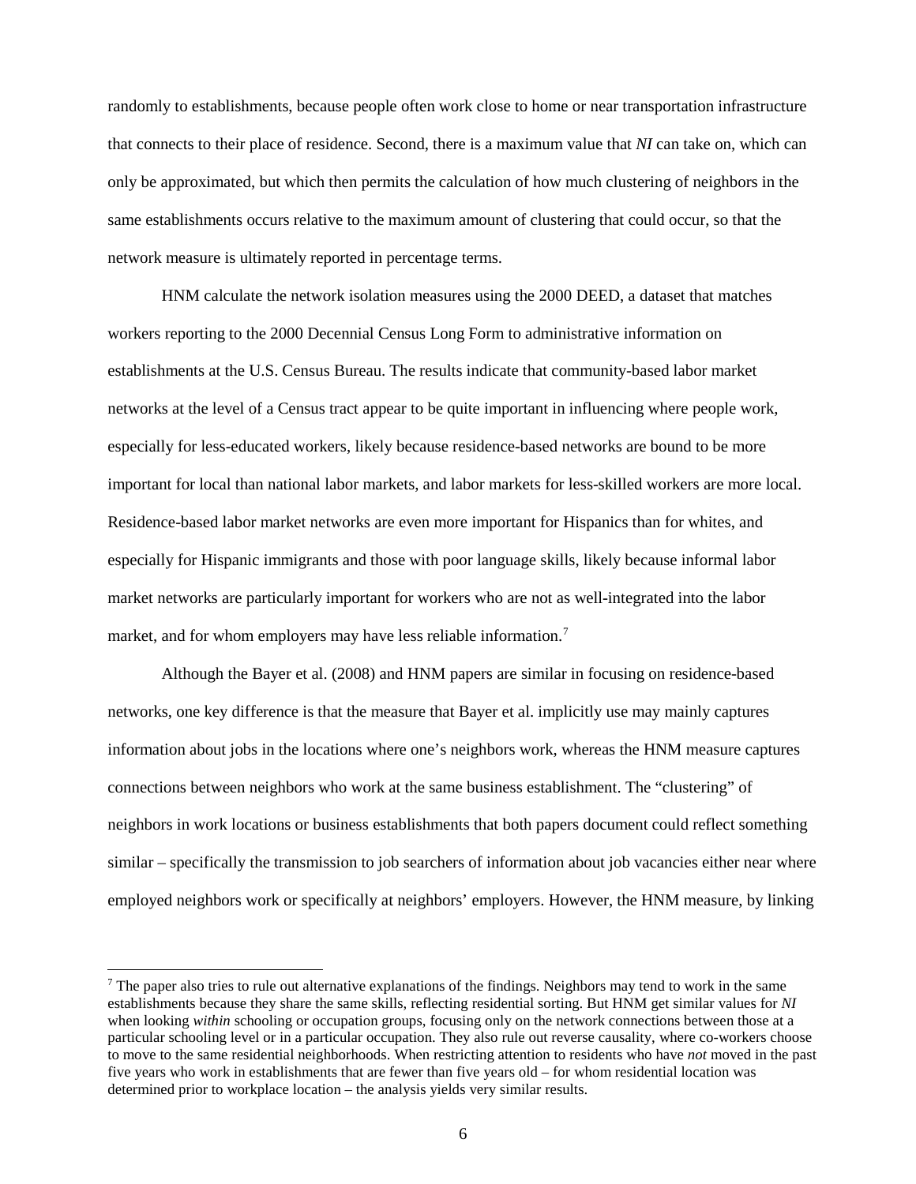randomly to establishments, because people often work close to home or near transportation infrastructure that connects to their place of residence. Second, there is a maximum value that *NI* can take on, which can only be approximated, but which then permits the calculation of how much clustering of neighbors in the same establishments occurs relative to the maximum amount of clustering that could occur, so that the network measure is ultimately reported in percentage terms.

HNM calculate the network isolation measures using the 2000 DEED, a dataset that matches workers reporting to the 2000 Decennial Census Long Form to administrative information on establishments at the U.S. Census Bureau. The results indicate that community-based labor market networks at the level of a Census tract appear to be quite important in influencing where people work, especially for less-educated workers, likely because residence-based networks are bound to be more important for local than national labor markets, and labor markets for less-skilled workers are more local. Residence-based labor market networks are even more important for Hispanics than for whites, and especially for Hispanic immigrants and those with poor language skills, likely because informal labor market networks are particularly important for workers who are not as well-integrated into the labor market, and for whom employers may have less reliable information.[7]

Although the Bayer et al. (2008) and HNM papers are similar in focusing on residence-based networks, one key difference is that the measure that Bayer et al. implicitly use may mainly captures information about jobs in the locations where one's neighbors work, whereas the HNM measure captures connections between neighbors who work at the same business establishment. The "clustering" of neighbors in work locations or business establishments that both papers document could reflect something similar – specifically the transmission to job searchers of information about job vacancies either near where employed neighbors work or specifically at neighbors' employers. However, the HNM measure, by linking

[7] The paper also tries to rule out alternative explanations of the findings. Neighbors may tend to work in the same establishments because they share the same skills, reflecting residential sorting. But HNM get similar values for *NI* when looking *within* schooling or occupation groups, focusing only on the network connections between those at a particular schooling level or in a particular occupation. They also rule out reverse causality, where co-workers choose to move to the same residential neighborhoods. When restricting attention to residents who have *not* moved in the past five years who work in establishments that are fewer than five years old – for whom residential location was determined prior to workplace location – the analysis yields very similar results.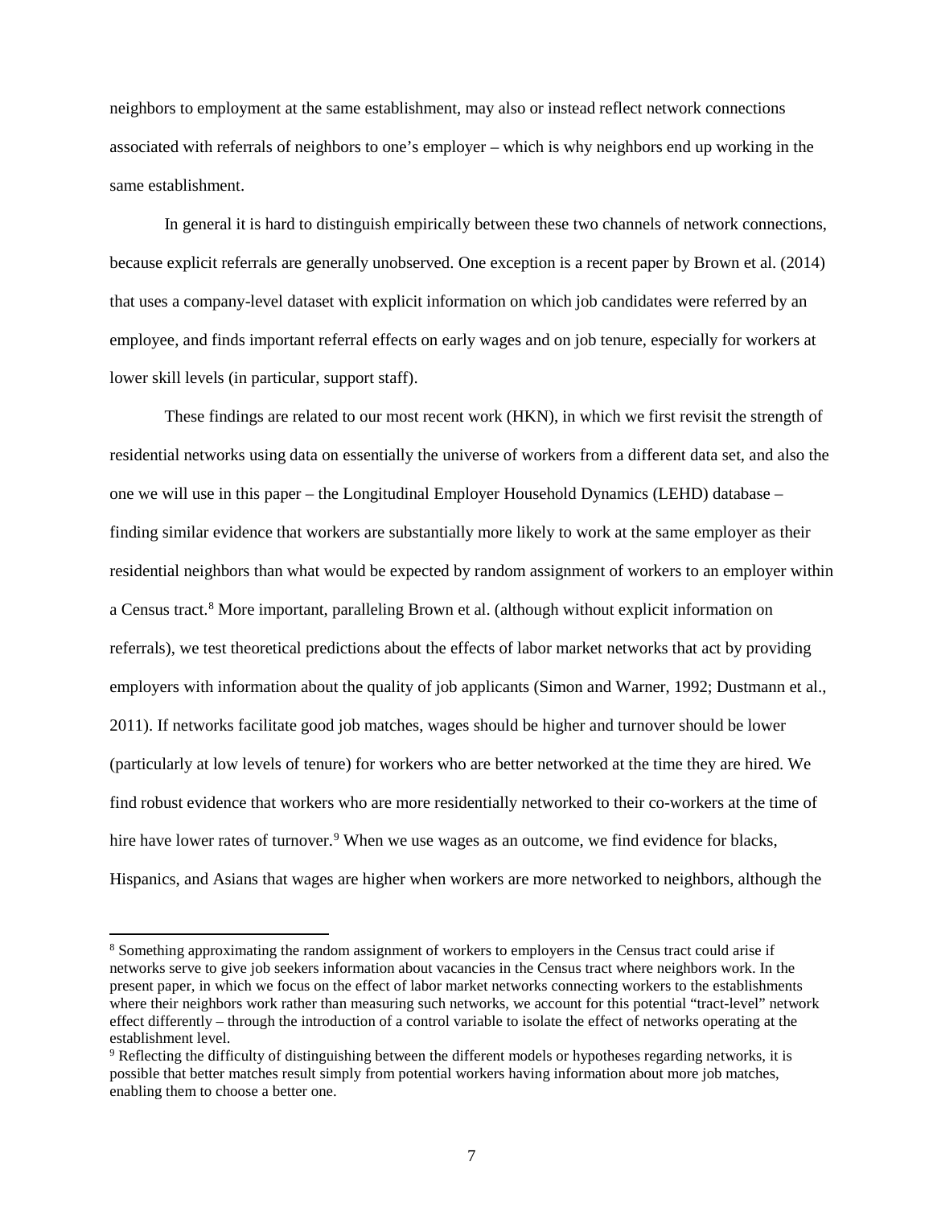neighbors to employment at the same establishment, may also or instead reflect network connections associated with referrals of neighbors to one's employer – which is why neighbors end up working in the same establishment.

In general it is hard to distinguish empirically between these two channels of network connections, because explicit referrals are generally unobserved. One exception is a recent paper by Brown et al. (2014) that uses a company-level dataset with explicit information on which job candidates were referred by an employee, and finds important referral effects on early wages and on job tenure, especially for workers at lower skill levels (in particular, support staff).

These findings are related to our most recent work (HKN), in which we first revisit the strength of residential networks using data on essentially the universe of workers from a different data set, and also the one we will use in this paper – the Longitudinal Employer Household Dynamics (LEHD) database – finding similar evidence that workers are substantially more likely to work at the same employer as their residential neighbors than what would be expected by random assignment of workers to an employer within a Census tract.[8] More important, paralleling Brown et al. (although without explicit information on referrals), we test theoretical predictions about the effects of labor market networks that act by providing employers with information about the quality of job applicants (Simon and Warner, 1992; Dustmann et al., 2011). If networks facilitate good job matches, wages should be higher and turnover should be lower (particularly at low levels of tenure) for workers who are better networked at the time they are hired. We find robust evidence that workers who are more residentially networked to their co-workers at the time of hire have lower rates of turnover.[9] When we use wages as an outcome, we find evidence for blacks, Hispanics, and Asians that wages are higher when workers are more networked to neighbors, although the

[8] Something approximating the random assignment of workers to employers in the Census tract could arise if networks serve to give job seekers information about vacancies in the Census tract where neighbors work. In the present paper, in which we focus on the effect of labor market networks connecting workers to the establishments where their neighbors work rather than measuring such networks, we account for this potential "tract-level" network effect differently – through the introduction of a control variable to isolate the effect of networks operating at the establishment level.

[9] Reflecting the difficulty of distinguishing between the different models or hypotheses regarding networks, it is possible that better matches result simply from potential workers having information about more job matches, enabling them to choose a better one.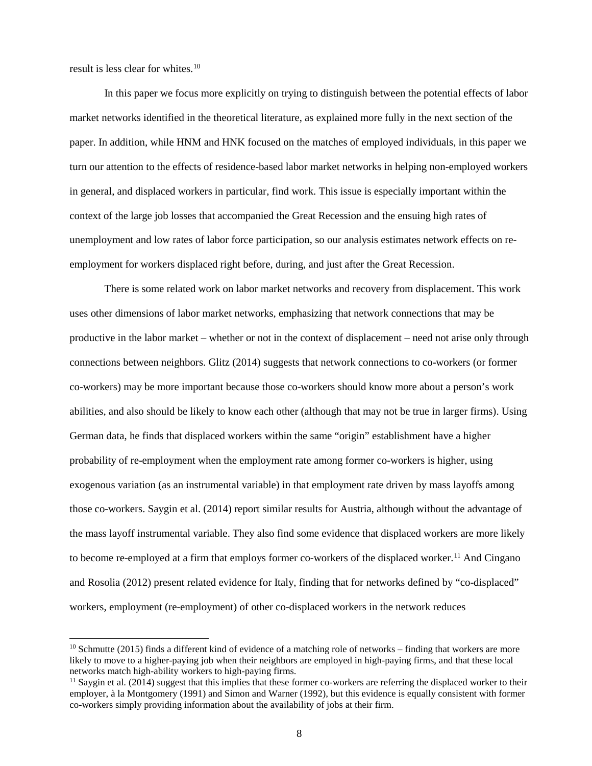result is less clear for whites.[10]

In this paper we focus more explicitly on trying to distinguish between the potential effects of labor market networks identified in the theoretical literature, as explained more fully in the next section of the paper. In addition, while HNM and HNK focused on the matches of employed individuals, in this paper we turn our attention to the effects of residence-based labor market networks in helping non-employed workers in general, and displaced workers in particular, find work. This issue is especially important within the context of the large job losses that accompanied the Great Recession and the ensuing high rates of unemployment and low rates of labor force participation, so our analysis estimates network effects on re-employment for workers displaced right before, during, and just after the Great Recession.

There is some related work on labor market networks and recovery from displacement. This work uses other dimensions of labor market networks, emphasizing that network connections that may be productive in the labor market – whether or not in the context of displacement – need not arise only through connections between neighbors. Glitz (2014) suggests that network connections to co-workers (or former co-workers) may be more important because those co-workers should know more about a person's work abilities, and also should be likely to know each other (although that may not be true in larger firms). Using German data, he finds that displaced workers within the same "origin" establishment have a higher probability of re-employment when the employment rate among former co-workers is higher, using exogenous variation (as an instrumental variable) in that employment rate driven by mass layoffs among those co-workers. Saygin et al. (2014) report similar results for Austria, although without the advantage of the mass layoff instrumental variable. They also find some evidence that displaced workers are more likely to become re-employed at a firm that employs former co-workers of the displaced worker.[11] And Cingano and Rosolia (2012) present related evidence for Italy, finding that for networks defined by "co-displaced" workers, employment (re-employment) of other co-displaced workers in the network reduces

[10] Schmutte (2015) finds a different kind of evidence of a matching role of networks – finding that workers are more likely to move to a higher-paying job when their neighbors are employed in high-paying firms, and that these local networks match high-ability workers to high-paying firms.

[11] Saygin et al. (2014) suggest that this implies that these former co-workers are referring the displaced worker to their employer, à la Montgomery (1991) and Simon and Warner (1992), but this evidence is equally consistent with former co-workers simply providing information about the availability of jobs at their firm.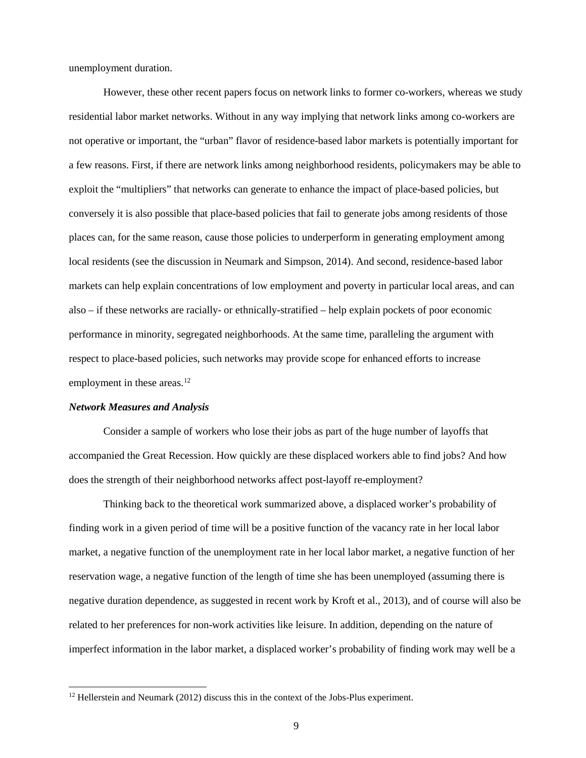unemployment duration.

However, these other recent papers focus on network links to former co-workers, whereas we study residential labor market networks. Without in any way implying that network links among co-workers are not operative or important, the “urban” flavor of residence-based labor markets is potentially important for a few reasons. First, if there are network links among neighborhood residents, policymakers may be able to exploit the “multipliers” that networks can generate to enhance the impact of place-based policies, but conversely it is also possible that place-based policies that fail to generate jobs among residents of those places can, for the same reason, cause those policies to underperform in generating employment among local residents (see the discussion in Neumark and Simpson, 2014). And second, residence-based labor markets can help explain concentrations of low employment and poverty in particular local areas, and can also – if these networks are racially- or ethnically-stratified – help explain pockets of poor economic performance in minority, segregated neighborhoods. At the same time, paralleling the argument with respect to place-based policies, such networks may provide scope for enhanced efforts to increase employment in these areas.[12]

***Network Measures and Analysis***

Consider a sample of workers who lose their jobs as part of the huge number of layoffs that accompanied the Great Recession. How quickly are these displaced workers able to find jobs? And how does the strength of their neighborhood networks affect post-layoff re-employment?

Thinking back to the theoretical work summarized above, a displaced worker’s probability of finding work in a given period of time will be a positive function of the vacancy rate in her local labor market, a negative function of the unemployment rate in her local labor market, a negative function of her reservation wage, a negative function of the length of time she has been unemployed (assuming there is negative duration dependence, as suggested in recent work by Kroft et al., 2013), and of course will also be related to her preferences for non-work activities like leisure. In addition, depending on the nature of imperfect information in the labor market, a displaced worker’s probability of finding work may well be a

[12] Hellerstein and Neumark (2012) discuss this in the context of the Jobs-Plus experiment.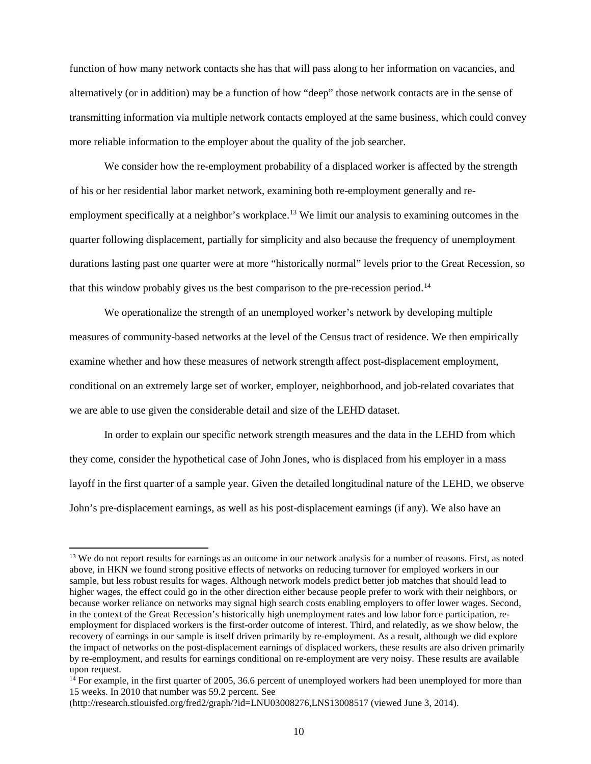function of how many network contacts she has that will pass along to her information on vacancies, and alternatively (or in addition) may be a function of how "deep" those network contacts are in the sense of transmitting information via multiple network contacts employed at the same business, which could convey more reliable information to the employer about the quality of the job searcher.

We consider how the re-employment probability of a displaced worker is affected by the strength of his or her residential labor market network, examining both re-employment generally and re-employment specifically at a neighbor's workplace.[13] We limit our analysis to examining outcomes in the quarter following displacement, partially for simplicity and also because the frequency of unemployment durations lasting past one quarter were at more "historically normal" levels prior to the Great Recession, so that this window probably gives us the best comparison to the pre-recession period.[14]

We operationalize the strength of an unemployed worker's network by developing multiple measures of community-based networks at the level of the Census tract of residence. We then empirically examine whether and how these measures of network strength affect post-displacement employment, conditional on an extremely large set of worker, employer, neighborhood, and job-related covariates that we are able to use given the considerable detail and size of the LEHD dataset.

In order to explain our specific network strength measures and the data in the LEHD from which they come, consider the hypothetical case of John Jones, who is displaced from his employer in a mass layoff in the first quarter of a sample year. Given the detailed longitudinal nature of the LEHD, we observe John's pre-displacement earnings, as well as his post-displacement earnings (if any). We also have an

---

[13] We do not report results for earnings as an outcome in our network analysis for a number of reasons. First, as noted above, in HKN we found strong positive effects of networks on reducing turnover for employed workers in our sample, but less robust results for wages. Although network models predict better job matches that should lead to higher wages, the effect could go in the other direction either because people prefer to work with their neighbors, or because worker reliance on networks may signal high search costs enabling employers to offer lower wages. Second, in the context of the Great Recession's historically high unemployment rates and low labor force participation, re-employment for displaced workers is the first-order outcome of interest. Third, and relatedly, as we show below, the recovery of earnings in our sample is itself driven primarily by re-employment. As a result, although we did explore the impact of networks on the post-displacement earnings of displaced workers, these results are also driven primarily by re-employment, and results for earnings conditional on re-employment are very noisy. These results are available upon request.

[14] For example, in the first quarter of 2005, 36.6 percent of unemployed workers had been unemployed for more than 15 weeks. In 2010 that number was 59.2 percent. See (http://research.stlouisfed.org/fred2/graph/?id=LNU03008276,LNS13008517 (viewed June 3, 2014).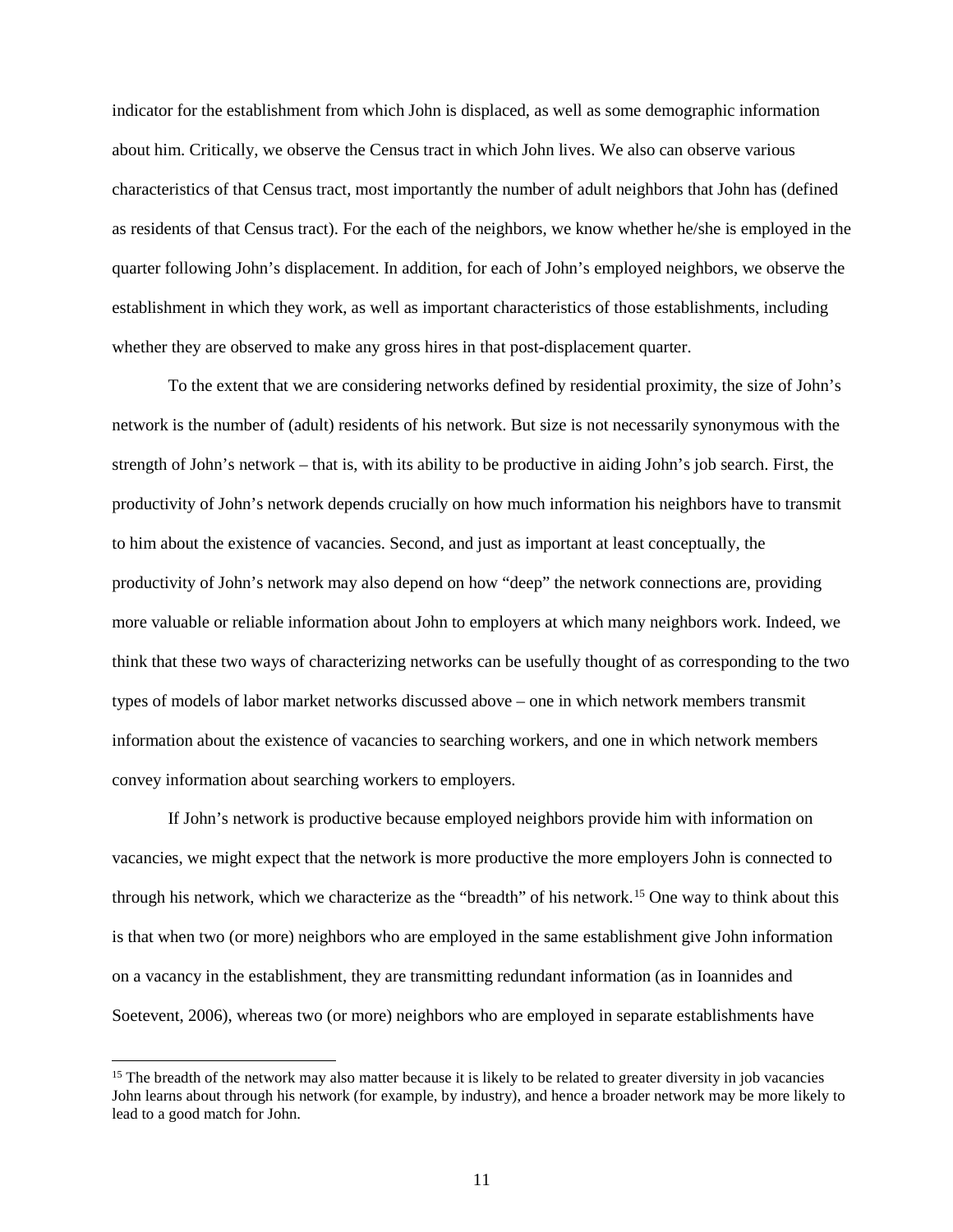indicator for the establishment from which John is displaced, as well as some demographic information about him. Critically, we observe the Census tract in which John lives. We also can observe various characteristics of that Census tract, most importantly the number of adult neighbors that John has (defined as residents of that Census tract). For the each of the neighbors, we know whether he/she is employed in the quarter following John's displacement. In addition, for each of John's employed neighbors, we observe the establishment in which they work, as well as important characteristics of those establishments, including whether they are observed to make any gross hires in that post-displacement quarter.

To the extent that we are considering networks defined by residential proximity, the size of John's network is the number of (adult) residents of his network. But size is not necessarily synonymous with the strength of John's network – that is, with its ability to be productive in aiding John's job search. First, the productivity of John's network depends crucially on how much information his neighbors have to transmit to him about the existence of vacancies. Second, and just as important at least conceptually, the productivity of John's network may also depend on how "deep" the network connections are, providing more valuable or reliable information about John to employers at which many neighbors work. Indeed, we think that these two ways of characterizing networks can be usefully thought of as corresponding to the two types of models of labor market networks discussed above – one in which network members transmit information about the existence of vacancies to searching workers, and one in which network members convey information about searching workers to employers.

If John's network is productive because employed neighbors provide him with information on vacancies, we might expect that the network is more productive the more employers John is connected to through his network, which we characterize as the "breadth" of his network.[15] One way to think about this is that when two (or more) neighbors who are employed in the same establishment give John information on a vacancy in the establishment, they are transmitting redundant information (as in Ioannides and Soetevent, 2006), whereas two (or more) neighbors who are employed in separate establishments have

[15] The breadth of the network may also matter because it is likely to be related to greater diversity in job vacancies John learns about through his network (for example, by industry), and hence a broader network may be more likely to lead to a good match for John.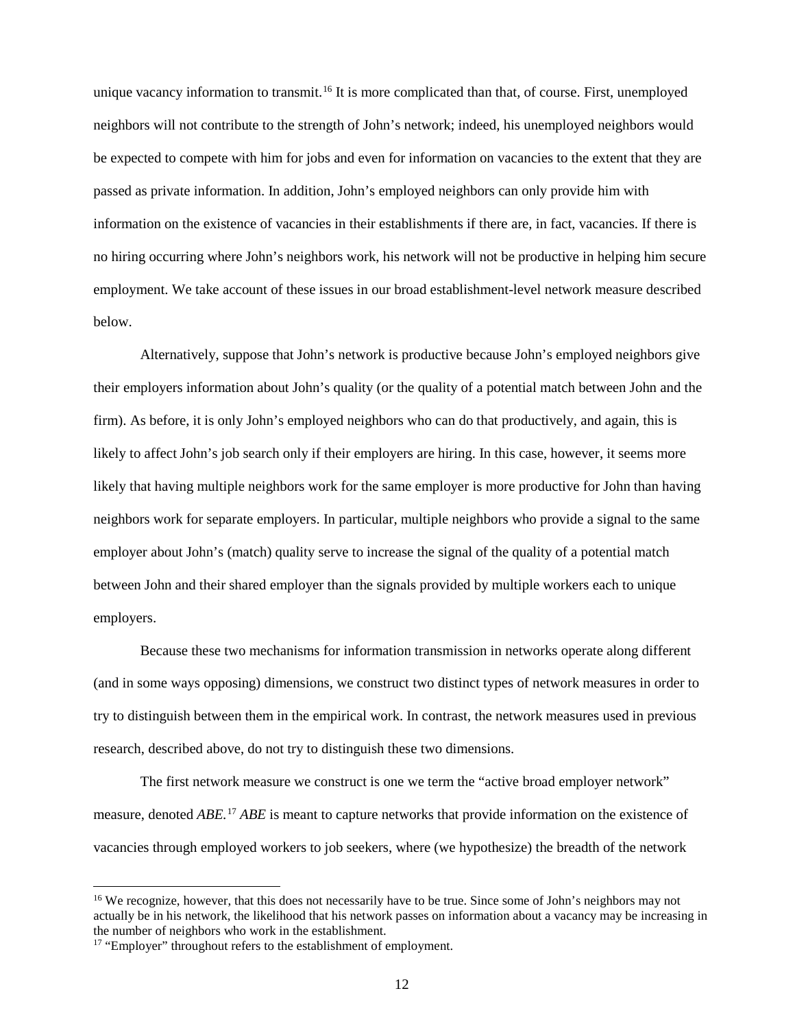unique vacancy information to transmit.[16] It is more complicated than that, of course. First, unemployed neighbors will not contribute to the strength of John's network; indeed, his unemployed neighbors would be expected to compete with him for jobs and even for information on vacancies to the extent that they are passed as private information. In addition, John's employed neighbors can only provide him with information on the existence of vacancies in their establishments if there are, in fact, vacancies. If there is no hiring occurring where John's neighbors work, his network will not be productive in helping him secure employment. We take account of these issues in our broad establishment-level network measure described below.

Alternatively, suppose that John's network is productive because John's employed neighbors give their employers information about John's quality (or the quality of a potential match between John and the firm). As before, it is only John's employed neighbors who can do that productively, and again, this is likely to affect John's job search only if their employers are hiring. In this case, however, it seems more likely that having multiple neighbors work for the same employer is more productive for John than having neighbors work for separate employers. In particular, multiple neighbors who provide a signal to the same employer about John's (match) quality serve to increase the signal of the quality of a potential match between John and their shared employer than the signals provided by multiple workers each to unique employers.

Because these two mechanisms for information transmission in networks operate along different (and in some ways opposing) dimensions, we construct two distinct types of network measures in order to try to distinguish between them in the empirical work. In contrast, the network measures used in previous research, described above, do not try to distinguish these two dimensions.

The first network measure we construct is one we term the "active broad employer network" measure, denoted *ABE*.[17] *ABE* is meant to capture networks that provide information on the existence of vacancies through employed workers to job seekers, where (we hypothesize) the breadth of the network

---

[16] We recognize, however, that this does not necessarily have to be true. Since some of John's neighbors may not actually be in his network, the likelihood that his network passes on information about a vacancy may be increasing in the number of neighbors who work in the establishment.

[17] "Employer" throughout refers to the establishment of employment.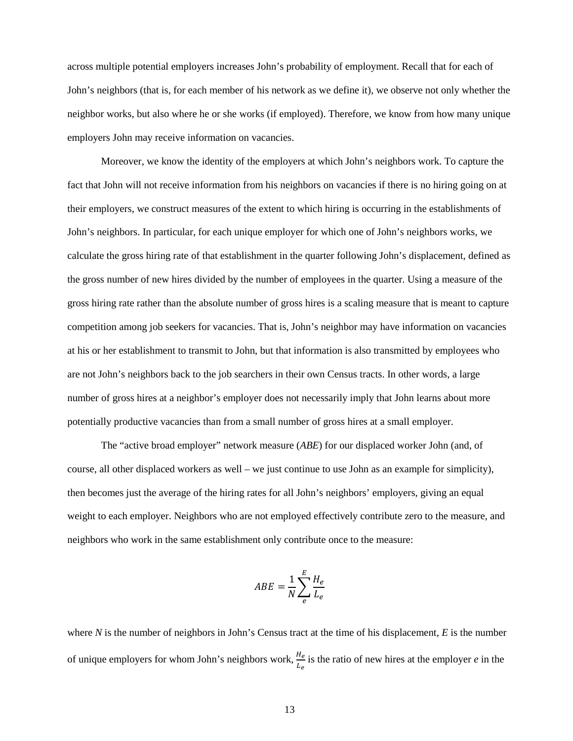across multiple potential employers increases John's probability of employment. Recall that for each of John's neighbors (that is, for each member of his network as we define it), we observe not only whether the neighbor works, but also where he or she works (if employed). Therefore, we know from how many unique employers John may receive information on vacancies.

Moreover, we know the identity of the employers at which John's neighbors work. To capture the fact that John will not receive information from his neighbors on vacancies if there is no hiring going on at their employers, we construct measures of the extent to which hiring is occurring in the establishments of John's neighbors. In particular, for each unique employer for which one of John's neighbors works, we calculate the gross hiring rate of that establishment in the quarter following John's displacement, defined as the gross number of new hires divided by the number of employees in the quarter. Using a measure of the gross hiring rate rather than the absolute number of gross hires is a scaling measure that is meant to capture competition among job seekers for vacancies. That is, John's neighbor may have information on vacancies at his or her establishment to transmit to John, but that information is also transmitted by employees who are not John's neighbors back to the job searchers in their own Census tracts. In other words, a large number of gross hires at a neighbor's employer does not necessarily imply that John learns about more potentially productive vacancies than from a small number of gross hires at a small employer.

The "active broad employer" network measure (*ABE*) for our displaced worker John (and, of course, all other displaced workers as well – we just continue to use John as an example for simplicity), then becomes just the average of the hiring rates for all John's neighbors' employers, giving an equal weight to each employer. Neighbors who are not employed effectively contribute zero to the measure, and neighbors who work in the same establishment only contribute once to the measure:

$$ABE = \frac{1}{N}\sum_{e}^{E}\frac{H_e}{L_e}$$

where *N* is the number of neighbors in John's Census tract at the time of his displacement, *E* is the number of unique employers for whom John's neighbors work, $\frac{H_e}{L_e}$ is the ratio of new hires at the employer *e* in the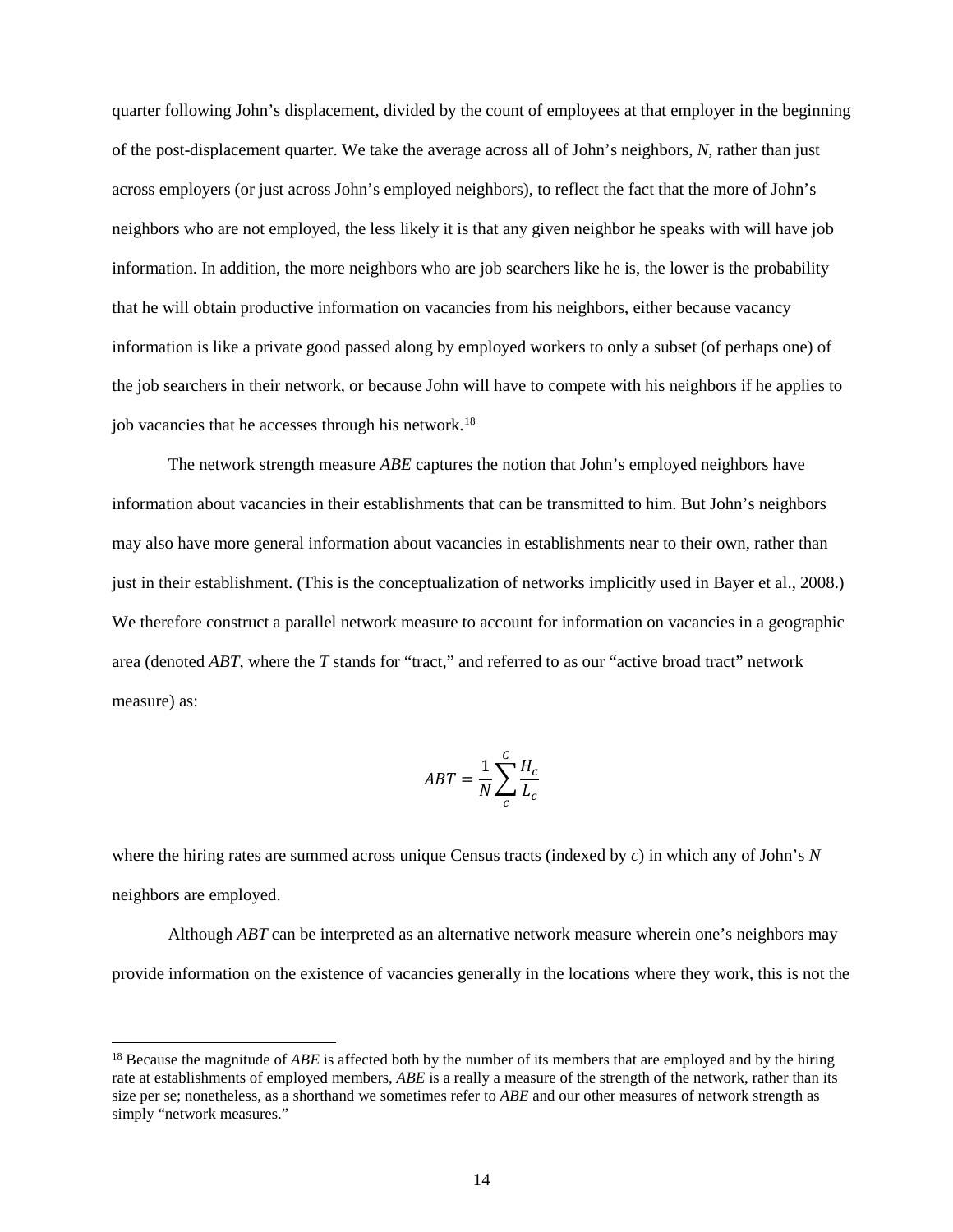quarter following John's displacement, divided by the count of employees at that employer in the beginning of the post-displacement quarter. We take the average across all of John's neighbors, *N*, rather than just across employers (or just across John's employed neighbors), to reflect the fact that the more of John's neighbors who are not employed, the less likely it is that any given neighbor he speaks with will have job information. In addition, the more neighbors who are job searchers like he is, the lower is the probability that he will obtain productive information on vacancies from his neighbors, either because vacancy information is like a private good passed along by employed workers to only a subset (of perhaps one) of the job searchers in their network, or because John will have to compete with his neighbors if he applies to job vacancies that he accesses through his network.[18]

The network strength measure *ABE* captures the notion that John's employed neighbors have information about vacancies in their establishments that can be transmitted to him. But John's neighbors may also have more general information about vacancies in establishments near to their own, rather than just in their establishment. (This is the conceptualization of networks implicitly used in Bayer et al., 2008.) We therefore construct a parallel network measure to account for information on vacancies in a geographic area (denoted *ABT*, where the *T* stands for "tract," and referred to as our "active broad tract" network measure) as:

$$ABT = \frac{1}{N}\sum_{c}^{C}\frac{H_c}{L_c}$$

where the hiring rates are summed across unique Census tracts (indexed by *c*) in which any of John's *N* neighbors are employed.

Although *ABT* can be interpreted as an alternative network measure wherein one's neighbors may provide information on the existence of vacancies generally in the locations where they work, this is not the

[18] Because the magnitude of *ABE* is affected both by the number of its members that are employed and by the hiring rate at establishments of employed members, *ABE* is a really a measure of the strength of the network, rather than its size per se; nonetheless, as a shorthand we sometimes refer to *ABE* and our other measures of network strength as simply "network measures."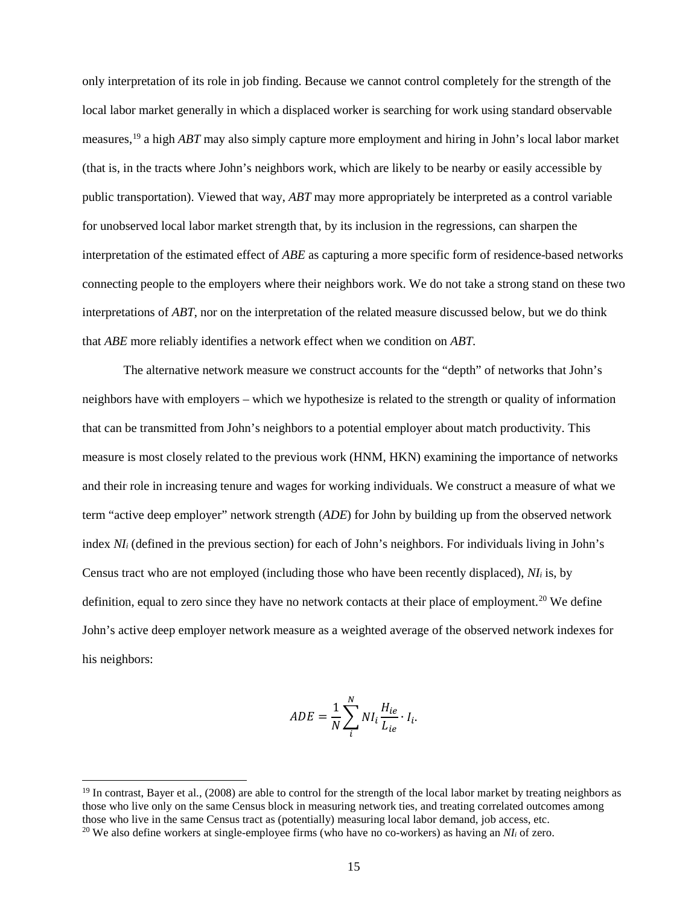only interpretation of its role in job finding. Because we cannot control completely for the strength of the local labor market generally in which a displaced worker is searching for work using standard observable measures,[19] a high *ABT* may also simply capture more employment and hiring in John's local labor market (that is, in the tracts where John's neighbors work, which are likely to be nearby or easily accessible by public transportation). Viewed that way, *ABT* may more appropriately be interpreted as a control variable for unobserved local labor market strength that, by its inclusion in the regressions, can sharpen the interpretation of the estimated effect of *ABE* as capturing a more specific form of residence-based networks connecting people to the employers where their neighbors work. We do not take a strong stand on these two interpretations of *ABT*, nor on the interpretation of the related measure discussed below, but we do think that *ABE* more reliably identifies a network effect when we condition on *ABT*.

The alternative network measure we construct accounts for the "depth" of networks that John's neighbors have with employers – which we hypothesize is related to the strength or quality of information that can be transmitted from John's neighbors to a potential employer about match productivity. This measure is most closely related to the previous work (HNM, HKN) examining the importance of networks and their role in increasing tenure and wages for working individuals. We construct a measure of what we term "active deep employer" network strength (*ADE*) for John by building up from the observed network index $NI_i$ (defined in the previous section) for each of John's neighbors. For individuals living in John's Census tract who are not employed (including those who have been recently displaced), $NI_i$ is, by definition, equal to zero since they have no network contacts at their place of employment.[20] We define John's active deep employer network measure as a weighted average of the observed network indexes for his neighbors:

$$ADE = \frac{1}{N}\sum_{i}^{N} NI_i \frac{H_{ie}}{L_{ie}} \cdot I_i.$$

[19] In contrast, Bayer et al., (2008) are able to control for the strength of the local labor market by treating neighbors as those who live only on the same Census block in measuring network ties, and treating correlated outcomes among those who live in the same Census tract as (potentially) measuring local labor demand, job access, etc.

[20] We also define workers at single-employee firms (who have no co-workers) as having an $NI_i$ of zero.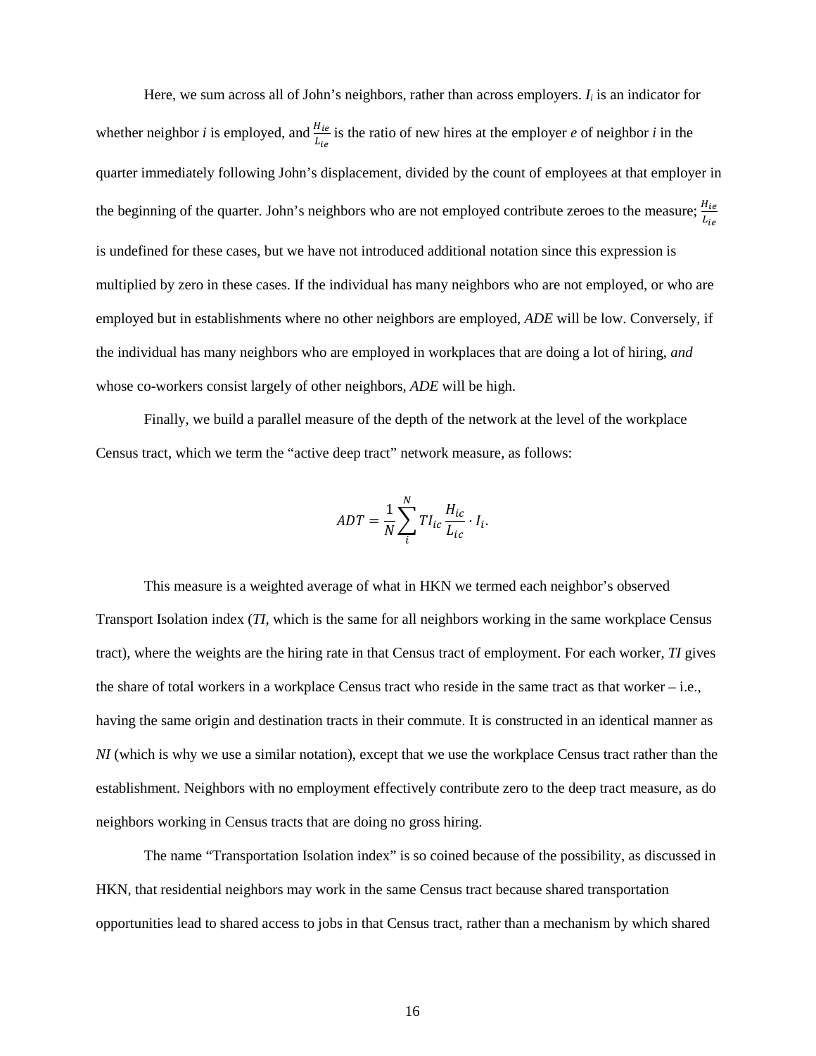Here, we sum across all of John's neighbors, rather than across employers. $I_i$ is an indicator for whether neighbor $i$ is employed, and $\frac{H_{ie}}{L_{ie}}$ is the ratio of new hires at the employer $e$ of neighbor $i$ in the quarter immediately following John's displacement, divided by the count of employees at that employer in the beginning of the quarter. John's neighbors who are not employed contribute zeroes to the measure; $\frac{H_{ie}}{L_{ie}}$ is undefined for these cases, but we have not introduced additional notation since this expression is multiplied by zero in these cases. If the individual has many neighbors who are not employed, or who are employed but in establishments where no other neighbors are employed, *ADE* will be low. Conversely, if the individual has many neighbors who are employed in workplaces that are doing a lot of hiring, *and* whose co-workers consist largely of other neighbors, *ADE* will be high.

Finally, we build a parallel measure of the depth of the network at the level of the workplace Census tract, which we term the "active deep tract" network measure, as follows:

$$ADT = \frac{1}{N}\sum_{i}^{N} TI_{ic}\frac{H_{ic}}{L_{ic}} \cdot I_i.$$

This measure is a weighted average of what in HKN we termed each neighbor's observed Transport Isolation index (*TI*, which is the same for all neighbors working in the same workplace Census tract), where the weights are the hiring rate in that Census tract of employment. For each worker, *TI* gives the share of total workers in a workplace Census tract who reside in the same tract as that worker – i.e., having the same origin and destination tracts in their commute. It is constructed in an identical manner as *NI* (which is why we use a similar notation), except that we use the workplace Census tract rather than the establishment. Neighbors with no employment effectively contribute zero to the deep tract measure, as do neighbors working in Census tracts that are doing no gross hiring.

The name "Transportation Isolation index" is so coined because of the possibility, as discussed in HKN, that residential neighbors may work in the same Census tract because shared transportation opportunities lead to shared access to jobs in that Census tract, rather than a mechanism by which shared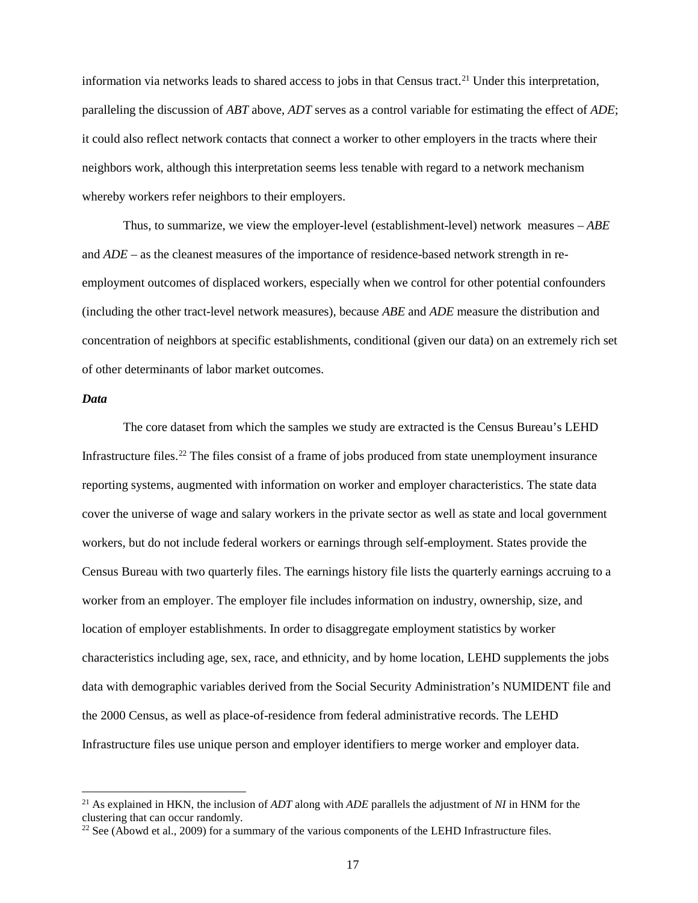information via networks leads to shared access to jobs in that Census tract.[21] Under this interpretation, paralleling the discussion of *ABT* above, *ADT* serves as a control variable for estimating the effect of *ADE*; it could also reflect network contacts that connect a worker to other employers in the tracts where their neighbors work, although this interpretation seems less tenable with regard to a network mechanism whereby workers refer neighbors to their employers.

Thus, to summarize, we view the employer-level (establishment-level) network measures – *ABE* and *ADE* – as the cleanest measures of the importance of residence-based network strength in re-employment outcomes of displaced workers, especially when we control for other potential confounders (including the other tract-level network measures), because *ABE* and *ADE* measure the distribution and concentration of neighbors at specific establishments, conditional (given our data) on an extremely rich set of other determinants of labor market outcomes.

***Data***

The core dataset from which the samples we study are extracted is the Census Bureau's LEHD Infrastructure files.[22] The files consist of a frame of jobs produced from state unemployment insurance reporting systems, augmented with information on worker and employer characteristics. The state data cover the universe of wage and salary workers in the private sector as well as state and local government workers, but do not include federal workers or earnings through self-employment. States provide the Census Bureau with two quarterly files. The earnings history file lists the quarterly earnings accruing to a worker from an employer. The employer file includes information on industry, ownership, size, and location of employer establishments. In order to disaggregate employment statistics by worker characteristics including age, sex, race, and ethnicity, and by home location, LEHD supplements the jobs data with demographic variables derived from the Social Security Administration's NUMIDENT file and the 2000 Census, as well as place-of-residence from federal administrative records. The LEHD Infrastructure files use unique person and employer identifiers to merge worker and employer data.

[21] As explained in HKN, the inclusion of *ADT* along with *ADE* parallels the adjustment of *NI* in HNM for the clustering that can occur randomly.

[22] See (Abowd et al., 2009) for a summary of the various components of the LEHD Infrastructure files.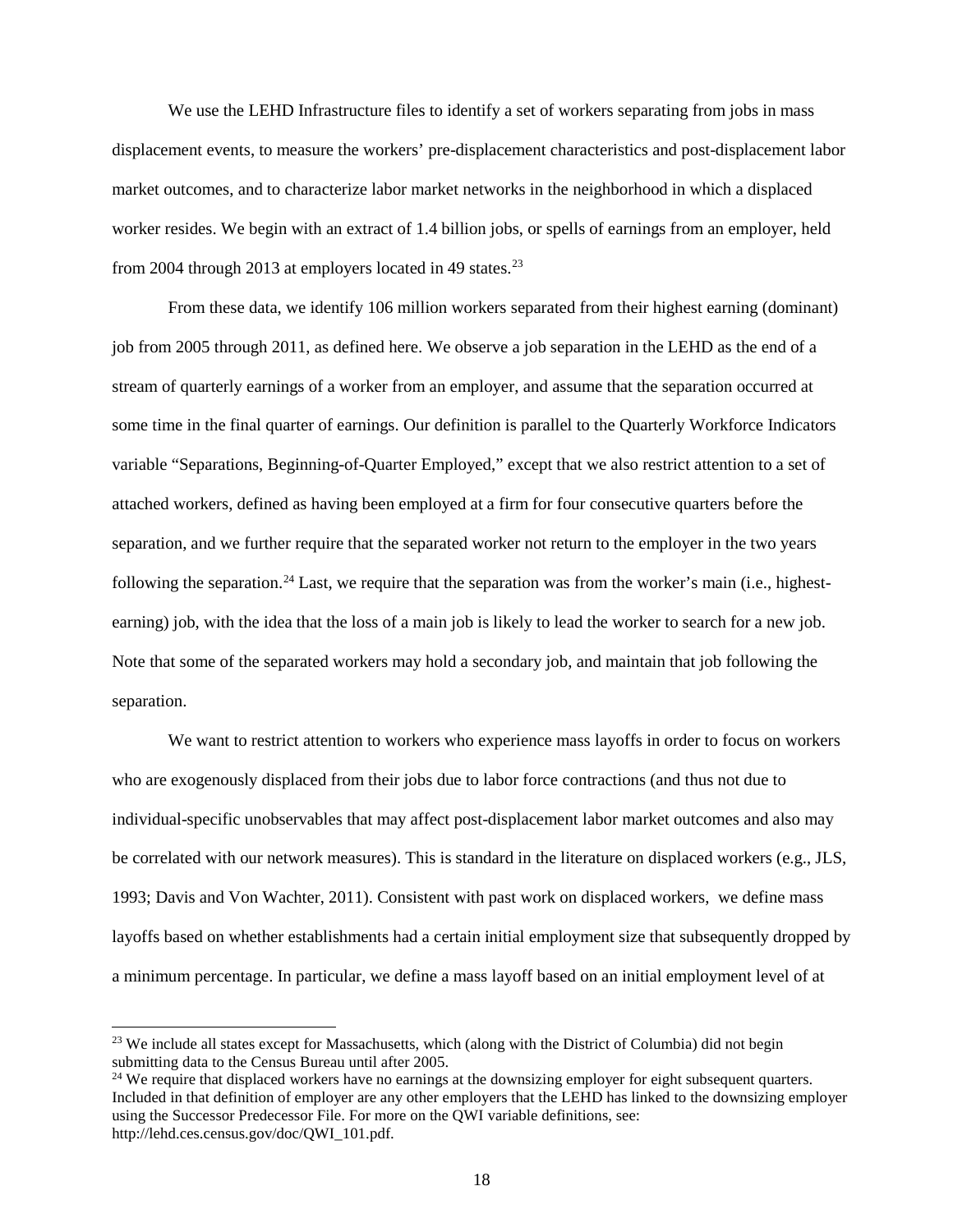We use the LEHD Infrastructure files to identify a set of workers separating from jobs in mass displacement events, to measure the workers' pre-displacement characteristics and post-displacement labor market outcomes, and to characterize labor market networks in the neighborhood in which a displaced worker resides. We begin with an extract of 1.4 billion jobs, or spells of earnings from an employer, held from 2004 through 2013 at employers located in 49 states.[23]

From these data, we identify 106 million workers separated from their highest earning (dominant) job from 2005 through 2011, as defined here. We observe a job separation in the LEHD as the end of a stream of quarterly earnings of a worker from an employer, and assume that the separation occurred at some time in the final quarter of earnings. Our definition is parallel to the Quarterly Workforce Indicators variable "Separations, Beginning-of-Quarter Employed," except that we also restrict attention to a set of attached workers, defined as having been employed at a firm for four consecutive quarters before the separation, and we further require that the separated worker not return to the employer in the two years following the separation.[24] Last, we require that the separation was from the worker's main (i.e., highest-earning) job, with the idea that the loss of a main job is likely to lead the worker to search for a new job. Note that some of the separated workers may hold a secondary job, and maintain that job following the separation.

We want to restrict attention to workers who experience mass layoffs in order to focus on workers who are exogenously displaced from their jobs due to labor force contractions (and thus not due to individual-specific unobservables that may affect post-displacement labor market outcomes and also may be correlated with our network measures). This is standard in the literature on displaced workers (e.g., JLS, 1993; Davis and Von Wachter, 2011). Consistent with past work on displaced workers, we define mass layoffs based on whether establishments had a certain initial employment size that subsequently dropped by a minimum percentage. In particular, we define a mass layoff based on an initial employment level of at

[23] We include all states except for Massachusetts, which (along with the District of Columbia) did not begin submitting data to the Census Bureau until after 2005.

[24] We require that displaced workers have no earnings at the downsizing employer for eight subsequent quarters. Included in that definition of employer are any other employers that the LEHD has linked to the downsizing employer using the Successor Predecessor File. For more on the QWI variable definitions, see: http://lehd.ces.census.gov/doc/QWI_101.pdf.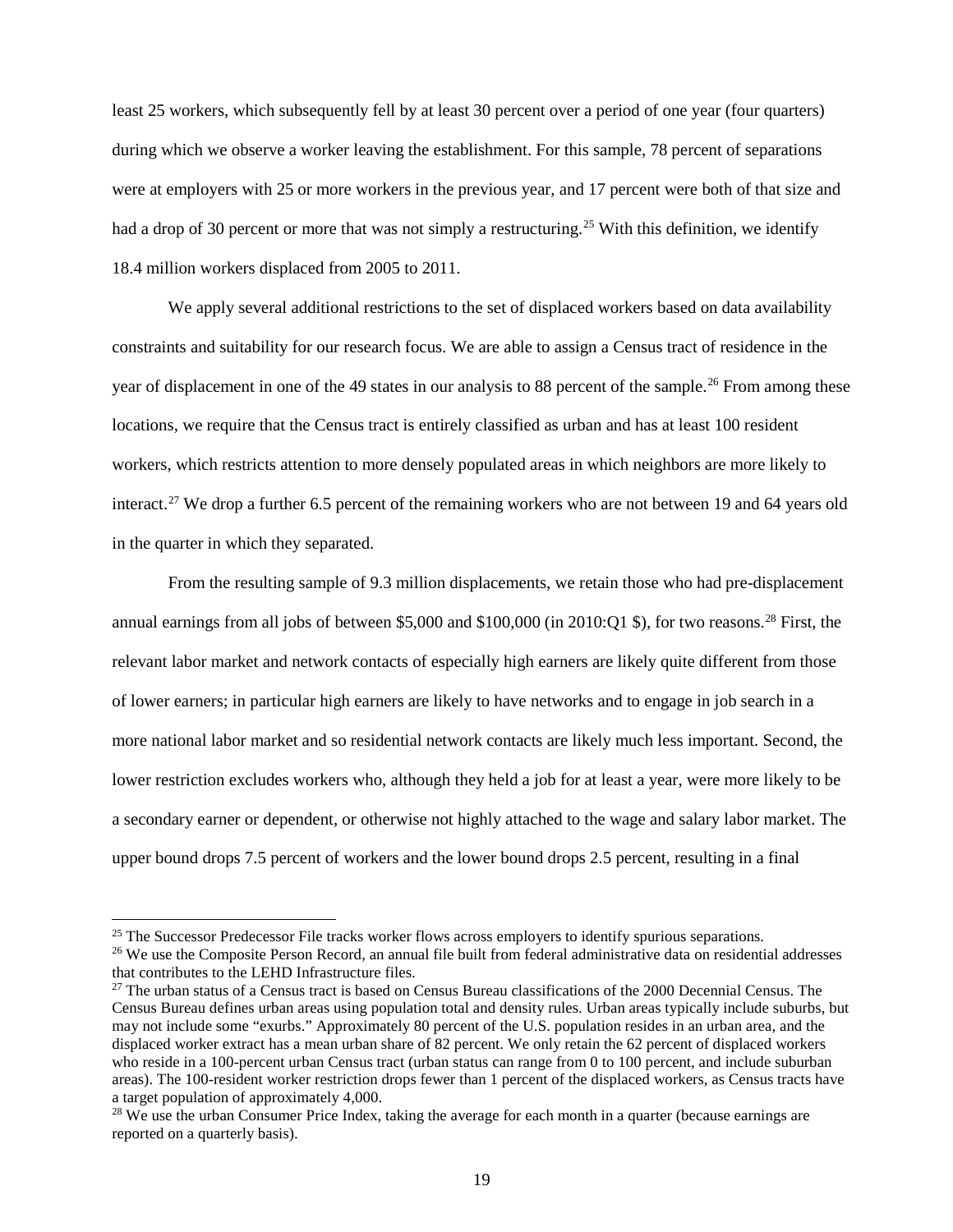least 25 workers, which subsequently fell by at least 30 percent over a period of one year (four quarters) during which we observe a worker leaving the establishment. For this sample, 78 percent of separations were at employers with 25 or more workers in the previous year, and 17 percent were both of that size and had a drop of 30 percent or more that was not simply a restructuring.[25] With this definition, we identify 18.4 million workers displaced from 2005 to 2011.

We apply several additional restrictions to the set of displaced workers based on data availability constraints and suitability for our research focus. We are able to assign a Census tract of residence in the year of displacement in one of the 49 states in our analysis to 88 percent of the sample.[26] From among these locations, we require that the Census tract is entirely classified as urban and has at least 100 resident workers, which restricts attention to more densely populated areas in which neighbors are more likely to interact.[27] We drop a further 6.5 percent of the remaining workers who are not between 19 and 64 years old in the quarter in which they separated.

From the resulting sample of 9.3 million displacements, we retain those who had pre-displacement annual earnings from all jobs of between \$5,000 and \$100,000 (in 2010:Q1 \$), for two reasons.[28] First, the relevant labor market and network contacts of especially high earners are likely quite different from those of lower earners; in particular high earners are likely to have networks and to engage in job search in a more national labor market and so residential network contacts are likely much less important. Second, the lower restriction excludes workers who, although they held a job for at least a year, were more likely to be a secondary earner or dependent, or otherwise not highly attached to the wage and salary labor market. The upper bound drops 7.5 percent of workers and the lower bound drops 2.5 percent, resulting in a final

---

[25] The Successor Predecessor File tracks worker flows across employers to identify spurious separations.

[26] We use the Composite Person Record, an annual file built from federal administrative data on residential addresses that contributes to the LEHD Infrastructure files.

[27] The urban status of a Census tract is based on Census Bureau classifications of the 2000 Decennial Census. The Census Bureau defines urban areas using population total and density rules. Urban areas typically include suburbs, but may not include some "exurbs." Approximately 80 percent of the U.S. population resides in an urban area, and the displaced worker extract has a mean urban share of 82 percent. We only retain the 62 percent of displaced workers who reside in a 100-percent urban Census tract (urban status can range from 0 to 100 percent, and include suburban areas). The 100-resident worker restriction drops fewer than 1 percent of the displaced workers, as Census tracts have a target population of approximately 4,000.

[28] We use the urban Consumer Price Index, taking the average for each month in a quarter (because earnings are reported on a quarterly basis).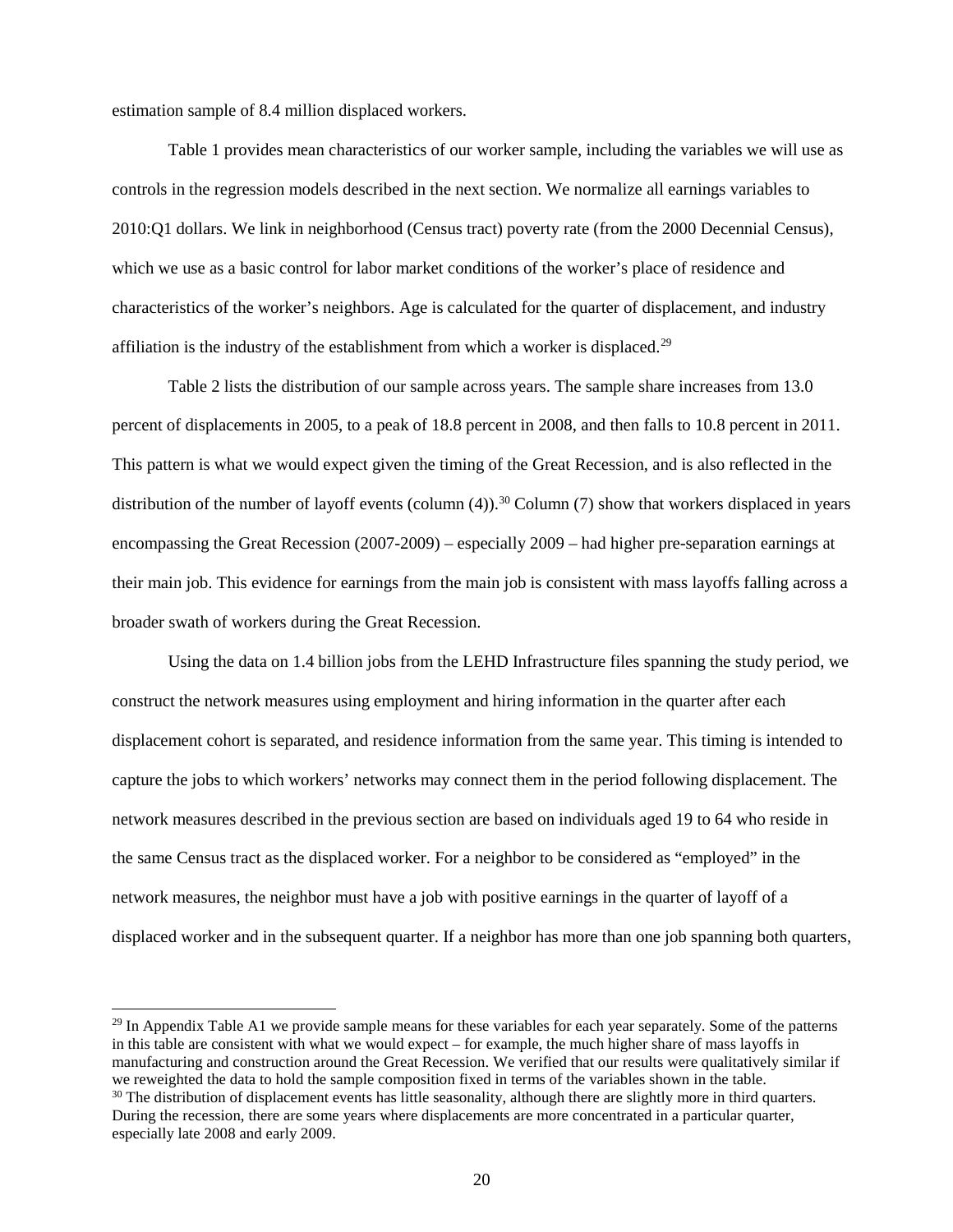estimation sample of 8.4 million displaced workers.

Table 1 provides mean characteristics of our worker sample, including the variables we will use as controls in the regression models described in the next section. We normalize all earnings variables to 2010:Q1 dollars. We link in neighborhood (Census tract) poverty rate (from the 2000 Decennial Census), which we use as a basic control for labor market conditions of the worker's place of residence and characteristics of the worker's neighbors. Age is calculated for the quarter of displacement, and industry affiliation is the industry of the establishment from which a worker is displaced.[29]

Table 2 lists the distribution of our sample across years. The sample share increases from 13.0 percent of displacements in 2005, to a peak of 18.8 percent in 2008, and then falls to 10.8 percent in 2011. This pattern is what we would expect given the timing of the Great Recession, and is also reflected in the distribution of the number of layoff events (column (4)).[30] Column (7) show that workers displaced in years encompassing the Great Recession (2007-2009) – especially 2009 – had higher pre-separation earnings at their main job. This evidence for earnings from the main job is consistent with mass layoffs falling across a broader swath of workers during the Great Recession.

Using the data on 1.4 billion jobs from the LEHD Infrastructure files spanning the study period, we construct the network measures using employment and hiring information in the quarter after each displacement cohort is separated, and residence information from the same year. This timing is intended to capture the jobs to which workers' networks may connect them in the period following displacement. The network measures described in the previous section are based on individuals aged 19 to 64 who reside in the same Census tract as the displaced worker. For a neighbor to be considered as "employed" in the network measures, the neighbor must have a job with positive earnings in the quarter of layoff of a displaced worker and in the subsequent quarter. If a neighbor has more than one job spanning both quarters,

[29] In Appendix Table A1 we provide sample means for these variables for each year separately. Some of the patterns in this table are consistent with what we would expect – for example, the much higher share of mass layoffs in manufacturing and construction around the Great Recession. We verified that our results were qualitatively similar if we reweighted the data to hold the sample composition fixed in terms of the variables shown in the table.

[30] The distribution of displacement events has little seasonality, although there are slightly more in third quarters. During the recession, there are some years where displacements are more concentrated in a particular quarter, especially late 2008 and early 2009.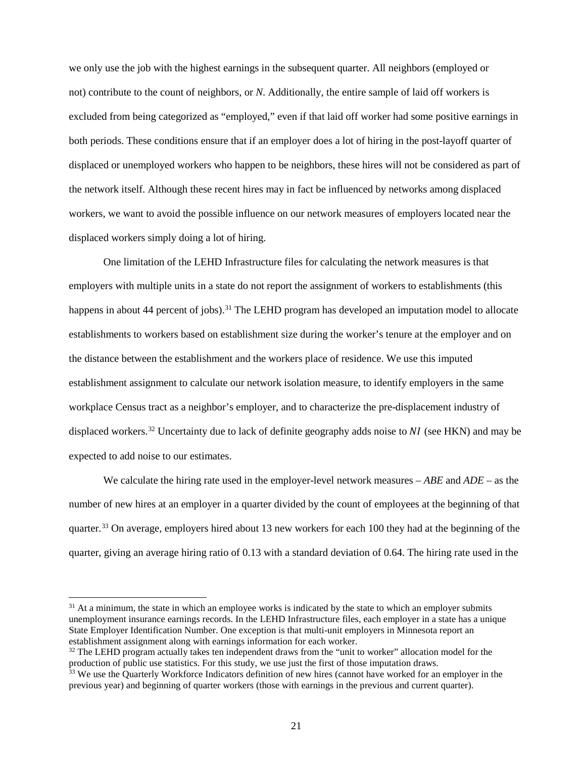we only use the job with the highest earnings in the subsequent quarter. All neighbors (employed or not) contribute to the count of neighbors, or *N*. Additionally, the entire sample of laid off workers is excluded from being categorized as "employed," even if that laid off worker had some positive earnings in both periods. These conditions ensure that if an employer does a lot of hiring in the post-layoff quarter of displaced or unemployed workers who happen to be neighbors, these hires will not be considered as part of the network itself. Although these recent hires may in fact be influenced by networks among displaced workers, we want to avoid the possible influence on our network measures of employers located near the displaced workers simply doing a lot of hiring.

One limitation of the LEHD Infrastructure files for calculating the network measures is that employers with multiple units in a state do not report the assignment of workers to establishments (this happens in about 44 percent of jobs).[31] The LEHD program has developed an imputation model to allocate establishments to workers based on establishment size during the worker's tenure at the employer and on the distance between the establishment and the workers place of residence. We use this imputed establishment assignment to calculate our network isolation measure, to identify employers in the same workplace Census tract as a neighbor's employer, and to characterize the pre-displacement industry of displaced workers.[32] Uncertainty due to lack of definite geography adds noise to $NI$ (see HKN) and may be expected to add noise to our estimates.

We calculate the hiring rate used in the employer-level network measures – *ABE* and *ADE* – as the number of new hires at an employer in a quarter divided by the count of employees at the beginning of that quarter.[33] On average, employers hired about 13 new workers for each 100 they had at the beginning of the quarter, giving an average hiring ratio of 0.13 with a standard deviation of 0.64. The hiring rate used in the

[31] At a minimum, the state in which an employee works is indicated by the state to which an employer submits unemployment insurance earnings records. In the LEHD Infrastructure files, each employer in a state has a unique State Employer Identification Number. One exception is that multi-unit employers in Minnesota report an establishment assignment along with earnings information for each worker.

[32] The LEHD program actually takes ten independent draws from the "unit to worker" allocation model for the production of public use statistics. For this study, we use just the first of those imputation draws.

[33] We use the Quarterly Workforce Indicators definition of new hires (cannot have worked for an employer in the previous year) and beginning of quarter workers (those with earnings in the previous and current quarter).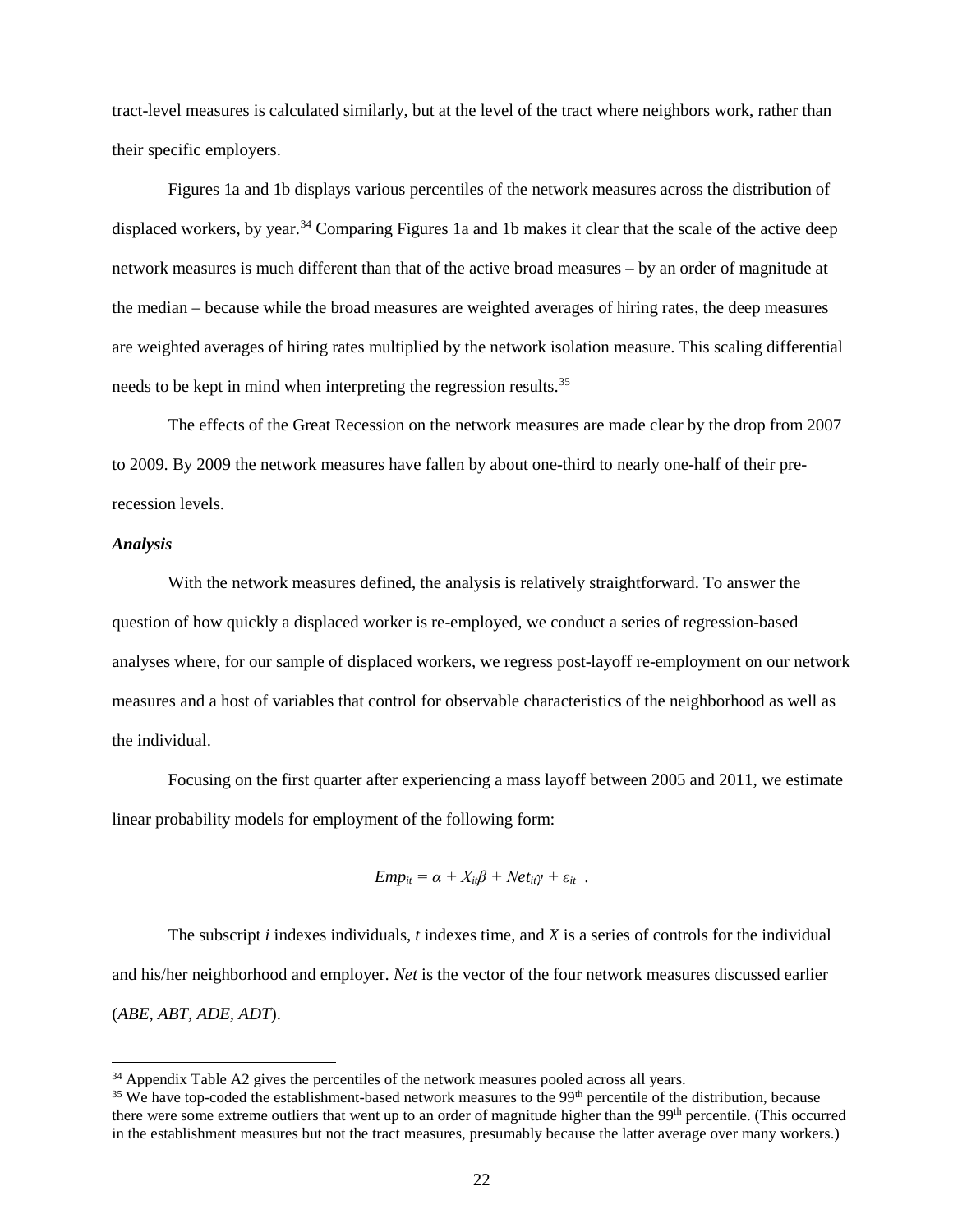tract-level measures is calculated similarly, but at the level of the tract where neighbors work, rather than their specific employers.

Figures 1a and 1b displays various percentiles of the network measures across the distribution of displaced workers, by year.[34] Comparing Figures 1a and 1b makes it clear that the scale of the active deep network measures is much different than that of the active broad measures – by an order of magnitude at the median – because while the broad measures are weighted averages of hiring rates, the deep measures are weighted averages of hiring rates multiplied by the network isolation measure. This scaling differential needs to be kept in mind when interpreting the regression results.[35]

The effects of the Great Recession on the network measures are made clear by the drop from 2007 to 2009. By 2009 the network measures have fallen by about one-third to nearly one-half of their pre-recession levels.

***Analysis***

With the network measures defined, the analysis is relatively straightforward. To answer the question of how quickly a displaced worker is re-employed, we conduct a series of regression-based analyses where, for our sample of displaced workers, we regress post-layoff re-employment on our network measures and a host of variables that control for observable characteristics of the neighborhood as well as the individual.

Focusing on the first quarter after experiencing a mass layoff between 2005 and 2011, we estimate linear probability models for employment of the following form:

$$Emp_{it} = \alpha + X_{it}\beta + Net_{it}\gamma + \varepsilon_{it} \ .$$

The subscript $i$ indexes individuals, $t$ indexes time, and $X$ is a series of controls for the individual and his/her neighborhood and employer. *Net* is the vector of the four network measures discussed earlier (*ABE*, *ABT*, *ADE*, *ADT*).

[34] Appendix Table A2 gives the percentiles of the network measures pooled across all years.

[35] We have top-coded the establishment-based network measures to the 99th percentile of the distribution, because there were some extreme outliers that went up to an order of magnitude higher than the 99th percentile. (This occurred in the establishment measures but not the tract measures, presumably because the latter average over many workers.)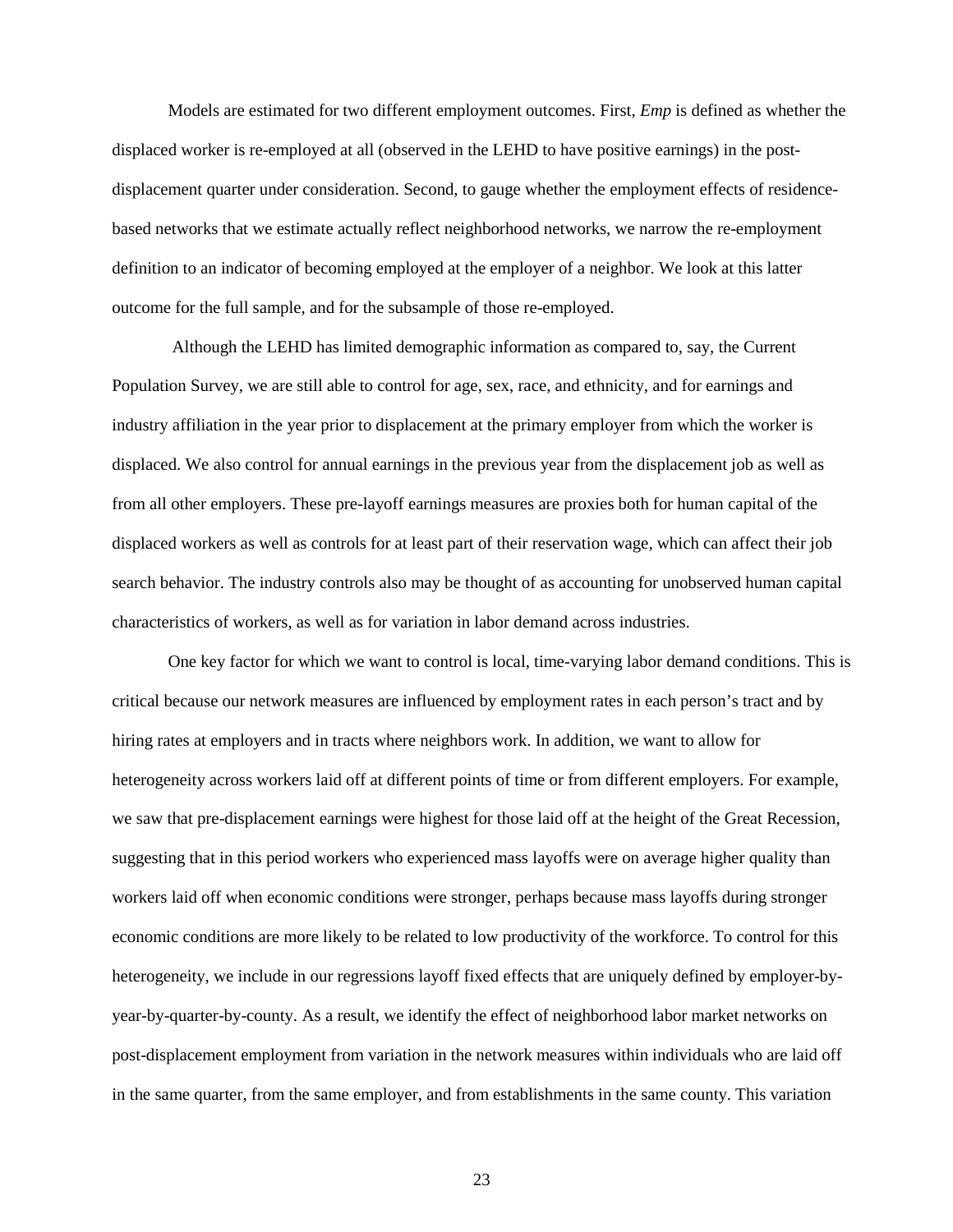Models are estimated for two different employment outcomes. First, *Emp* is defined as whether the displaced worker is re-employed at all (observed in the LEHD to have positive earnings) in the post-displacement quarter under consideration. Second, to gauge whether the employment effects of residence-based networks that we estimate actually reflect neighborhood networks, we narrow the re-employment definition to an indicator of becoming employed at the employer of a neighbor. We look at this latter outcome for the full sample, and for the subsample of those re-employed.

Although the LEHD has limited demographic information as compared to, say, the Current Population Survey, we are still able to control for age, sex, race, and ethnicity, and for earnings and industry affiliation in the year prior to displacement at the primary employer from which the worker is displaced. We also control for annual earnings in the previous year from the displacement job as well as from all other employers. These pre-layoff earnings measures are proxies both for human capital of the displaced workers as well as controls for at least part of their reservation wage, which can affect their job search behavior. The industry controls also may be thought of as accounting for unobserved human capital characteristics of workers, as well as for variation in labor demand across industries.

One key factor for which we want to control is local, time-varying labor demand conditions. This is critical because our network measures are influenced by employment rates in each person's tract and by hiring rates at employers and in tracts where neighbors work. In addition, we want to allow for heterogeneity across workers laid off at different points of time or from different employers. For example, we saw that pre-displacement earnings were highest for those laid off at the height of the Great Recession, suggesting that in this period workers who experienced mass layoffs were on average higher quality than workers laid off when economic conditions were stronger, perhaps because mass layoffs during stronger economic conditions are more likely to be related to low productivity of the workforce. To control for this heterogeneity, we include in our regressions layoff fixed effects that are uniquely defined by employer-by-year-by-quarter-by-county. As a result, we identify the effect of neighborhood labor market networks on post-displacement employment from variation in the network measures within individuals who are laid off in the same quarter, from the same employer, and from establishments in the same county. This variation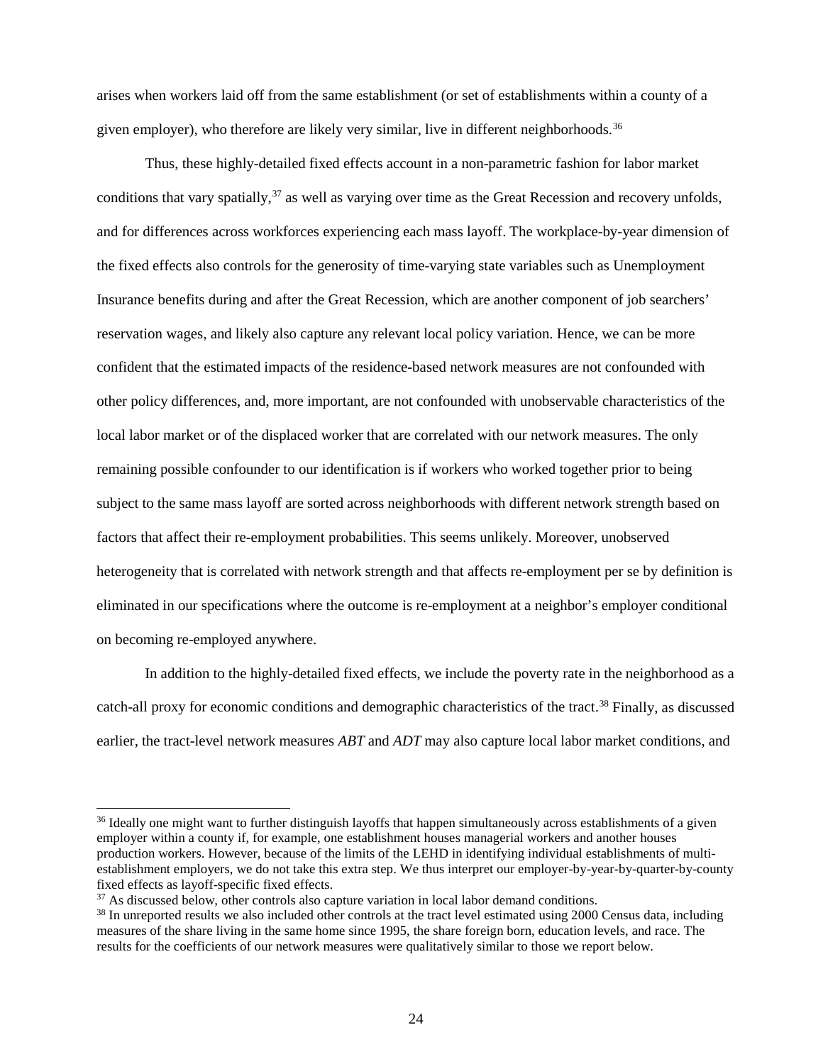arises when workers laid off from the same establishment (or set of establishments within a county of a given employer), who therefore are likely very similar, live in different neighborhoods.[36]

Thus, these highly-detailed fixed effects account in a non-parametric fashion for labor market conditions that vary spatially,[37] as well as varying over time as the Great Recession and recovery unfolds, and for differences across workforces experiencing each mass layoff. The workplace-by-year dimension of the fixed effects also controls for the generosity of time-varying state variables such as Unemployment Insurance benefits during and after the Great Recession, which are another component of job searchers' reservation wages, and likely also capture any relevant local policy variation. Hence, we can be more confident that the estimated impacts of the residence-based network measures are not confounded with other policy differences, and, more important, are not confounded with unobservable characteristics of the local labor market or of the displaced worker that are correlated with our network measures. The only remaining possible confounder to our identification is if workers who worked together prior to being subject to the same mass layoff are sorted across neighborhoods with different network strength based on factors that affect their re-employment probabilities. This seems unlikely. Moreover, unobserved heterogeneity that is correlated with network strength and that affects re-employment per se by definition is eliminated in our specifications where the outcome is re-employment at a neighbor's employer conditional on becoming re-employed anywhere.

In addition to the highly-detailed fixed effects, we include the poverty rate in the neighborhood as a catch-all proxy for economic conditions and demographic characteristics of the tract.[38] Finally, as discussed earlier, the tract-level network measures *ABT* and *ADT* may also capture local labor market conditions, and

---

[36] Ideally one might want to further distinguish layoffs that happen simultaneously across establishments of a given employer within a county if, for example, one establishment houses managerial workers and another houses production workers. However, because of the limits of the LEHD in identifying individual establishments of multi-establishment employers, we do not take this extra step. We thus interpret our employer-by-year-by-quarter-by-county fixed effects as layoff-specific fixed effects.

[37] As discussed below, other controls also capture variation in local labor demand conditions.

[38] In unreported results we also included other controls at the tract level estimated using 2000 Census data, including measures of the share living in the same home since 1995, the share foreign born, education levels, and race. The results for the coefficients of our network measures were qualitatively similar to those we report below.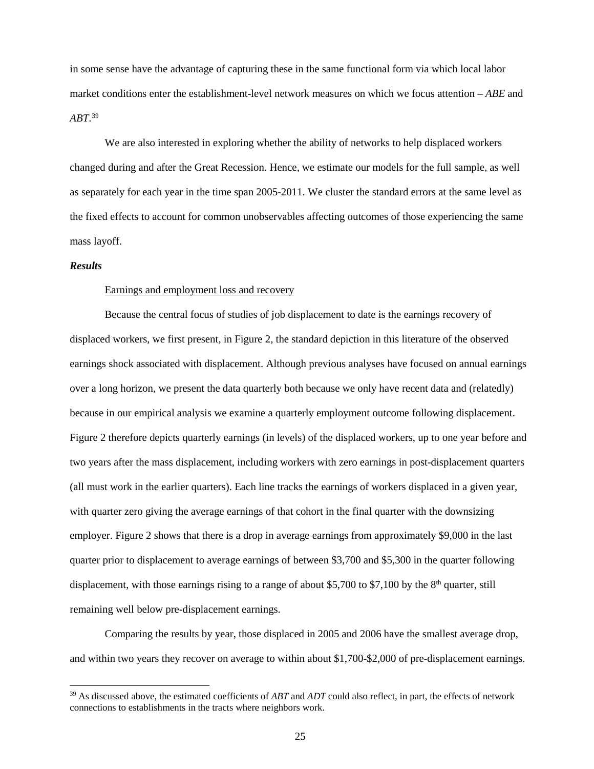in some sense have the advantage of capturing these in the same functional form via which local labor market conditions enter the establishment-level network measures on which we focus attention – *ABE* and *ABT*.[39]

We are also interested in exploring whether the ability of networks to help displaced workers changed during and after the Great Recession. Hence, we estimate our models for the full sample, as well as separately for each year in the time span 2005-2011. We cluster the standard errors at the same level as the fixed effects to account for common unobservables affecting outcomes of those experiencing the same mass layoff.

***Results***

Earnings and employment loss and recovery

Because the central focus of studies of job displacement to date is the earnings recovery of displaced workers, we first present, in Figure 2, the standard depiction in this literature of the observed earnings shock associated with displacement. Although previous analyses have focused on annual earnings over a long horizon, we present the data quarterly both because we only have recent data and (relatedly) because in our empirical analysis we examine a quarterly employment outcome following displacement. Figure 2 therefore depicts quarterly earnings (in levels) of the displaced workers, up to one year before and two years after the mass displacement, including workers with zero earnings in post-displacement quarters (all must work in the earlier quarters). Each line tracks the earnings of workers displaced in a given year, with quarter zero giving the average earnings of that cohort in the final quarter with the downsizing employer. Figure 2 shows that there is a drop in average earnings from approximately $9,000 in the last quarter prior to displacement to average earnings of between $3,700 and $5,300 in the quarter following displacement, with those earnings rising to a range of about $5,700 to $7,100 by the 8th quarter, still remaining well below pre-displacement earnings.

Comparing the results by year, those displaced in 2005 and 2006 have the smallest average drop, and within two years they recover on average to within about $1,700-$2,000 of pre-displacement earnings.

[39] As discussed above, the estimated coefficients of *ABT* and *ADT* could also reflect, in part, the effects of network connections to establishments in the tracts where neighbors work.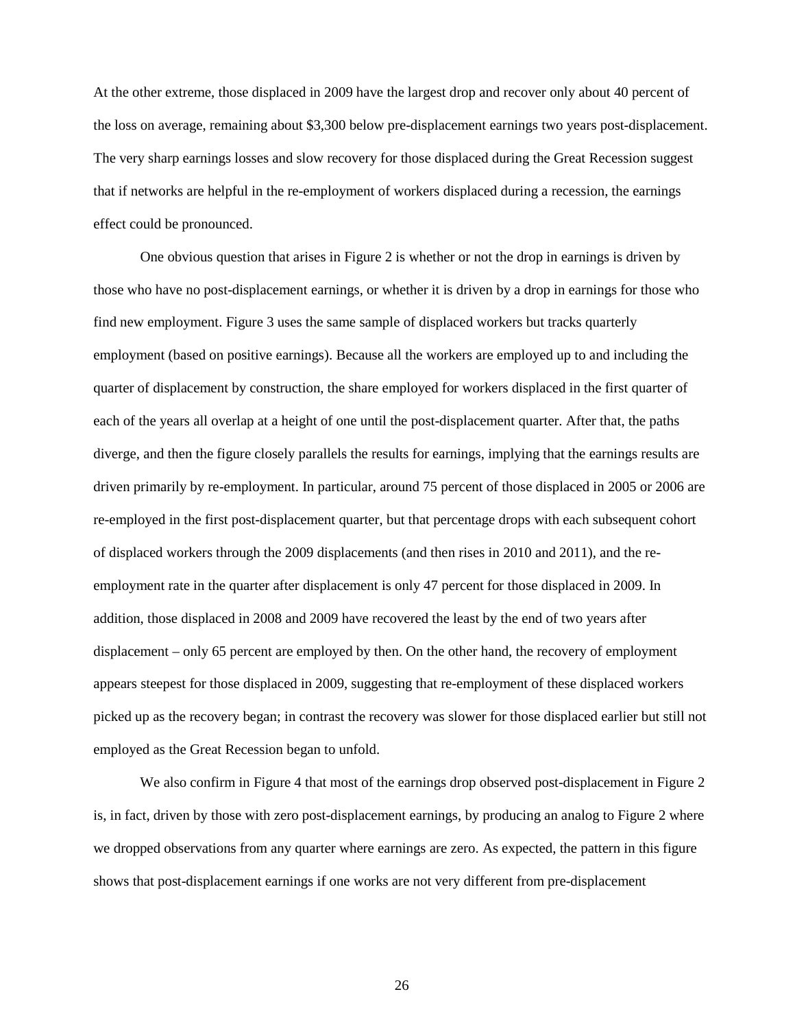At the other extreme, those displaced in 2009 have the largest drop and recover only about 40 percent of the loss on average, remaining about $3,300 below pre-displacement earnings two years post-displacement. The very sharp earnings losses and slow recovery for those displaced during the Great Recession suggest that if networks are helpful in the re-employment of workers displaced during a recession, the earnings effect could be pronounced.

One obvious question that arises in Figure 2 is whether or not the drop in earnings is driven by those who have no post-displacement earnings, or whether it is driven by a drop in earnings for those who find new employment. Figure 3 uses the same sample of displaced workers but tracks quarterly employment (based on positive earnings). Because all the workers are employed up to and including the quarter of displacement by construction, the share employed for workers displaced in the first quarter of each of the years all overlap at a height of one until the post-displacement quarter. After that, the paths diverge, and then the figure closely parallels the results for earnings, implying that the earnings results are driven primarily by re-employment. In particular, around 75 percent of those displaced in 2005 or 2006 are re-employed in the first post-displacement quarter, but that percentage drops with each subsequent cohort of displaced workers through the 2009 displacements (and then rises in 2010 and 2011), and the re-employment rate in the quarter after displacement is only 47 percent for those displaced in 2009. In addition, those displaced in 2008 and 2009 have recovered the least by the end of two years after displacement – only 65 percent are employed by then. On the other hand, the recovery of employment appears steepest for those displaced in 2009, suggesting that re-employment of these displaced workers picked up as the recovery began; in contrast the recovery was slower for those displaced earlier but still not employed as the Great Recession began to unfold.

We also confirm in Figure 4 that most of the earnings drop observed post-displacement in Figure 2 is, in fact, driven by those with zero post-displacement earnings, by producing an analog to Figure 2 where we dropped observations from any quarter where earnings are zero. As expected, the pattern in this figure shows that post-displacement earnings if one works are not very different from pre-displacement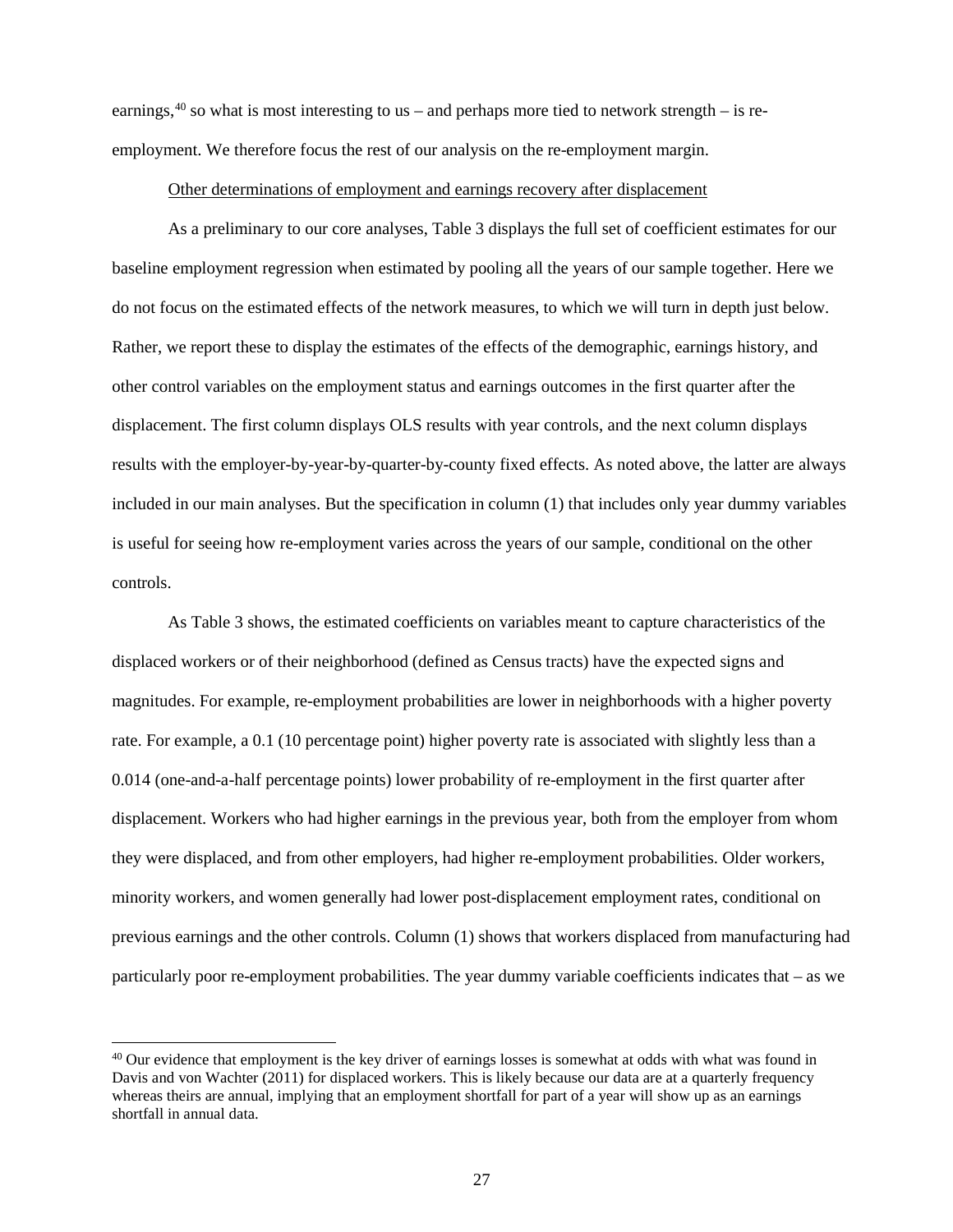earnings,[40] so what is most interesting to us – and perhaps more tied to network strength – is re-employment. We therefore focus the rest of our analysis on the re-employment margin.

Other determinations of employment and earnings recovery after displacement

As a preliminary to our core analyses, Table 3 displays the full set of coefficient estimates for our baseline employment regression when estimated by pooling all the years of our sample together. Here we do not focus on the estimated effects of the network measures, to which we will turn in depth just below. Rather, we report these to display the estimates of the effects of the demographic, earnings history, and other control variables on the employment status and earnings outcomes in the first quarter after the displacement. The first column displays OLS results with year controls, and the next column displays results with the employer-by-year-by-quarter-by-county fixed effects. As noted above, the latter are always included in our main analyses. But the specification in column (1) that includes only year dummy variables is useful for seeing how re-employment varies across the years of our sample, conditional on the other controls.

As Table 3 shows, the estimated coefficients on variables meant to capture characteristics of the displaced workers or of their neighborhood (defined as Census tracts) have the expected signs and magnitudes. For example, re-employment probabilities are lower in neighborhoods with a higher poverty rate. For example, a 0.1 (10 percentage point) higher poverty rate is associated with slightly less than a 0.014 (one-and-a-half percentage points) lower probability of re-employment in the first quarter after displacement. Workers who had higher earnings in the previous year, both from the employer from whom they were displaced, and from other employers, had higher re-employment probabilities. Older workers, minority workers, and women generally had lower post-displacement employment rates, conditional on previous earnings and the other controls. Column (1) shows that workers displaced from manufacturing had particularly poor re-employment probabilities. The year dummy variable coefficients indicates that – as we

[40] Our evidence that employment is the key driver of earnings losses is somewhat at odds with what was found in Davis and von Wachter (2011) for displaced workers. This is likely because our data are at a quarterly frequency whereas theirs are annual, implying that an employment shortfall for part of a year will show up as an earnings shortfall in annual data.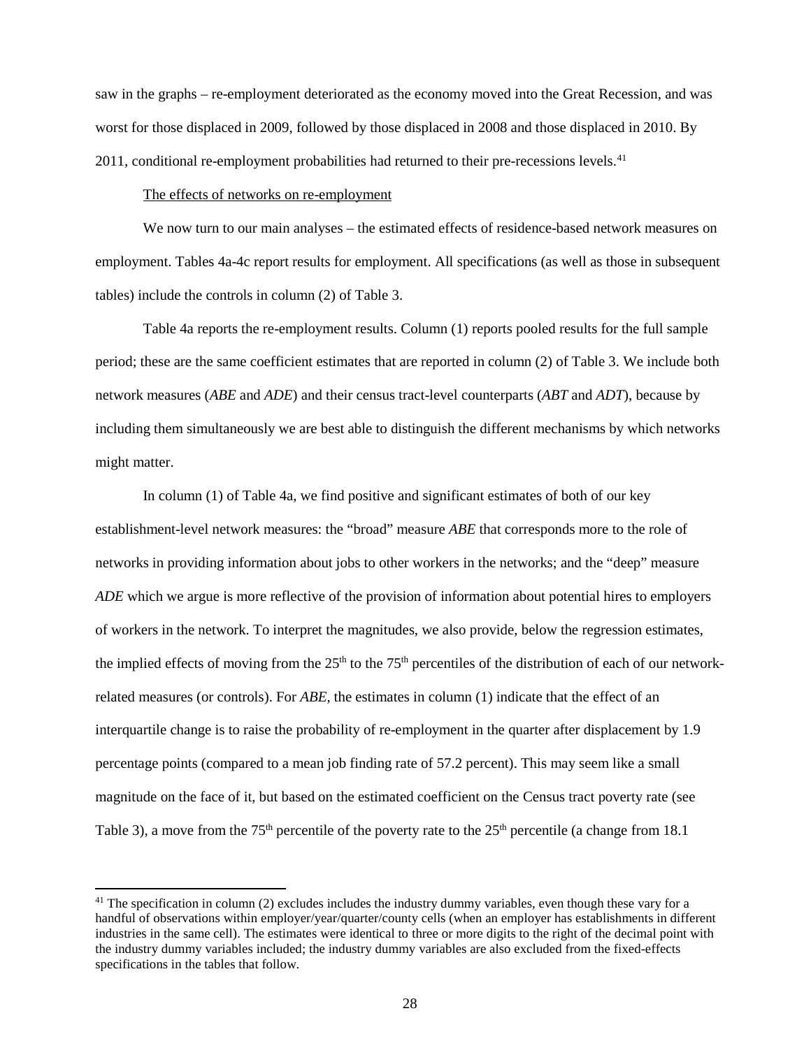saw in the graphs – re-employment deteriorated as the economy moved into the Great Recession, and was worst for those displaced in 2009, followed by those displaced in 2008 and those displaced in 2010. By 2011, conditional re-employment probabilities had returned to their pre-recessions levels.[41]

The effects of networks on re-employment

We now turn to our main analyses – the estimated effects of residence-based network measures on employment. Tables 4a-4c report results for employment. All specifications (as well as those in subsequent tables) include the controls in column (2) of Table 3.

Table 4a reports the re-employment results. Column (1) reports pooled results for the full sample period; these are the same coefficient estimates that are reported in column (2) of Table 3. We include both network measures (*ABE* and *ADE*) and their census tract-level counterparts (*ABT* and *ADT*), because by including them simultaneously we are best able to distinguish the different mechanisms by which networks might matter.

In column (1) of Table 4a, we find positive and significant estimates of both of our key establishment-level network measures: the "broad" measure *ABE* that corresponds more to the role of networks in providing information about jobs to other workers in the networks; and the "deep" measure *ADE* which we argue is more reflective of the provision of information about potential hires to employers of workers in the network. To interpret the magnitudes, we also provide, below the regression estimates, the implied effects of moving from the 25th to the 75th percentiles of the distribution of each of our network-related measures (or controls). For *ABE*, the estimates in column (1) indicate that the effect of an interquartile change is to raise the probability of re-employment in the quarter after displacement by 1.9 percentage points (compared to a mean job finding rate of 57.2 percent). This may seem like a small magnitude on the face of it, but based on the estimated coefficient on the Census tract poverty rate (see Table 3), a move from the 75th percentile of the poverty rate to the 25th percentile (a change from 18.1

[41] The specification in column (2) excludes includes the industry dummy variables, even though these vary for a handful of observations within employer/year/quarter/county cells (when an employer has establishments in different industries in the same cell). The estimates were identical to three or more digits to the right of the decimal point with the industry dummy variables included; the industry dummy variables are also excluded from the fixed-effects specifications in the tables that follow.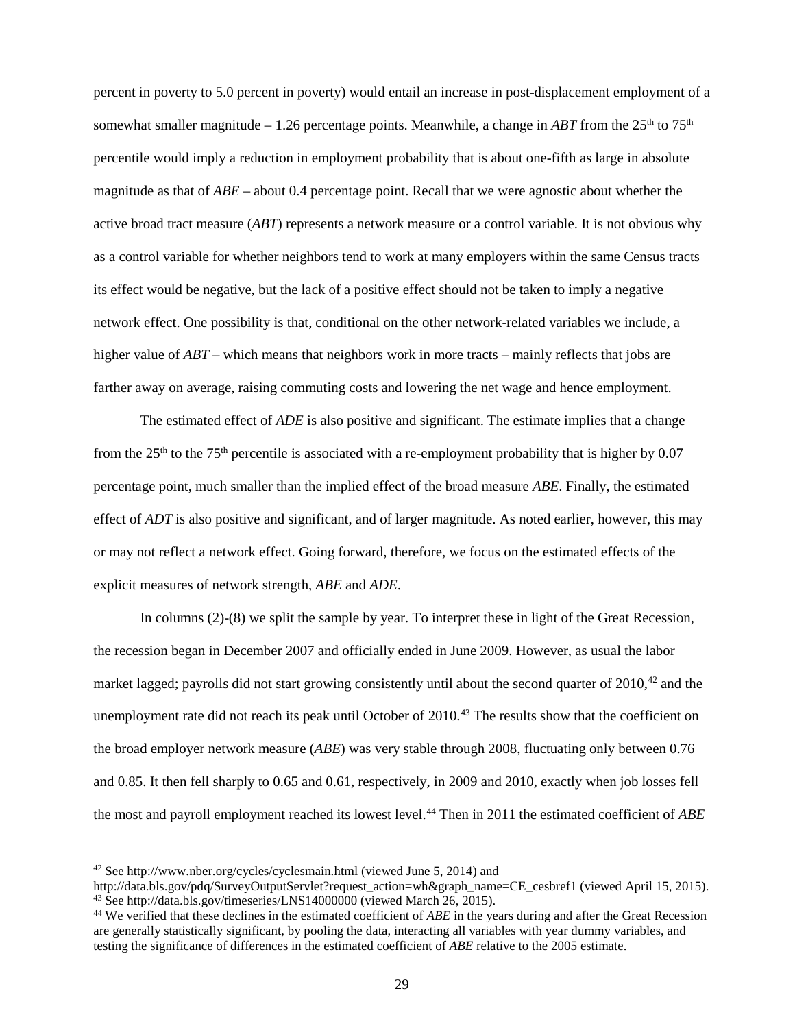percent in poverty to 5.0 percent in poverty) would entail an increase in post-displacement employment of a somewhat smaller magnitude – 1.26 percentage points. Meanwhile, a change in *ABT* from the 25th to 75th percentile would imply a reduction in employment probability that is about one-fifth as large in absolute magnitude as that of *ABE* – about 0.4 percentage point. Recall that we were agnostic about whether the active broad tract measure (*ABT*) represents a network measure or a control variable. It is not obvious why as a control variable for whether neighbors tend to work at many employers within the same Census tracts its effect would be negative, but the lack of a positive effect should not be taken to imply a negative network effect. One possibility is that, conditional on the other network-related variables we include, a higher value of *ABT* – which means that neighbors work in more tracts – mainly reflects that jobs are farther away on average, raising commuting costs and lowering the net wage and hence employment.

The estimated effect of *ADE* is also positive and significant. The estimate implies that a change from the 25th to the 75th percentile is associated with a re-employment probability that is higher by 0.07 percentage point, much smaller than the implied effect of the broad measure *ABE*. Finally, the estimated effect of *ADT* is also positive and significant, and of larger magnitude. As noted earlier, however, this may or may not reflect a network effect. Going forward, therefore, we focus on the estimated effects of the explicit measures of network strength, *ABE* and *ADE*.

In columns (2)-(8) we split the sample by year. To interpret these in light of the Great Recession, the recession began in December 2007 and officially ended in June 2009. However, as usual the labor market lagged; payrolls did not start growing consistently until about the second quarter of 2010,[42] and the unemployment rate did not reach its peak until October of 2010.[43] The results show that the coefficient on the broad employer network measure (*ABE*) was very stable through 2008, fluctuating only between 0.76 and 0.85. It then fell sharply to 0.65 and 0.61, respectively, in 2009 and 2010, exactly when job losses fell the most and payroll employment reached its lowest level.[44] Then in 2011 the estimated coefficient of *ABE*

---

[42] See http://www.nber.org/cycles/cyclesmain.html (viewed June 5, 2014) and http://data.bls.gov/pdq/SurveyOutputServlet?request_action=wh&graph_name=CE_cesbref1 (viewed April 15, 2015).

[43] See http://data.bls.gov/timeseries/LNS14000000 (viewed March 26, 2015).

[44] We verified that these declines in the estimated coefficient of *ABE* in the years during and after the Great Recession are generally statistically significant, by pooling the data, interacting all variables with year dummy variables, and testing the significance of differences in the estimated coefficient of *ABE* relative to the 2005 estimate.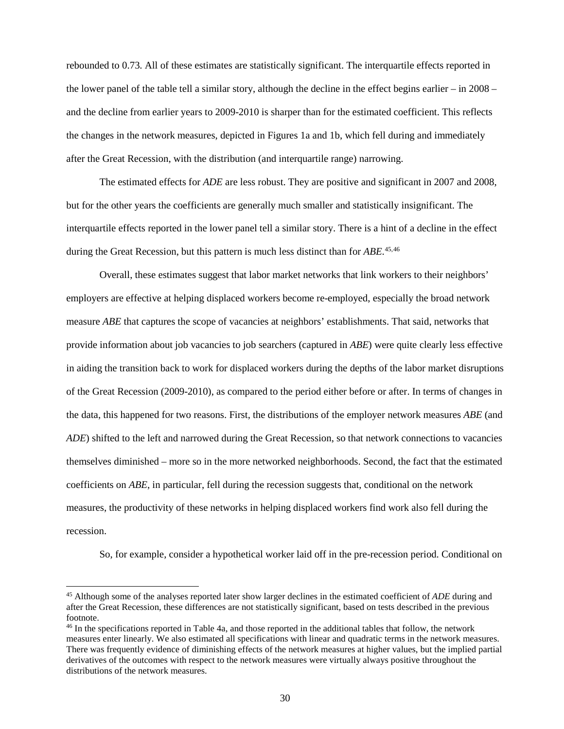rebounded to 0.73. All of these estimates are statistically significant. The interquartile effects reported in the lower panel of the table tell a similar story, although the decline in the effect begins earlier – in 2008 – and the decline from earlier years to 2009-2010 is sharper than for the estimated coefficient. This reflects the changes in the network measures, depicted in Figures 1a and 1b, which fell during and immediately after the Great Recession, with the distribution (and interquartile range) narrowing.

The estimated effects for *ADE* are less robust. They are positive and significant in 2007 and 2008, but for the other years the coefficients are generally much smaller and statistically insignificant. The interquartile effects reported in the lower panel tell a similar story. There is a hint of a decline in the effect during the Great Recession, but this pattern is much less distinct than for *ABE*.[45,46]

Overall, these estimates suggest that labor market networks that link workers to their neighbors' employers are effective at helping displaced workers become re-employed, especially the broad network measure *ABE* that captures the scope of vacancies at neighbors' establishments. That said, networks that provide information about job vacancies to job searchers (captured in *ABE*) were quite clearly less effective in aiding the transition back to work for displaced workers during the depths of the labor market disruptions of the Great Recession (2009-2010), as compared to the period either before or after. In terms of changes in the data, this happened for two reasons. First, the distributions of the employer network measures *ABE* (and *ADE*) shifted to the left and narrowed during the Great Recession, so that network connections to vacancies themselves diminished – more so in the more networked neighborhoods. Second, the fact that the estimated coefficients on *ABE*, in particular, fell during the recession suggests that, conditional on the network measures, the productivity of these networks in helping displaced workers find work also fell during the recession.

So, for example, consider a hypothetical worker laid off in the pre-recession period. Conditional on

---

[45] Although some of the analyses reported later show larger declines in the estimated coefficient of *ADE* during and after the Great Recession, these differences are not statistically significant, based on tests described in the previous footnote.

[46] In the specifications reported in Table 4a, and those reported in the additional tables that follow, the network measures enter linearly. We also estimated all specifications with linear and quadratic terms in the network measures. There was frequently evidence of diminishing effects of the network measures at higher values, but the implied partial derivatives of the outcomes with respect to the network measures were virtually always positive throughout the distributions of the network measures.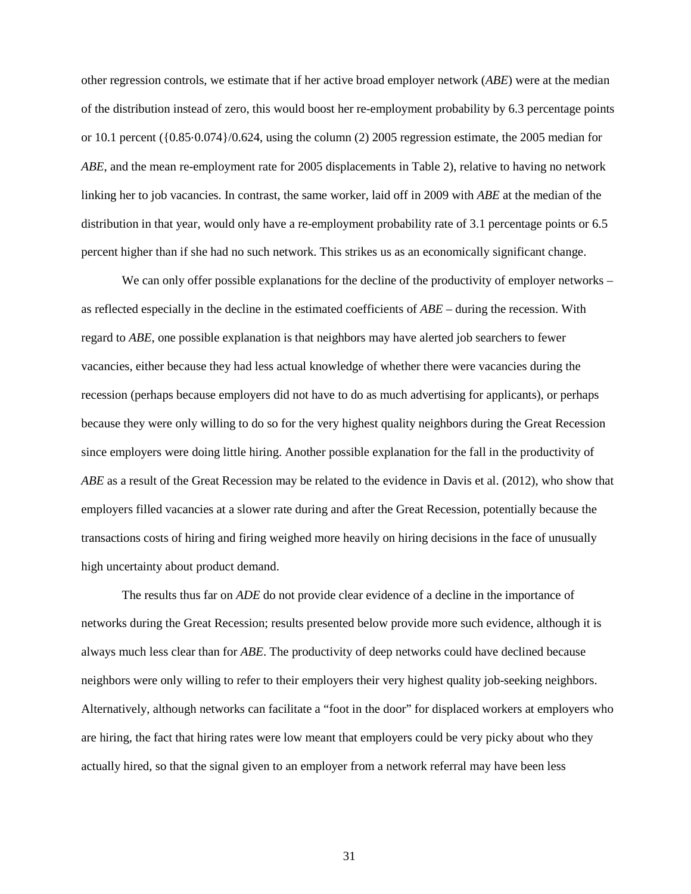other regression controls, we estimate that if her active broad employer network (*ABE*) were at the median of the distribution instead of zero, this would boost her re-employment probability by 6.3 percentage points or 10.1 percent ($\{0.85\cdot 0.074\}/0.624$, using the column (2) 2005 regression estimate, the 2005 median for *ABE*, and the mean re-employment rate for 2005 displacements in Table 2), relative to having no network linking her to job vacancies. In contrast, the same worker, laid off in 2009 with *ABE* at the median of the distribution in that year, would only have a re-employment probability rate of 3.1 percentage points or 6.5 percent higher than if she had no such network. This strikes us as an economically significant change.

We can only offer possible explanations for the decline of the productivity of employer networks – as reflected especially in the decline in the estimated coefficients of *ABE* – during the recession. With regard to *ABE*, one possible explanation is that neighbors may have alerted job searchers to fewer vacancies, either because they had less actual knowledge of whether there were vacancies during the recession (perhaps because employers did not have to do as much advertising for applicants), or perhaps because they were only willing to do so for the very highest quality neighbors during the Great Recession since employers were doing little hiring. Another possible explanation for the fall in the productivity of *ABE* as a result of the Great Recession may be related to the evidence in Davis et al. (2012), who show that employers filled vacancies at a slower rate during and after the Great Recession, potentially because the transactions costs of hiring and firing weighed more heavily on hiring decisions in the face of unusually high uncertainty about product demand.

The results thus far on *ADE* do not provide clear evidence of a decline in the importance of networks during the Great Recession; results presented below provide more such evidence, although it is always much less clear than for *ABE*. The productivity of deep networks could have declined because neighbors were only willing to refer to their employers their very highest quality job-seeking neighbors. Alternatively, although networks can facilitate a "foot in the door" for displaced workers at employers who are hiring, the fact that hiring rates were low meant that employers could be very picky about who they actually hired, so that the signal given to an employer from a network referral may have been less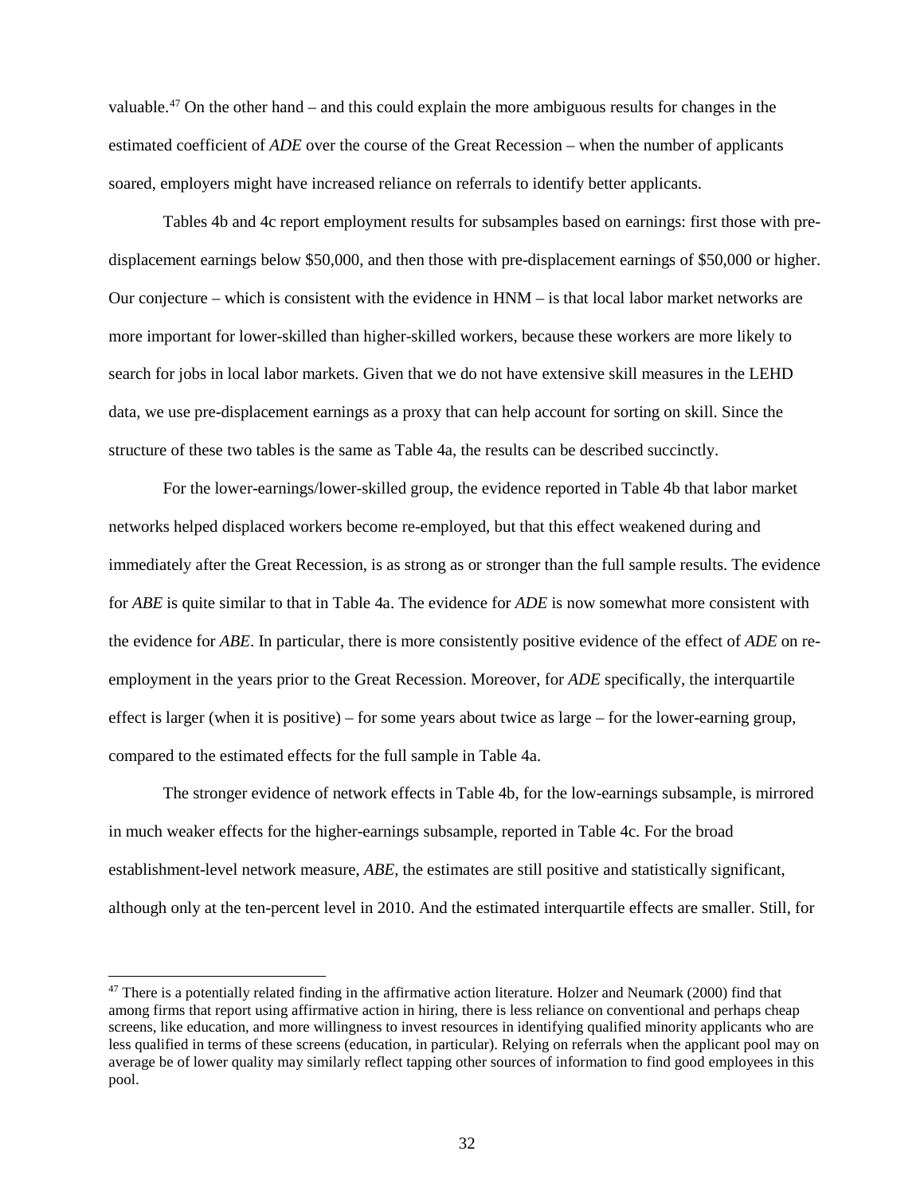valuable.[47] On the other hand – and this could explain the more ambiguous results for changes in the estimated coefficient of *ADE* over the course of the Great Recession – when the number of applicants soared, employers might have increased reliance on referrals to identify better applicants.

Tables 4b and 4c report employment results for subsamples based on earnings: first those with pre-displacement earnings below $50,000, and then those with pre-displacement earnings of $50,000 or higher. Our conjecture – which is consistent with the evidence in HNM – is that local labor market networks are more important for lower-skilled than higher-skilled workers, because these workers are more likely to search for jobs in local labor markets. Given that we do not have extensive skill measures in the LEHD data, we use pre-displacement earnings as a proxy that can help account for sorting on skill. Since the structure of these two tables is the same as Table 4a, the results can be described succinctly.

For the lower-earnings/lower-skilled group, the evidence reported in Table 4b that labor market networks helped displaced workers become re-employed, but that this effect weakened during and immediately after the Great Recession, is as strong as or stronger than the full sample results. The evidence for *ABE* is quite similar to that in Table 4a. The evidence for *ADE* is now somewhat more consistent with the evidence for *ABE*. In particular, there is more consistently positive evidence of the effect of *ADE* on re-employment in the years prior to the Great Recession. Moreover, for *ADE* specifically, the interquartile effect is larger (when it is positive) – for some years about twice as large – for the lower-earning group, compared to the estimated effects for the full sample in Table 4a.

The stronger evidence of network effects in Table 4b, for the low-earnings subsample, is mirrored in much weaker effects for the higher-earnings subsample, reported in Table 4c. For the broad establishment-level network measure, *ABE*, the estimates are still positive and statistically significant, although only at the ten-percent level in 2010. And the estimated interquartile effects are smaller. Still, for

[47] There is a potentially related finding in the affirmative action literature. Holzer and Neumark (2000) find that among firms that report using affirmative action in hiring, there is less reliance on conventional and perhaps cheap screens, like education, and more willingness to invest resources in identifying qualified minority applicants who are less qualified in terms of these screens (education, in particular). Relying on referrals when the applicant pool may on average be of lower quality may similarly reflect tapping other sources of information to find good employees in this pool.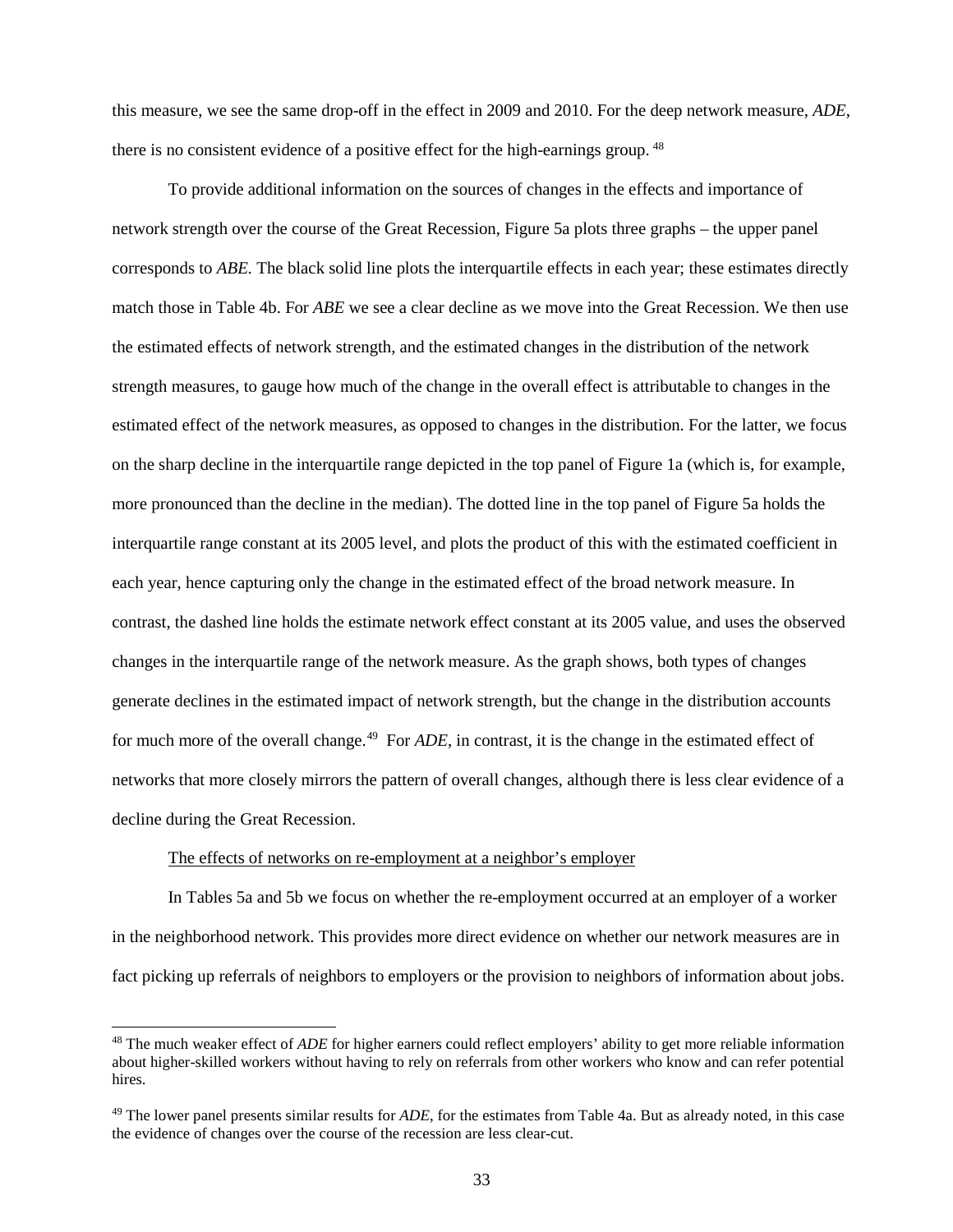this measure, we see the same drop-off in the effect in 2009 and 2010. For the deep network measure, *ADE*, there is no consistent evidence of a positive effect for the high-earnings group.[48]

To provide additional information on the sources of changes in the effects and importance of network strength over the course of the Great Recession, Figure 5a plots three graphs – the upper panel corresponds to *ABE.* The black solid line plots the interquartile effects in each year; these estimates directly match those in Table 4b. For *ABE* we see a clear decline as we move into the Great Recession. We then use the estimated effects of network strength, and the estimated changes in the distribution of the network strength measures, to gauge how much of the change in the overall effect is attributable to changes in the estimated effect of the network measures, as opposed to changes in the distribution. For the latter, we focus on the sharp decline in the interquartile range depicted in the top panel of Figure 1a (which is, for example, more pronounced than the decline in the median). The dotted line in the top panel of Figure 5a holds the interquartile range constant at its 2005 level, and plots the product of this with the estimated coefficient in each year, hence capturing only the change in the estimated effect of the broad network measure. In contrast, the dashed line holds the estimate network effect constant at its 2005 value, and uses the observed changes in the interquartile range of the network measure. As the graph shows, both types of changes generate declines in the estimated impact of network strength, but the change in the distribution accounts for much more of the overall change.[49] For *ADE*, in contrast, it is the change in the estimated effect of networks that more closely mirrors the pattern of overall changes, although there is less clear evidence of a decline during the Great Recession.

<u>The effects of networks on re-employment at a neighbor's employer</u>

In Tables 5a and 5b we focus on whether the re-employment occurred at an employer of a worker in the neighborhood network. This provides more direct evidence on whether our network measures are in fact picking up referrals of neighbors to employers or the provision to neighbors of information about jobs.

---

[48] The much weaker effect of *ADE* for higher earners could reflect employers' ability to get more reliable information about higher-skilled workers without having to rely on referrals from other workers who know and can refer potential hires.

[49] The lower panel presents similar results for *ADE*, for the estimates from Table 4a. But as already noted, in this case the evidence of changes over the course of the recession are less clear-cut.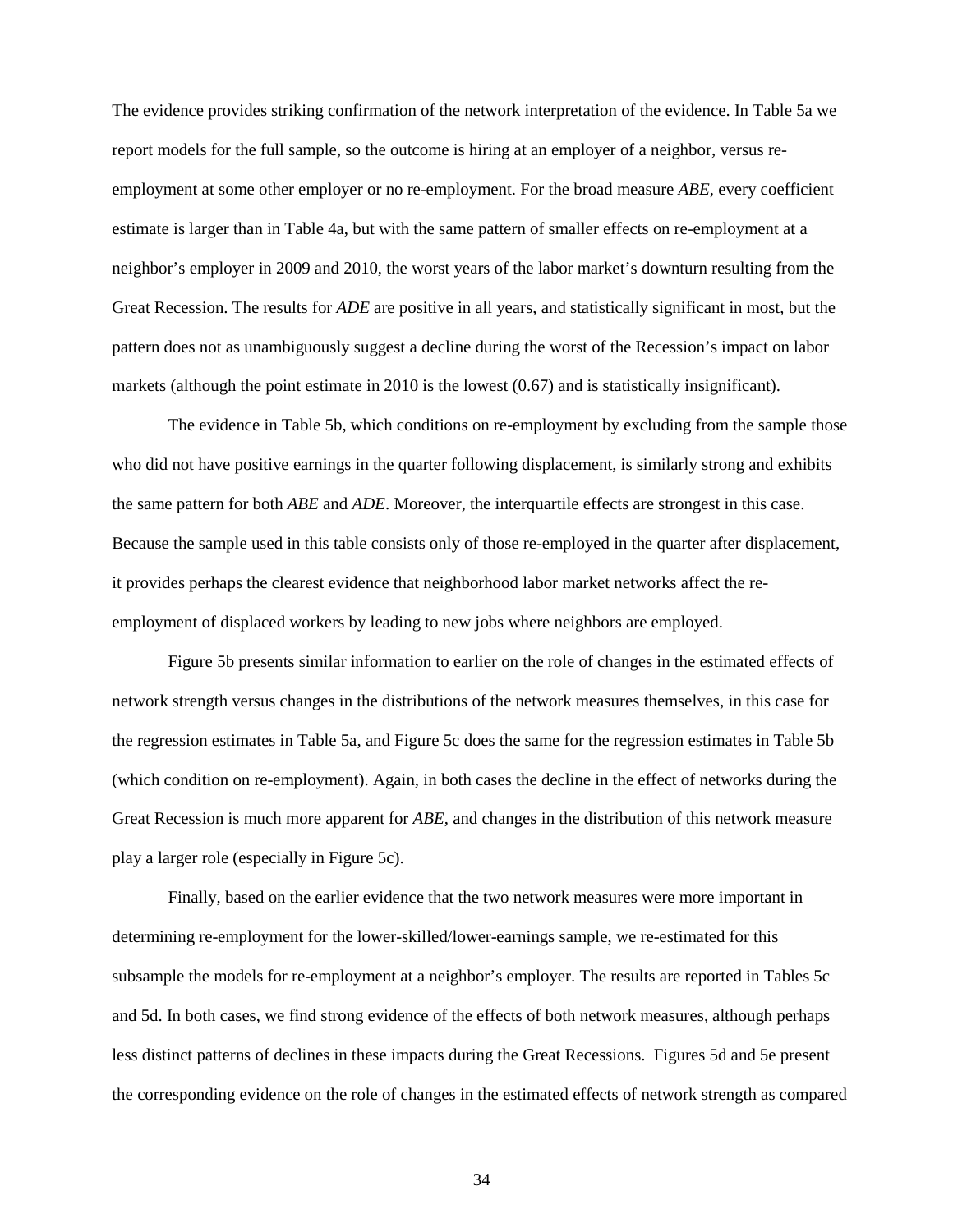The evidence provides striking confirmation of the network interpretation of the evidence. In Table 5a we report models for the full sample, so the outcome is hiring at an employer of a neighbor, versus re-employment at some other employer or no re-employment. For the broad measure *ABE*, every coefficient estimate is larger than in Table 4a, but with the same pattern of smaller effects on re-employment at a neighbor's employer in 2009 and 2010, the worst years of the labor market's downturn resulting from the Great Recession. The results for *ADE* are positive in all years, and statistically significant in most, but the pattern does not as unambiguously suggest a decline during the worst of the Recession's impact on labor markets (although the point estimate in 2010 is the lowest (0.67) and is statistically insignificant).

The evidence in Table 5b, which conditions on re-employment by excluding from the sample those who did not have positive earnings in the quarter following displacement, is similarly strong and exhibits the same pattern for both *ABE* and *ADE*. Moreover, the interquartile effects are strongest in this case. Because the sample used in this table consists only of those re-employed in the quarter after displacement, it provides perhaps the clearest evidence that neighborhood labor market networks affect the re-employment of displaced workers by leading to new jobs where neighbors are employed.

Figure 5b presents similar information to earlier on the role of changes in the estimated effects of network strength versus changes in the distributions of the network measures themselves, in this case for the regression estimates in Table 5a, and Figure 5c does the same for the regression estimates in Table 5b (which condition on re-employment). Again, in both cases the decline in the effect of networks during the Great Recession is much more apparent for *ABE*, and changes in the distribution of this network measure play a larger role (especially in Figure 5c).

Finally, based on the earlier evidence that the two network measures were more important in determining re-employment for the lower-skilled/lower-earnings sample, we re-estimated for this subsample the models for re-employment at a neighbor's employer. The results are reported in Tables 5c and 5d. In both cases, we find strong evidence of the effects of both network measures, although perhaps less distinct patterns of declines in these impacts during the Great Recessions. Figures 5d and 5e present the corresponding evidence on the role of changes in the estimated effects of network strength as compared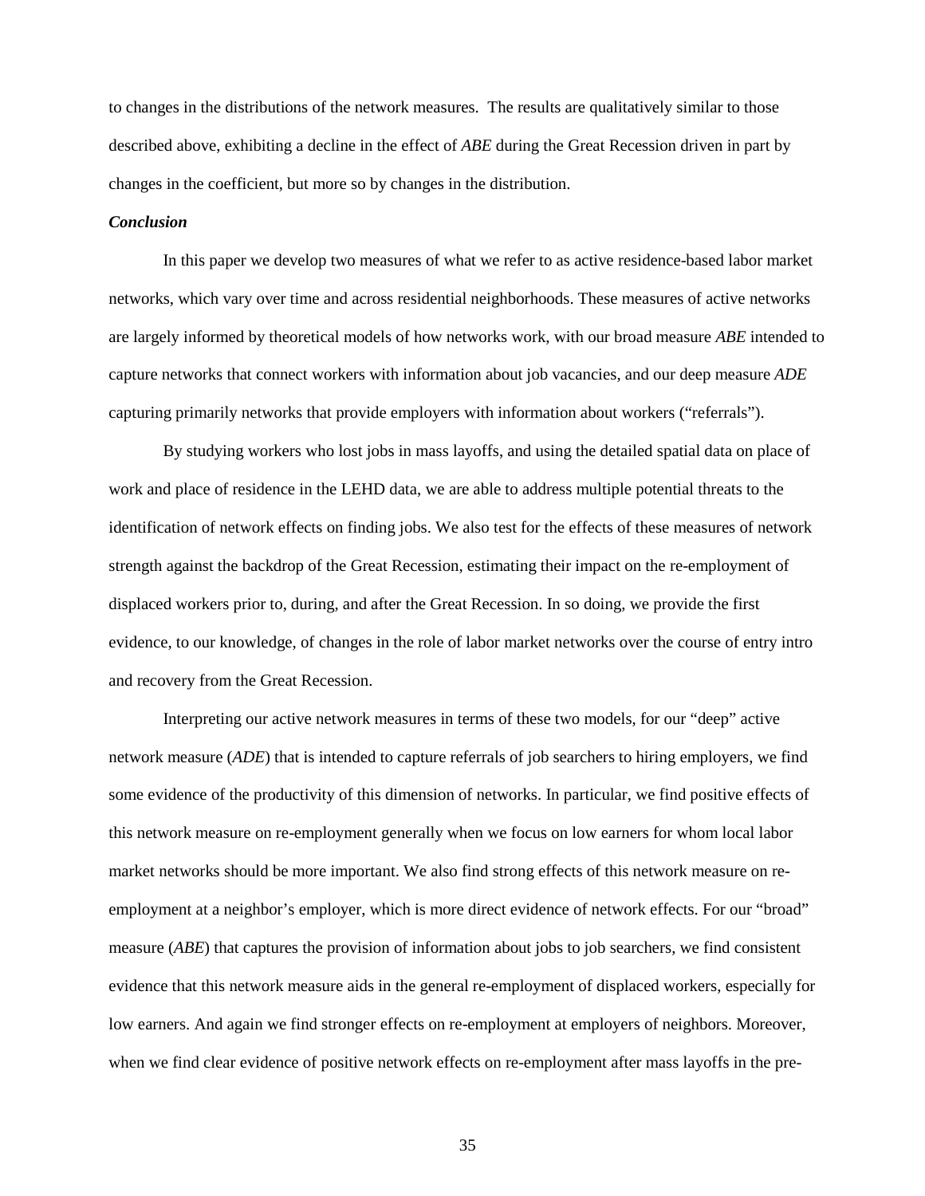to changes in the distributions of the network measures. The results are qualitatively similar to those described above, exhibiting a decline in the effect of *ABE* during the Great Recession driven in part by changes in the coefficient, but more so by changes in the distribution.

### *Conclusion*

In this paper we develop two measures of what we refer to as active residence-based labor market networks, which vary over time and across residential neighborhoods. These measures of active networks are largely informed by theoretical models of how networks work, with our broad measure *ABE* intended to capture networks that connect workers with information about job vacancies, and our deep measure *ADE* capturing primarily networks that provide employers with information about workers ("referrals").

By studying workers who lost jobs in mass layoffs, and using the detailed spatial data on place of work and place of residence in the LEHD data, we are able to address multiple potential threats to the identification of network effects on finding jobs. We also test for the effects of these measures of network strength against the backdrop of the Great Recession, estimating their impact on the re-employment of displaced workers prior to, during, and after the Great Recession. In so doing, we provide the first evidence, to our knowledge, of changes in the role of labor market networks over the course of entry intro and recovery from the Great Recession.

Interpreting our active network measures in terms of these two models, for our "deep" active network measure (*ADE*) that is intended to capture referrals of job searchers to hiring employers, we find some evidence of the productivity of this dimension of networks. In particular, we find positive effects of this network measure on re-employment generally when we focus on low earners for whom local labor market networks should be more important. We also find strong effects of this network measure on re-employment at a neighbor's employer, which is more direct evidence of network effects. For our "broad" measure (*ABE*) that captures the provision of information about jobs to job searchers, we find consistent evidence that this network measure aids in the general re-employment of displaced workers, especially for low earners. And again we find stronger effects on re-employment at employers of neighbors. Moreover, when we find clear evidence of positive network effects on re-employment after mass layoffs in the pre-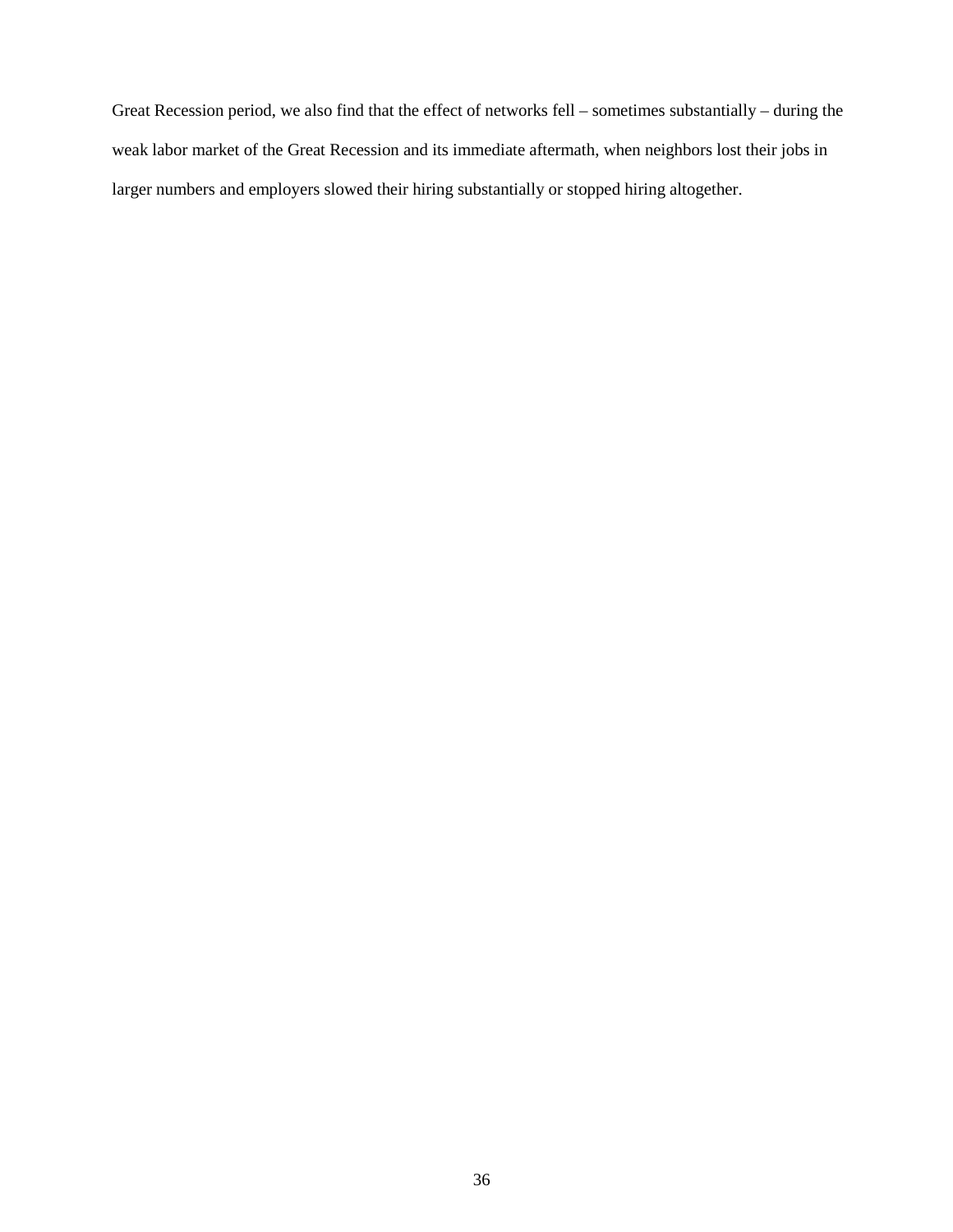Great Recession period, we also find that the effect of networks fell – sometimes substantially – during the weak labor market of the Great Recession and its immediate aftermath, when neighbors lost their jobs in larger numbers and employers slowed their hiring substantially or stopped hiring altogether.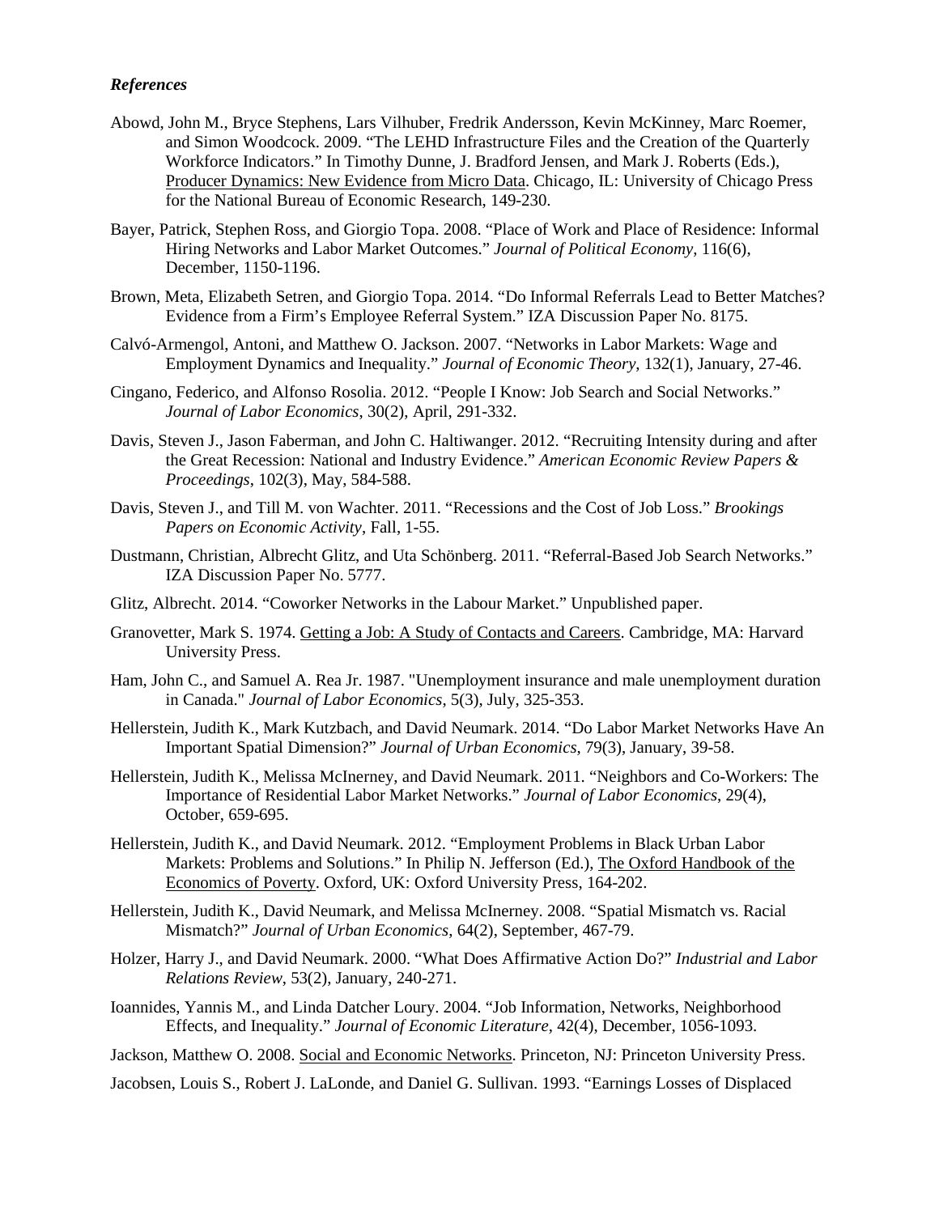### *References*

Abowd, John M., Bryce Stephens, Lars Vilhuber, Fredrik Andersson, Kevin McKinney, Marc Roemer, and Simon Woodcock. 2009. "The LEHD Infrastructure Files and the Creation of the Quarterly Workforce Indicators." In Timothy Dunne, J. Bradford Jensen, and Mark J. Roberts (Eds.), Producer Dynamics: New Evidence from Micro Data. Chicago, IL: University of Chicago Press for the National Bureau of Economic Research, 149-230.

Bayer, Patrick, Stephen Ross, and Giorgio Topa. 2008. "Place of Work and Place of Residence: Informal Hiring Networks and Labor Market Outcomes." *Journal of Political Economy*, 116(6), December, 1150-1196.

Brown, Meta, Elizabeth Setren, and Giorgio Topa. 2014. "Do Informal Referrals Lead to Better Matches? Evidence from a Firm's Employee Referral System." IZA Discussion Paper No. 8175.

Calvó-Armengol, Antoni, and Matthew O. Jackson. 2007. "Networks in Labor Markets: Wage and Employment Dynamics and Inequality." *Journal of Economic Theory*, 132(1), January, 27-46.

Cingano, Federico, and Alfonso Rosolia. 2012. "People I Know: Job Search and Social Networks." *Journal of Labor Economics*, 30(2), April, 291-332.

Davis, Steven J., Jason Faberman, and John C. Haltiwanger. 2012. "Recruiting Intensity during and after the Great Recession: National and Industry Evidence." *American Economic Review Papers & Proceedings*, 102(3), May, 584-588.

Davis, Steven J., and Till M. von Wachter. 2011. "Recessions and the Cost of Job Loss." *Brookings Papers on Economic Activity*, Fall, 1-55.

Dustmann, Christian, Albrecht Glitz, and Uta Schönberg. 2011. "Referral-Based Job Search Networks." IZA Discussion Paper No. 5777.

Glitz, Albrecht. 2014. "Coworker Networks in the Labour Market." Unpublished paper.

Granovetter, Mark S. 1974. Getting a Job: A Study of Contacts and Careers. Cambridge, MA: Harvard University Press.

Ham, John C., and Samuel A. Rea Jr. 1987. "Unemployment insurance and male unemployment duration in Canada." *Journal of Labor Economics*, 5(3), July, 325-353.

Hellerstein, Judith K., Mark Kutzbach, and David Neumark. 2014. "Do Labor Market Networks Have An Important Spatial Dimension?" *Journal of Urban Economics*, 79(3), January, 39-58.

Hellerstein, Judith K., Melissa McInerney, and David Neumark. 2011. "Neighbors and Co-Workers: The Importance of Residential Labor Market Networks." *Journal of Labor Economics*, 29(4), October, 659-695.

Hellerstein, Judith K., and David Neumark. 2012. "Employment Problems in Black Urban Labor Markets: Problems and Solutions." In Philip N. Jefferson (Ed.), The Oxford Handbook of the Economics of Poverty. Oxford, UK: Oxford University Press, 164-202.

Hellerstein, Judith K., David Neumark, and Melissa McInerney. 2008. "Spatial Mismatch vs. Racial Mismatch?" *Journal of Urban Economics*, 64(2), September, 467-79.

Holzer, Harry J., and David Neumark. 2000. "What Does Affirmative Action Do?" *Industrial and Labor Relations Review*, 53(2), January, 240-271.

Ioannides, Yannis M., and Linda Datcher Loury. 2004. "Job Information, Networks, Neighborhood Effects, and Inequality." *Journal of Economic Literature*, 42(4), December, 1056-1093.

Jackson, Matthew O. 2008. Social and Economic Networks. Princeton, NJ: Princeton University Press.

Jacobsen, Louis S., Robert J. LaLonde, and Daniel G. Sullivan. 1993. "Earnings Losses of Displaced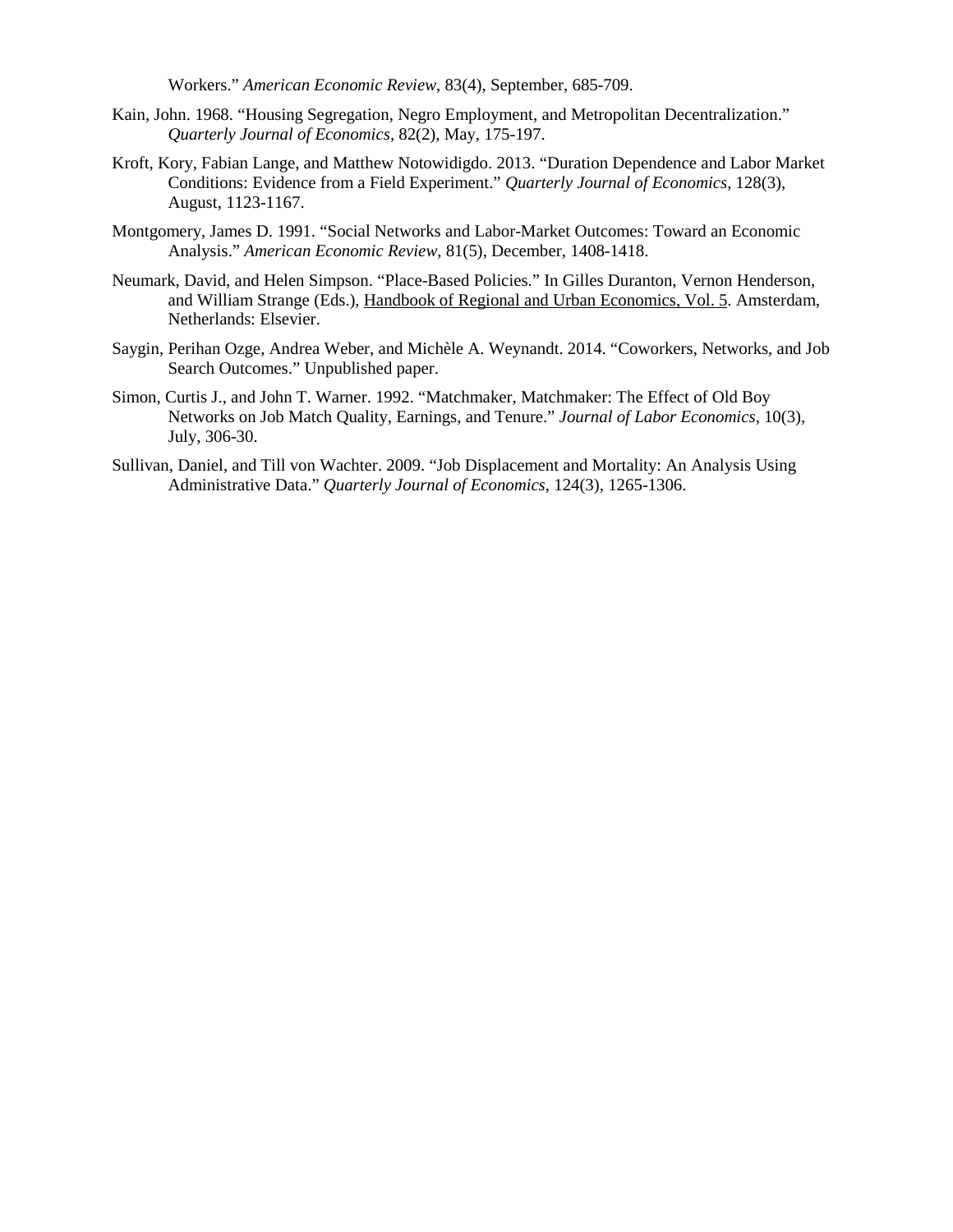Workers." *American Economic Review*, 83(4), September, 685-709.

Kain, John. 1968. "Housing Segregation, Negro Employment, and Metropolitan Decentralization." *Quarterly Journal of Economics*, 82(2), May, 175-197.

Kroft, Kory, Fabian Lange, and Matthew Notowidigdo. 2013. "Duration Dependence and Labor Market Conditions: Evidence from a Field Experiment." *Quarterly Journal of Economics*, 128(3), August, 1123-1167.

Montgomery, James D. 1991. "Social Networks and Labor-Market Outcomes: Toward an Economic Analysis." *American Economic Review*, 81(5), December, 1408-1418.

Neumark, David, and Helen Simpson. "Place-Based Policies." In Gilles Duranton, Vernon Henderson, and William Strange (Eds.), Handbook of Regional and Urban Economics, Vol. 5. Amsterdam, Netherlands: Elsevier.

Saygin, Perihan Ozge, Andrea Weber, and Michèle A. Weynandt. 2014. "Coworkers, Networks, and Job Search Outcomes." Unpublished paper.

Simon, Curtis J., and John T. Warner. 1992. "Matchmaker, Matchmaker: The Effect of Old Boy Networks on Job Match Quality, Earnings, and Tenure." *Journal of Labor Economics*, 10(3), July, 306-30.

Sullivan, Daniel, and Till von Wachter. 2009. "Job Displacement and Mortality: An Analysis Using Administrative Data." *Quarterly Journal of Economics*, 124(3), 1265-1306.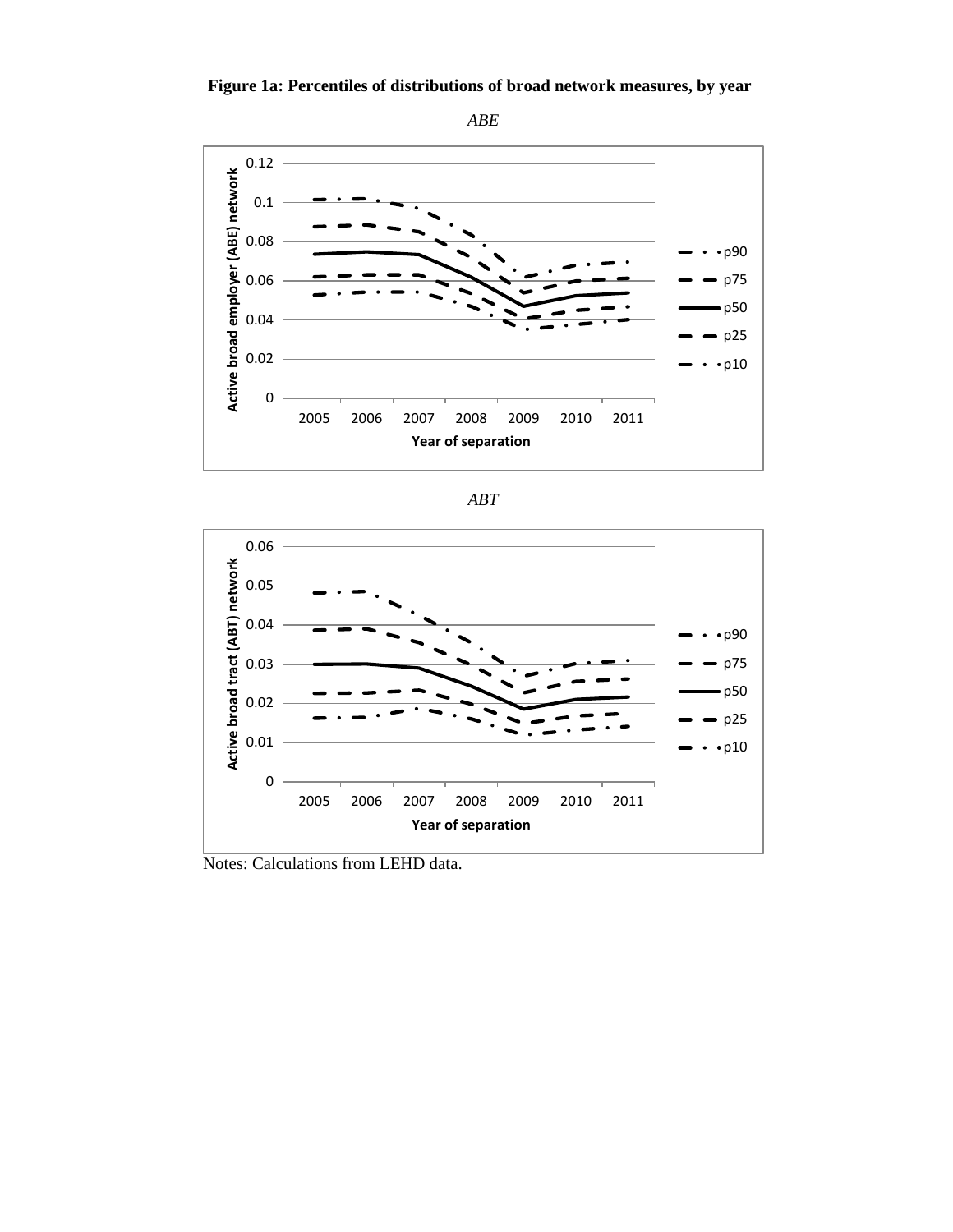**Figure 1a: Percentiles of distributions of broad network measures, by year**

*ABE*

*ABT*

Notes: Calculations from LEHD data.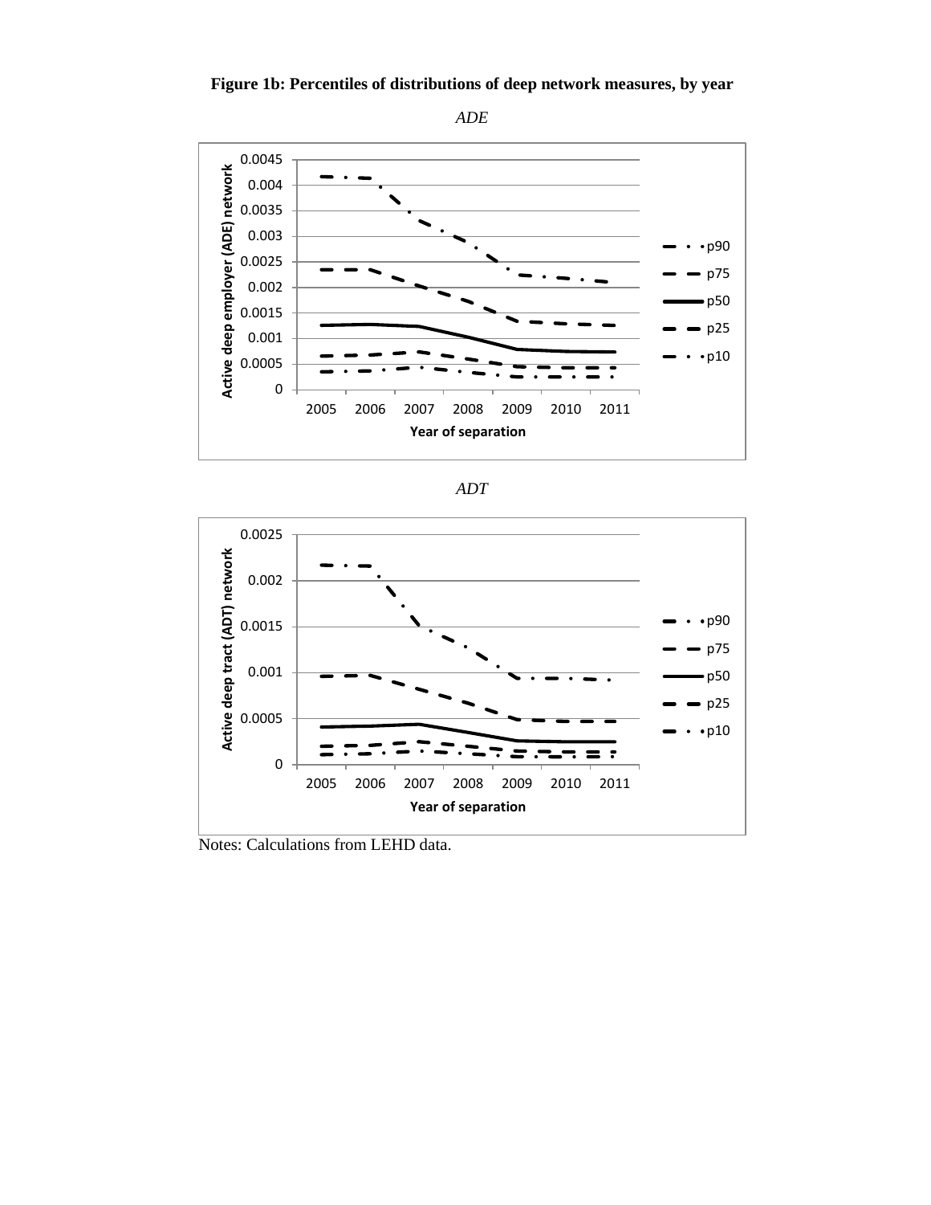**Figure 1b: Percentiles of distributions of deep network measures, by year**

*ADE*

*ADT*

Notes: Calculations from LEHD data.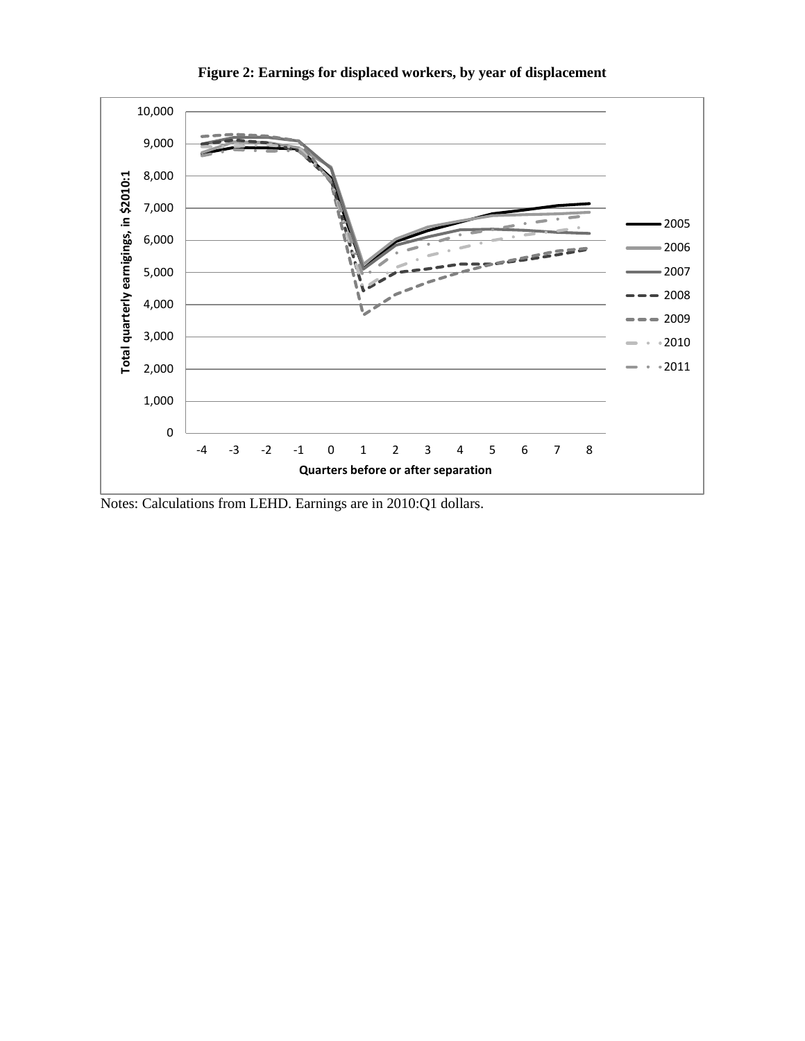**Figure 2: Earnings for displaced workers, by year of displacement**

Notes: Calculations from LEHD. Earnings are in 2010:Q1 dollars.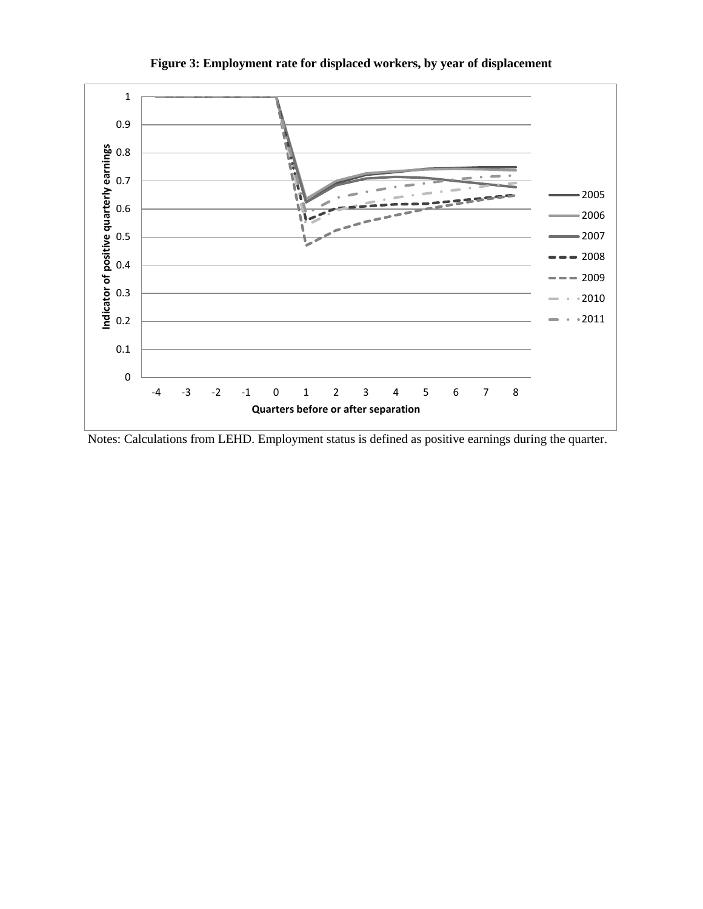**Figure 3: Employment rate for displaced workers, by year of displacement**

Notes: Calculations from LEHD. Employment status is defined as positive earnings during the quarter.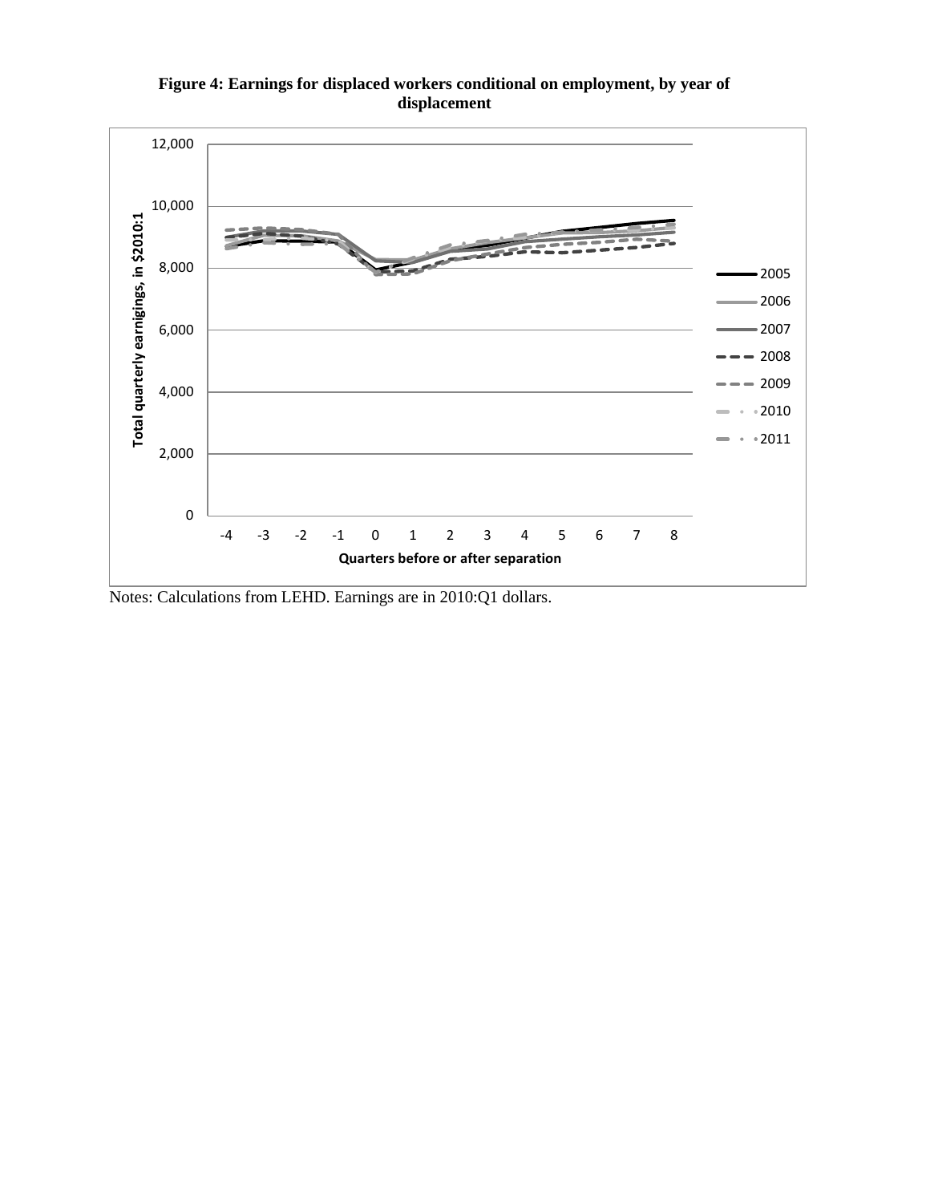**Figure 4: Earnings for displaced workers conditional on employment, by year of displacement**

Notes: Calculations from LEHD. Earnings are in 2010:Q1 dollars.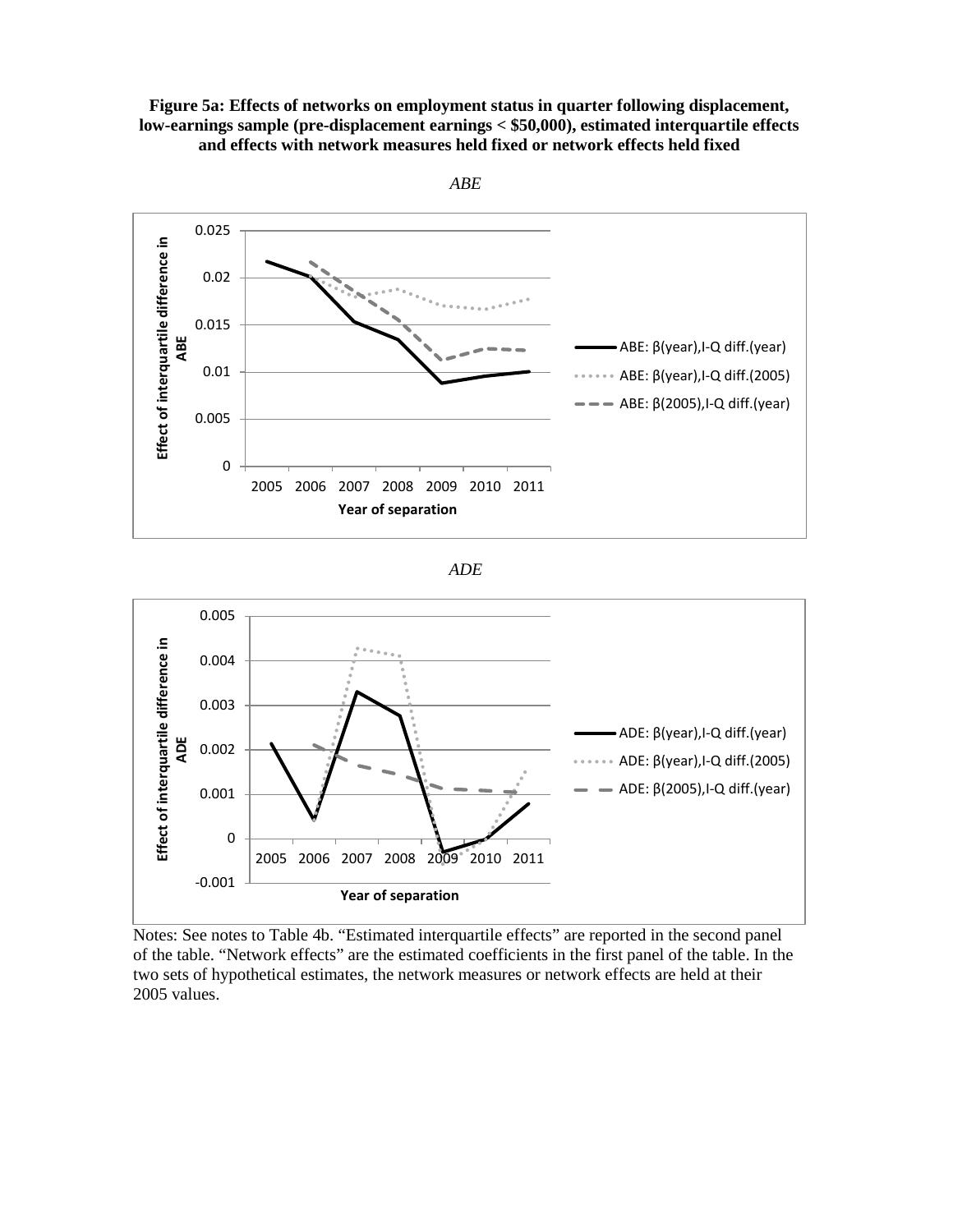**Figure 5a: Effects of networks on employment status in quarter following displacement, low-earnings sample (pre-displacement earnings < $50,000), estimated interquartile effects and effects with network measures held fixed or network effects held fixed**

*ABE*

*ADE*

Notes: See notes to Table 4b. "Estimated interquartile effects" are reported in the second panel of the table. "Network effects" are the estimated coefficients in the first panel of the table. In the two sets of hypothetical estimates, the network measures or network effects are held at their 2005 values.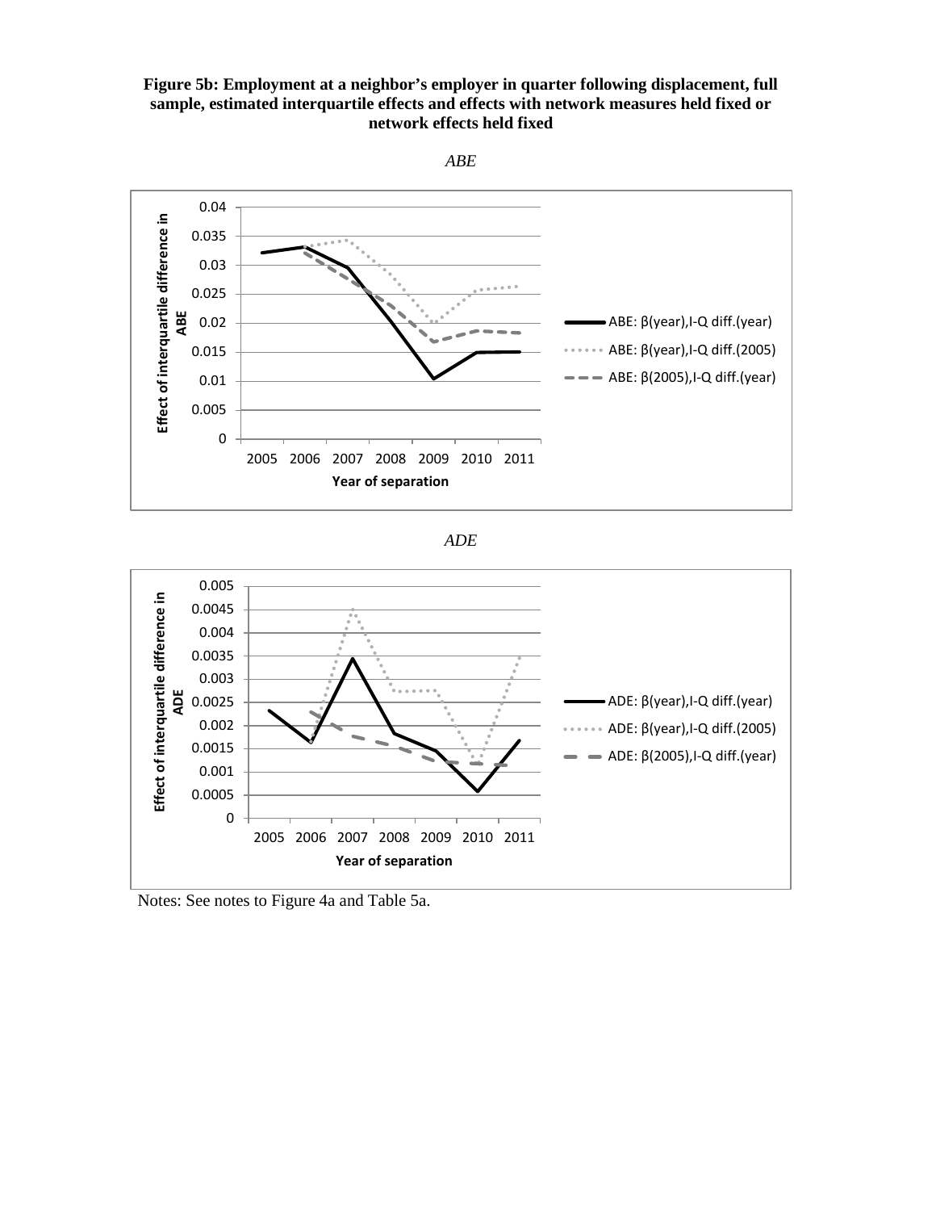**Figure 5b: Employment at a neighbor's employer in quarter following displacement, full sample, estimated interquartile effects and effects with network measures held fixed or network effects held fixed**

*ABE*

*ADE*

Notes: See notes to Figure 4a and Table 5a.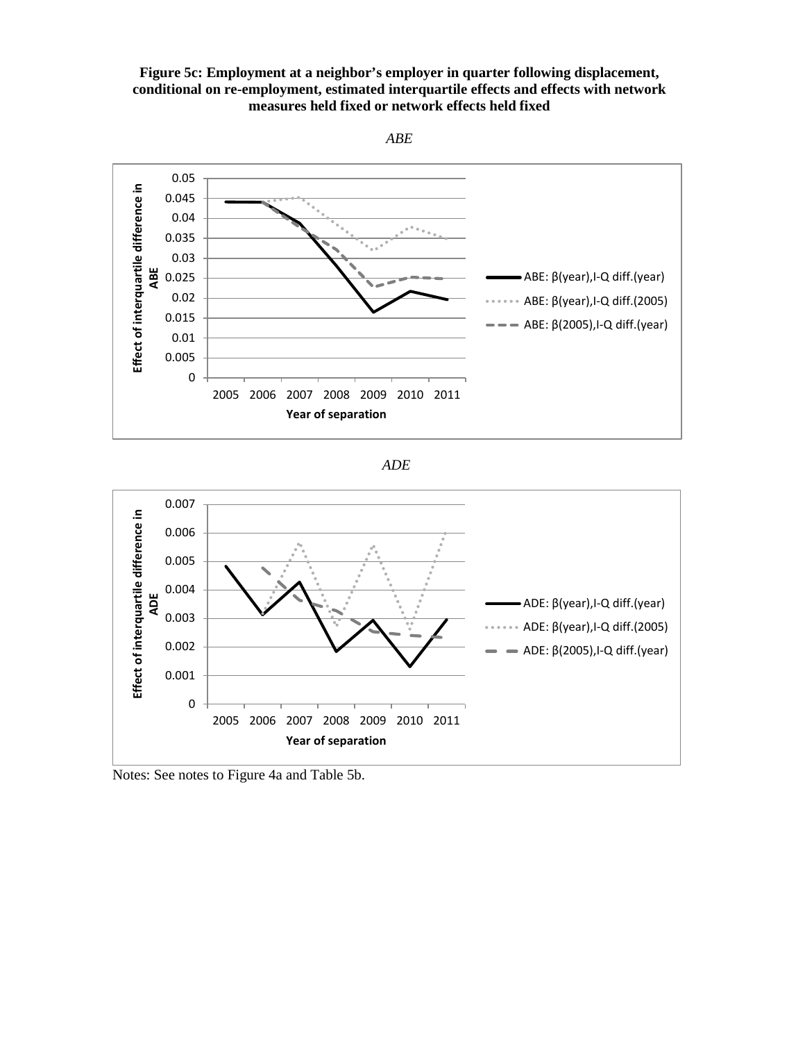**Figure 5c: Employment at a neighbor's employer in quarter following displacement, conditional on re-employment, estimated interquartile effects and effects with network measures held fixed or network effects held fixed**

*ABE*

*ADE*

Notes: See notes to Figure 4a and Table 5b.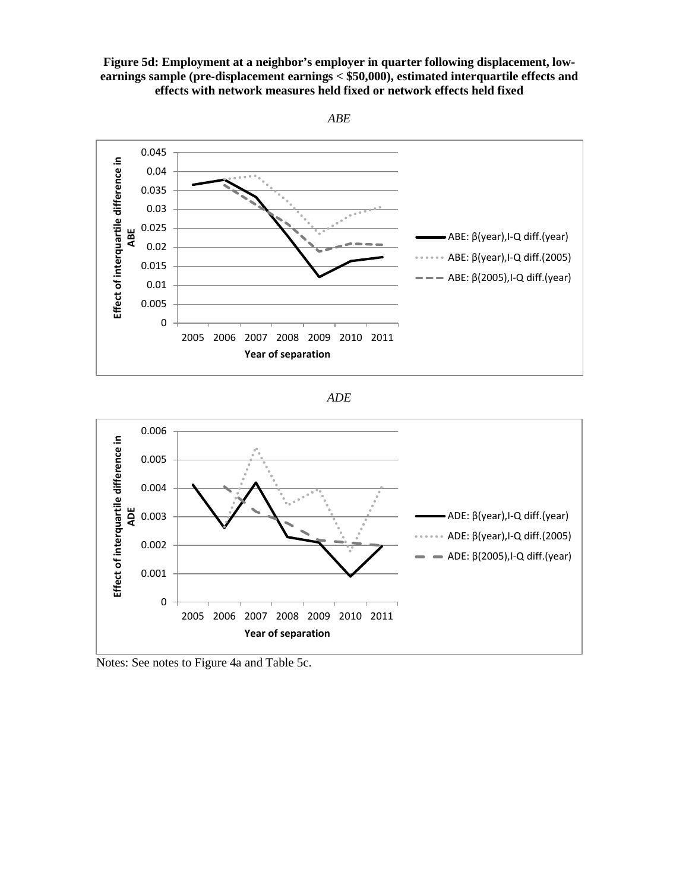**Figure 5d: Employment at a neighbor's employer in quarter following displacement, low-earnings sample (pre-displacement earnings < $50,000), estimated interquartile effects and effects with network measures held fixed or network effects held fixed**

*ABE*

*ADE*

Notes: See notes to Figure 4a and Table 5c.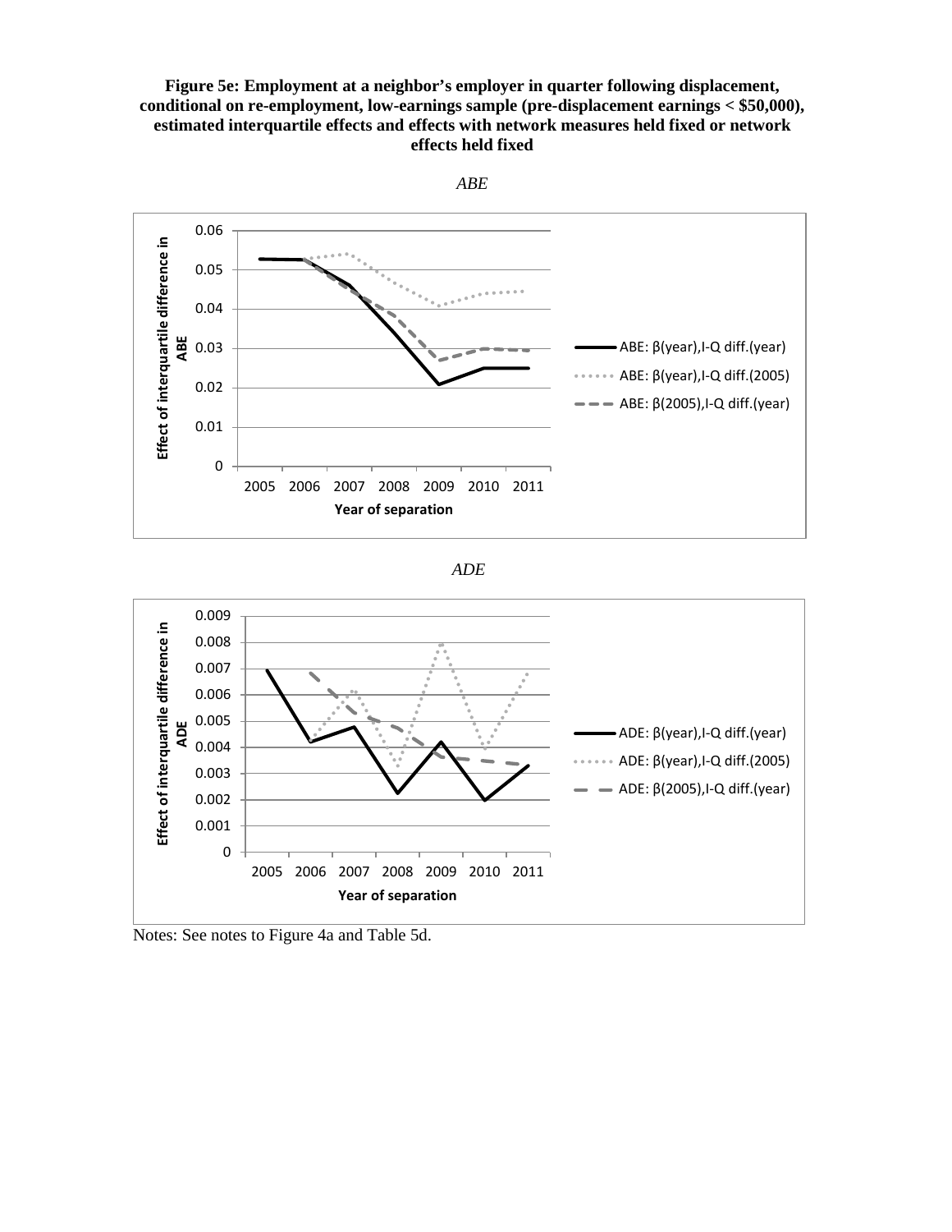**Figure 5e: Employment at a neighbor's employer in quarter following displacement, conditional on re-employment, low-earnings sample (pre-displacement earnings < $50,000), estimated interquartile effects and effects with network measures held fixed or network effects held fixed**

*ABE*

*ADE*

Notes: See notes to Figure 4a and Table 5d.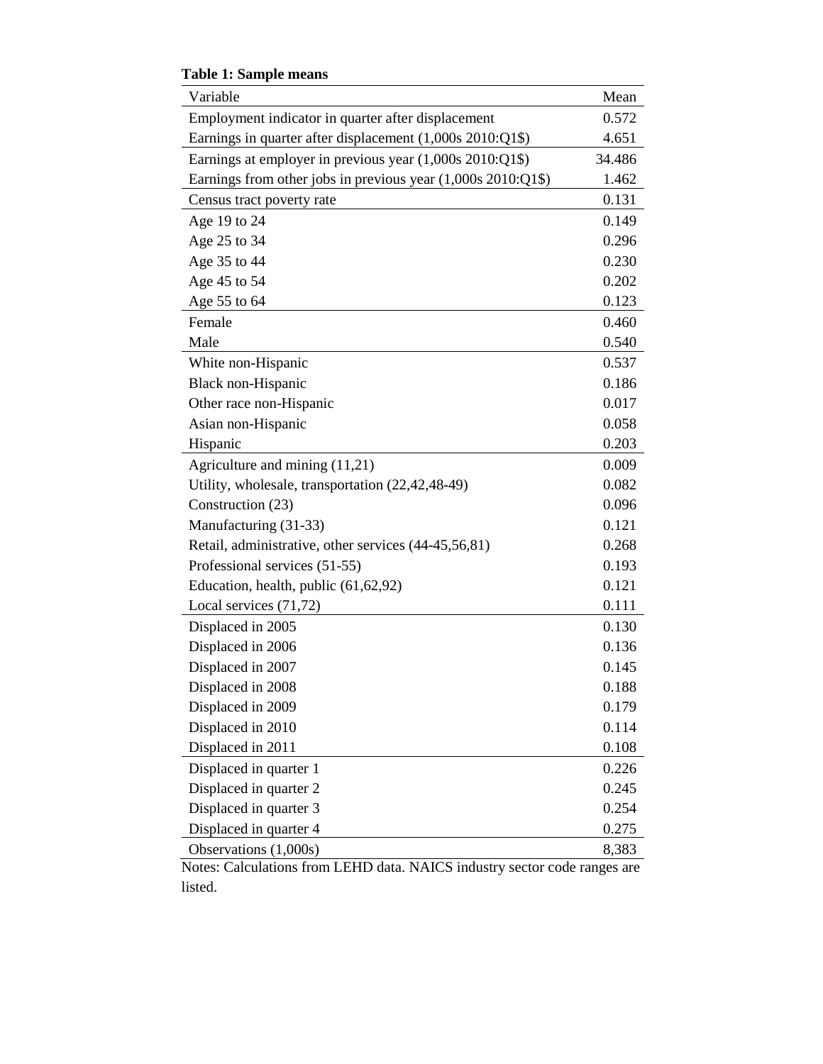**Table 1: Sample means**

| Variable | Mean |
|---|---|
| Employment indicator in quarter after displacement | 0.572 |
| Earnings in quarter after displacement (1,000s 2010:Q1$) | 4.651 |
| Earnings at employer in previous year (1,000s 2010:Q1$) | 34.486 |
| Earnings from other jobs in previous year (1,000s 2010:Q1$) | 1.462 |
| Census tract poverty rate | 0.131 |
| Age 19 to 24 | 0.149 |
| Age 25 to 34 | 0.296 |
| Age 35 to 44 | 0.230 |
| Age 45 to 54 | 0.202 |
| Age 55 to 64 | 0.123 |
| Female | 0.460 |
| Male | 0.540 |
| White non-Hispanic | 0.537 |
| Black non-Hispanic | 0.186 |
| Other race non-Hispanic | 0.017 |
| Asian non-Hispanic | 0.058 |
| Hispanic | 0.203 |
| Agriculture and mining (11,21) | 0.009 |
| Utility, wholesale, transportation (22,42,48-49) | 0.082 |
| Construction (23) | 0.096 |
| Manufacturing (31-33) | 0.121 |
| Retail, administrative, other services (44-45,56,81) | 0.268 |
| Professional services (51-55) | 0.193 |
| Education, health, public (61,62,92) | 0.121 |
| Local services (71,72) | 0.111 |
| Displaced in 2005 | 0.130 |
| Displaced in 2006 | 0.136 |
| Displaced in 2007 | 0.145 |
| Displaced in 2008 | 0.188 |
| Displaced in 2009 | 0.179 |
| Displaced in 2010 | 0.114 |
| Displaced in 2011 | 0.108 |
| Displaced in quarter 1 | 0.226 |
| Displaced in quarter 2 | 0.245 |
| Displaced in quarter 3 | 0.254 |
| Displaced in quarter 4 | 0.275 |
| Observations (1,000s) | 8,383 |

Notes: Calculations from LEHD data. NAICS industry sector code ranges are listed.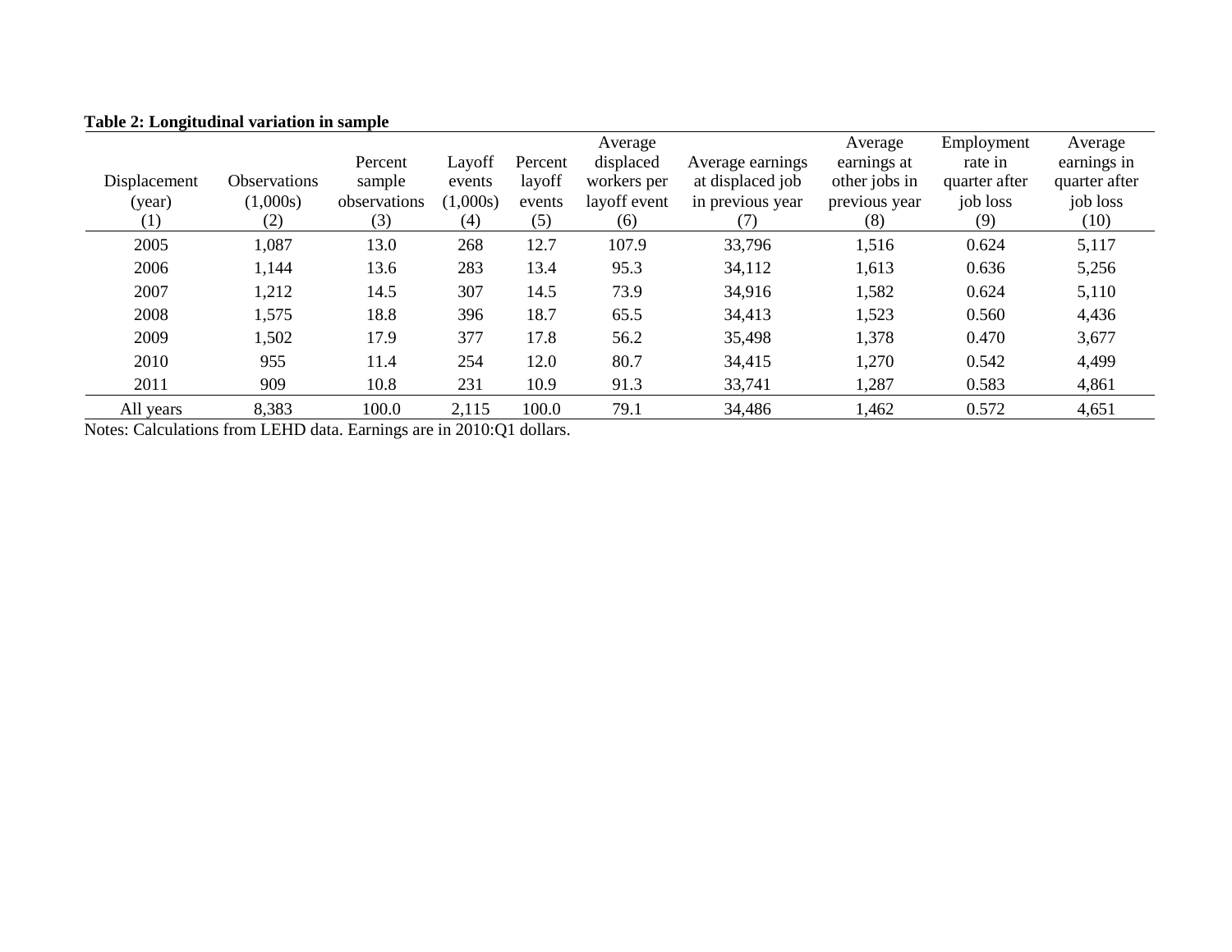**Table 2: Longitudinal variation in sample**

| Displacement (year) (1) | Observations (1,000s) (2) | Percent sample observations (3) | Layoff events (1,000s) (4) | Percent layoff events (5) | Average displaced workers per layoff event (6) | Average earnings at displaced job in previous year (7) | Average earnings at other jobs in previous year (8) | Employment rate in quarter after job loss (9) | Average earnings in quarter after job loss (10) |
|---|---|---|---|---|---|---|---|---|---|
| 2005 | 1,087 | 13.0 | 268 | 12.7 | 107.9 | 33,796 | 1,516 | 0.624 | 5,117 |
| 2006 | 1,144 | 13.6 | 283 | 13.4 | 95.3 | 34,112 | 1,613 | 0.636 | 5,256 |
| 2007 | 1,212 | 14.5 | 307 | 14.5 | 73.9 | 34,916 | 1,582 | 0.624 | 5,110 |
| 2008 | 1,575 | 18.8 | 396 | 18.7 | 65.5 | 34,413 | 1,523 | 0.560 | 4,436 |
| 2009 | 1,502 | 17.9 | 377 | 17.8 | 56.2 | 35,498 | 1,378 | 0.470 | 3,677 |
| 2010 | 955 | 11.4 | 254 | 12.0 | 80.7 | 34,415 | 1,270 | 0.542 | 4,499 |
| 2011 | 909 | 10.8 | 231 | 10.9 | 91.3 | 33,741 | 1,287 | 0.583 | 4,861 |
| All years | 8,383 | 100.0 | 2,115 | 100.0 | 79.1 | 34,486 | 1,462 | 0.572 | 4,651 |

Notes: Calculations from LEHD data. Earnings are in 2010:Q1 dollars.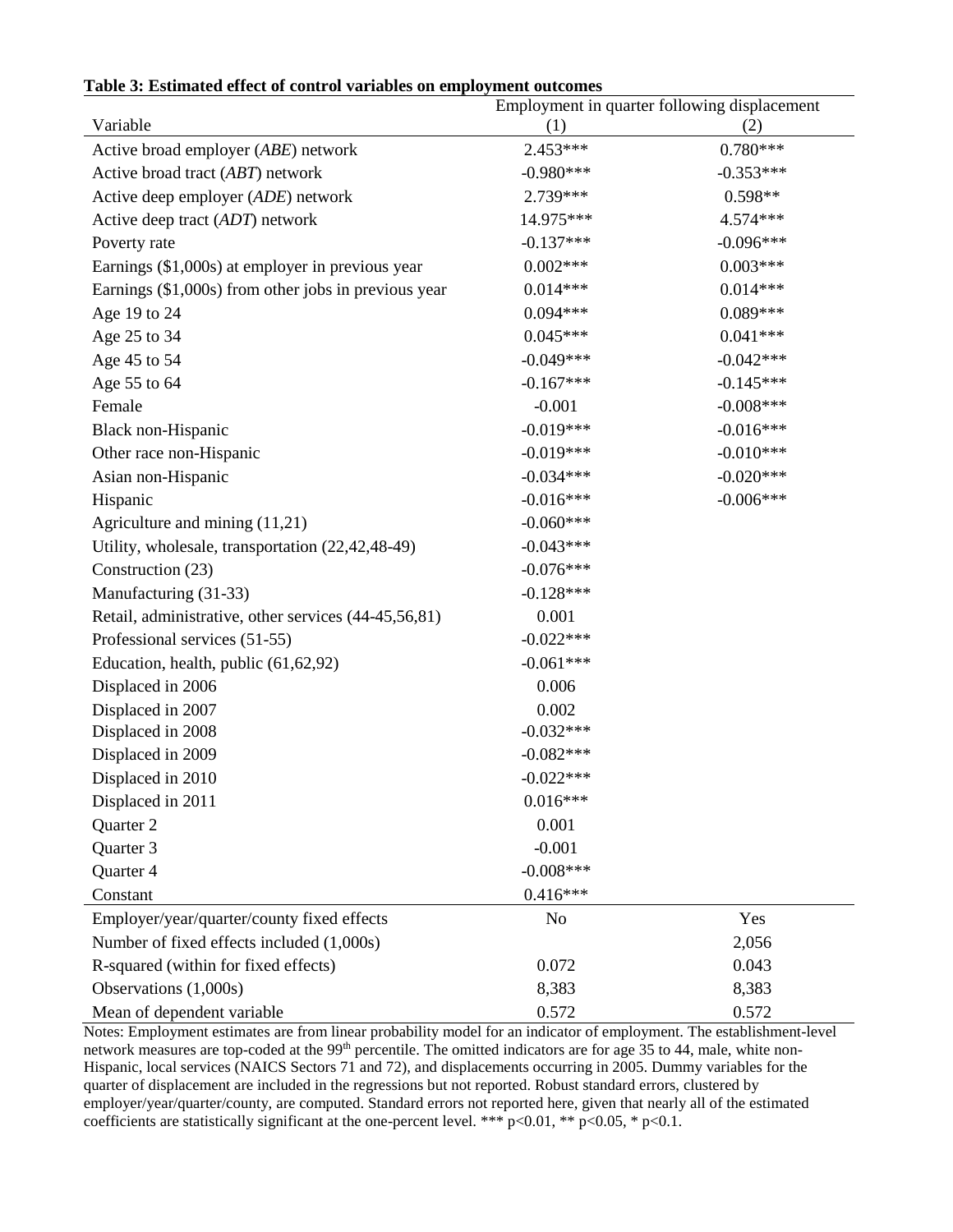**Table 3: Estimated effect of control variables on employment outcomes**

| Variable | Employment in quarter following displacement (1) | (2) |
|---|---|---|
| Active broad employer (*ABE*) network | 2.453*** | 0.780*** |
| Active broad tract (*ABT*) network | -0.980*** | -0.353*** |
| Active deep employer (*ADE*) network | 2.739*** | 0.598** |
| Active deep tract (*ADT*) network | 14.975*** | 4.574*** |
| Poverty rate | -0.137*** | -0.096*** |
| Earnings ($1,000s) at employer in previous year | 0.002*** | 0.003*** |
| Earnings ($1,000s) from other jobs in previous year | 0.014*** | 0.014*** |
| Age 19 to 24 | 0.094*** | 0.089*** |
| Age 25 to 34 | 0.045*** | 0.041*** |
| Age 45 to 54 | -0.049*** | -0.042*** |
| Age 55 to 64 | -0.167*** | -0.145*** |
| Female | -0.001 | -0.008*** |
| Black non-Hispanic | -0.019*** | -0.016*** |
| Other race non-Hispanic | -0.019*** | -0.010*** |
| Asian non-Hispanic | -0.034*** | -0.020*** |
| Hispanic | -0.016*** | -0.006*** |
| Agriculture and mining (11,21) | -0.060*** | |
| Utility, wholesale, transportation (22,42,48-49) | -0.043*** | |
| Construction (23) | -0.076*** | |
| Manufacturing (31-33) | -0.128*** | |
| Retail, administrative, other services (44-45,56,81) | 0.001 | |
| Professional services (51-55) | -0.022*** | |
| Education, health, public (61,62,92) | -0.061*** | |
| Displaced in 2006 | 0.006 | |
| Displaced in 2007 | 0.002 | |
| Displaced in 2008 | -0.032*** | |
| Displaced in 2009 | -0.082*** | |
| Displaced in 2010 | -0.022*** | |
| Displaced in 2011 | 0.016*** | |
| Quarter 2 | 0.001 | |
| Quarter 3 | -0.001 | |
| Quarter 4 | -0.008*** | |
| Constant | 0.416*** | |
| Employer/year/quarter/county fixed effects | No | Yes |
| Number of fixed effects included (1,000s) | | 2,056 |
| R-squared (within for fixed effects) | 0.072 | 0.043 |
| Observations (1,000s) | 8,383 | 8,383 |
| Mean of dependent variable | 0.572 | 0.572 |

Notes: Employment estimates are from linear probability model for an indicator of employment. The establishment-level network measures are top-coded at the 99th percentile. The omitted indicators are for age 35 to 44, male, white non-Hispanic, local services (NAICS Sectors 71 and 72), and displacements occurring in 2005. Dummy variables for the quarter of displacement are included in the regressions but not reported. Robust standard errors, clustered by employer/year/quarter/county, are computed. Standard errors not reported here, given that nearly all of the estimated coefficients are statistically significant at the one-percent level. *** p<0.01, ** p<0.05, * p<0.1.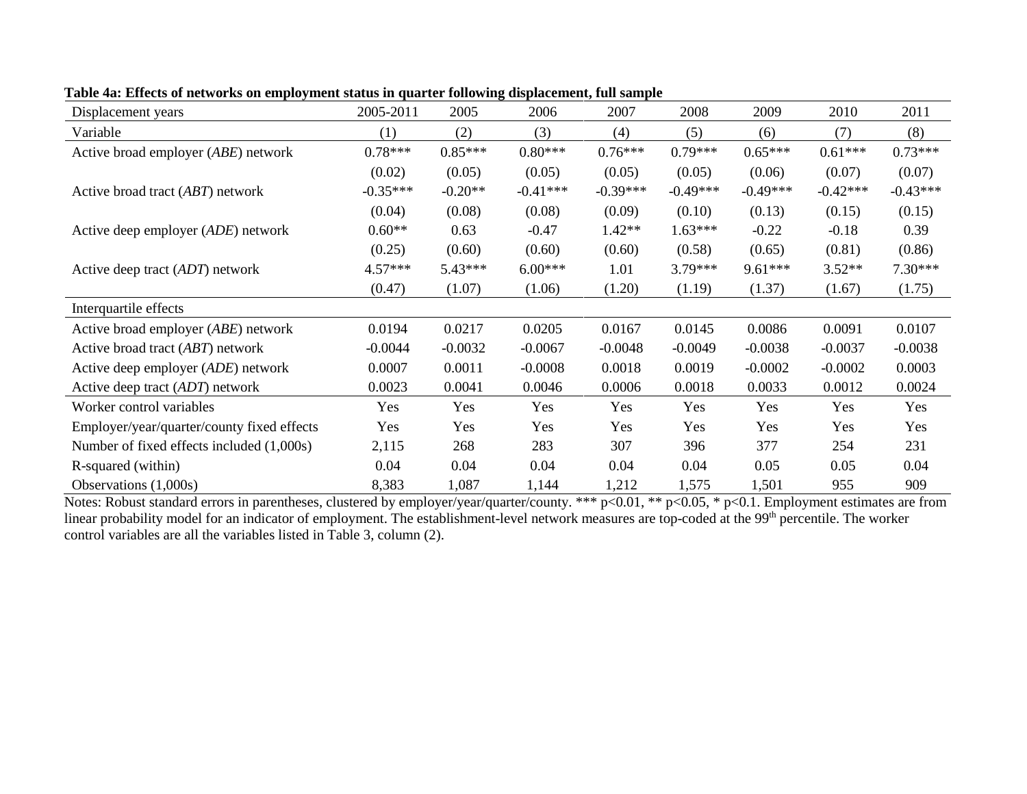**Table 4a: Effects of networks on employment status in quarter following displacement, full sample**

| Displacement years | 2005-2011 | 2005 | 2006 | 2007 | 2008 | 2009 | 2010 | 2011 |
|---|---|---|---|---|---|---|---|---|
| Variable | (1) | (2) | (3) | (4) | (5) | (6) | (7) | (8) |
| Active broad employer (*ABE*) network | 0.78*** | 0.85*** | 0.80*** | 0.76*** | 0.79*** | 0.65*** | 0.61*** | 0.73*** |
| | (0.02) | (0.05) | (0.05) | (0.05) | (0.05) | (0.06) | (0.07) | (0.07) |
| Active broad tract (*ABT*) network | -0.35*** | -0.20** | -0.41*** | -0.39*** | -0.49*** | -0.49*** | -0.42*** | -0.43*** |
| | (0.04) | (0.08) | (0.08) | (0.09) | (0.10) | (0.13) | (0.15) | (0.15) |
| Active deep employer (*ADE*) network | 0.60** | 0.63 | -0.47 | 1.42** | 1.63*** | -0.22 | -0.18 | 0.39 |
| | (0.25) | (0.60) | (0.60) | (0.60) | (0.58) | (0.65) | (0.81) | (0.86) |
| Active deep tract (*ADT*) network | 4.57*** | 5.43*** | 6.00*** | 1.01 | 3.79*** | 9.61*** | 3.52** | 7.30*** |
| | (0.47) | (1.07) | (1.06) | (1.20) | (1.19) | (1.37) | (1.67) | (1.75) |
| Interquartile effects | | | | | | | | |
| Active broad employer (*ABE*) network | 0.0194 | 0.0217 | 0.0205 | 0.0167 | 0.0145 | 0.0086 | 0.0091 | 0.0107 |
| Active broad tract (*ABT*) network | -0.0044 | -0.0032 | -0.0067 | -0.0048 | -0.0049 | -0.0038 | -0.0037 | -0.0038 |
| Active deep employer (*ADE*) network | 0.0007 | 0.0011 | -0.0008 | 0.0018 | 0.0019 | -0.0002 | -0.0002 | 0.0003 |
| Active deep tract (*ADT*) network | 0.0023 | 0.0041 | 0.0046 | 0.0006 | 0.0018 | 0.0033 | 0.0012 | 0.0024 |
| Worker control variables | Yes | Yes | Yes | Yes | Yes | Yes | Yes | Yes |
| Employer/year/quarter/county fixed effects | Yes | Yes | Yes | Yes | Yes | Yes | Yes | Yes |
| Number of fixed effects included (1,000s) | 2,115 | 268 | 283 | 307 | 396 | 377 | 254 | 231 |
| R-squared (within) | 0.04 | 0.04 | 0.04 | 0.04 | 0.04 | 0.05 | 0.05 | 0.04 |
| Observations (1,000s) | 8,383 | 1,087 | 1,144 | 1,212 | 1,575 | 1,501 | 955 | 909 |

Notes: Robust standard errors in parentheses, clustered by employer/year/quarter/county. *** p<0.01, ** p<0.05, * p<0.1. Employment estimates are from linear probability model for an indicator of employment. The establishment-level network measures are top-coded at the 99th percentile. The worker control variables are all the variables listed in Table 3, column (2).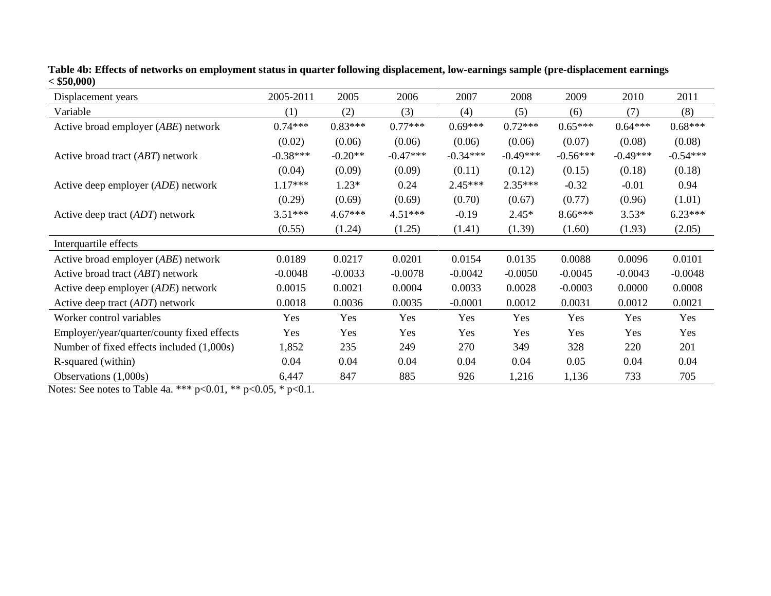**Table 4b: Effects of networks on employment status in quarter following displacement, low-earnings sample (pre-displacement earnings < $50,000)**

| Displacement years | 2005-2011 | 2005 | 2006 | 2007 | 2008 | 2009 | 2010 | 2011 |
|---|---|---|---|---|---|---|---|---|
| Variable | (1) | (2) | (3) | (4) | (5) | (6) | (7) | (8) |
| Active broad employer (*ABE*) network | 0.74*** | 0.83*** | 0.77*** | 0.69*** | 0.72*** | 0.65*** | 0.64*** | 0.68*** |
| | (0.02) | (0.06) | (0.06) | (0.06) | (0.06) | (0.07) | (0.08) | (0.08) |
| Active broad tract (*ABT*) network | -0.38*** | -0.20** | -0.47*** | -0.34*** | -0.49*** | -0.56*** | -0.49*** | -0.54*** |
| | (0.04) | (0.09) | (0.09) | (0.11) | (0.12) | (0.15) | (0.18) | (0.18) |
| Active deep employer (*ADE*) network | 1.17*** | 1.23* | 0.24 | 2.45*** | 2.35*** | -0.32 | -0.01 | 0.94 |
| | (0.29) | (0.69) | (0.69) | (0.70) | (0.67) | (0.77) | (0.96) | (1.01) |
| Active deep tract (*ADT*) network | 3.51*** | 4.67*** | 4.51*** | -0.19 | 2.45* | 8.66*** | 3.53* | 6.23*** |
| | (0.55) | (1.24) | (1.25) | (1.41) | (1.39) | (1.60) | (1.93) | (2.05) |
| Interquartile effects | | | | | | | | |
| Active broad employer (*ABE*) network | 0.0189 | 0.0217 | 0.0201 | 0.0154 | 0.0135 | 0.0088 | 0.0096 | 0.0101 |
| Active broad tract (*ABT*) network | -0.0048 | -0.0033 | -0.0078 | -0.0042 | -0.0050 | -0.0045 | -0.0043 | -0.0048 |
| Active deep employer (*ADE*) network | 0.0015 | 0.0021 | 0.0004 | 0.0033 | 0.0028 | -0.0003 | 0.0000 | 0.0008 |
| Active deep tract (*ADT*) network | 0.0018 | 0.0036 | 0.0035 | -0.0001 | 0.0012 | 0.0031 | 0.0012 | 0.0021 |
| Worker control variables | Yes | Yes | Yes | Yes | Yes | Yes | Yes | Yes |
| Employer/year/quarter/county fixed effects | Yes | Yes | Yes | Yes | Yes | Yes | Yes | Yes |
| Number of fixed effects included (1,000s) | 1,852 | 235 | 249 | 270 | 349 | 328 | 220 | 201 |
| R-squared (within) | 0.04 | 0.04 | 0.04 | 0.04 | 0.04 | 0.05 | 0.04 | 0.04 |
| Observations (1,000s) | 6,447 | 847 | 885 | 926 | 1,216 | 1,136 | 733 | 705 |

Notes: See notes to Table 4a. *** p<0.01, ** p<0.05, * p<0.1.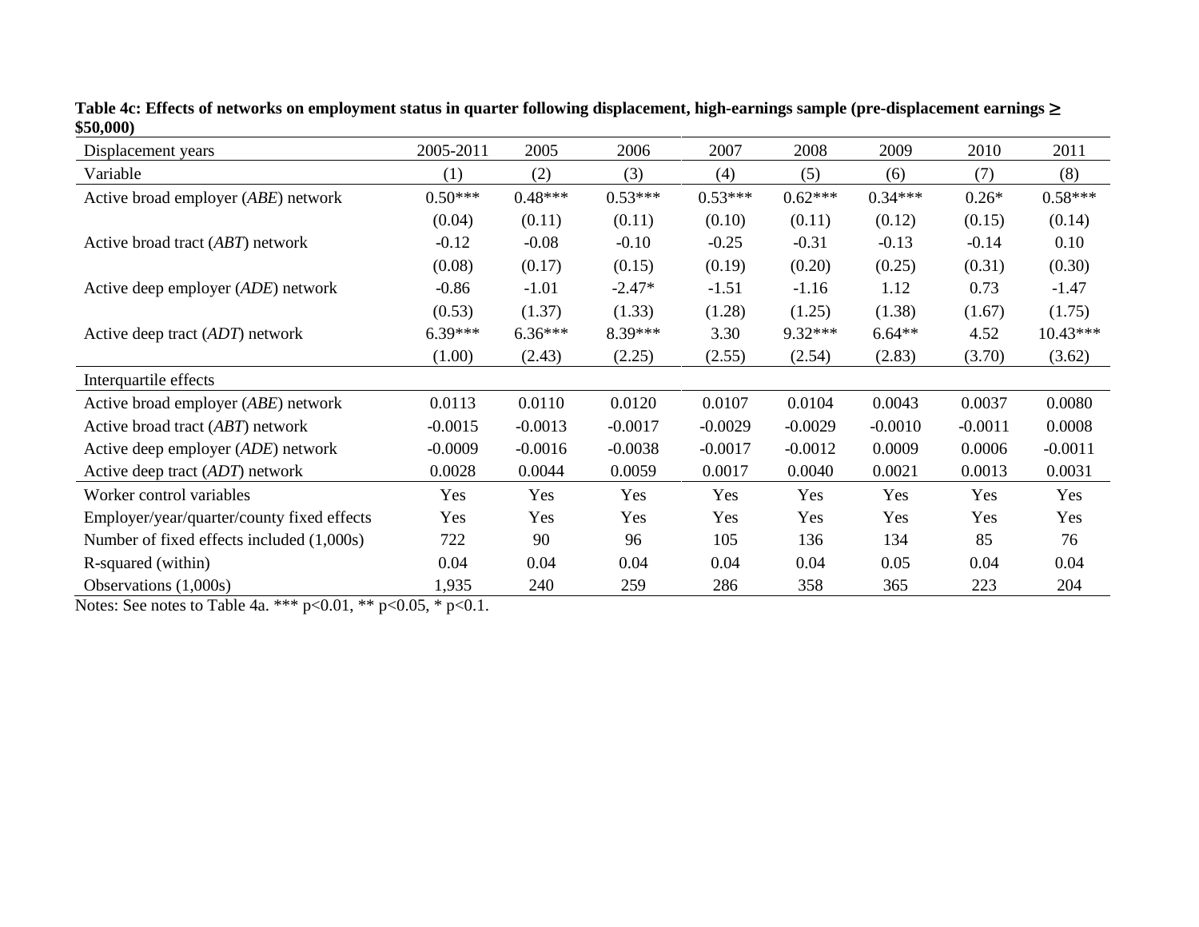**Table 4c: Effects of networks on employment status in quarter following displacement, high-earnings sample (pre-displacement earnings ≥ \$50,000)**

| Displacement years | 2005-2011 | 2005 | 2006 | 2007 | 2008 | 2009 | 2010 | 2011 |
|---|---|---|---|---|---|---|---|---|
| Variable | (1) | (2) | (3) | (4) | (5) | (6) | (7) | (8) |
| Active broad employer (*ABE*) network | 0.50*** | 0.48*** | 0.53*** | 0.53*** | 0.62*** | 0.34*** | 0.26* | 0.58*** |
| | (0.04) | (0.11) | (0.11) | (0.10) | (0.11) | (0.12) | (0.15) | (0.14) |
| Active broad tract (*ABT*) network | -0.12 | -0.08 | -0.10 | -0.25 | -0.31 | -0.13 | -0.14 | 0.10 |
| | (0.08) | (0.17) | (0.15) | (0.19) | (0.20) | (0.25) | (0.31) | (0.30) |
| Active deep employer (*ADE*) network | -0.86 | -1.01 | -2.47* | -1.51 | -1.16 | 1.12 | 0.73 | -1.47 |
| | (0.53) | (1.37) | (1.33) | (1.28) | (1.25) | (1.38) | (1.67) | (1.75) |
| Active deep tract (*ADT*) network | 6.39*** | 6.36*** | 8.39*** | 3.30 | 9.32*** | 6.64** | 4.52 | 10.43*** |
| | (1.00) | (2.43) | (2.25) | (2.55) | (2.54) | (2.83) | (3.70) | (3.62) |
| Interquartile effects | | | | | | | | |
| Active broad employer (*ABE*) network | 0.0113 | 0.0110 | 0.0120 | 0.0107 | 0.0104 | 0.0043 | 0.0037 | 0.0080 |
| Active broad tract (*ABT*) network | -0.0015 | -0.0013 | -0.0017 | -0.0029 | -0.0029 | -0.0010 | -0.0011 | 0.0008 |
| Active deep employer (*ADE*) network | -0.0009 | -0.0016 | -0.0038 | -0.0017 | -0.0012 | 0.0009 | 0.0006 | -0.0011 |
| Active deep tract (*ADT*) network | 0.0028 | 0.0044 | 0.0059 | 0.0017 | 0.0040 | 0.0021 | 0.0013 | 0.0031 |
| Worker control variables | Yes | Yes | Yes | Yes | Yes | Yes | Yes | Yes |
| Employer/year/quarter/county fixed effects | Yes | Yes | Yes | Yes | Yes | Yes | Yes | Yes |
| Number of fixed effects included (1,000s) | 722 | 90 | 96 | 105 | 136 | 134 | 85 | 76 |
| R-squared (within) | 0.04 | 0.04 | 0.04 | 0.04 | 0.04 | 0.05 | 0.04 | 0.04 |
| Observations (1,000s) | 1,935 | 240 | 259 | 286 | 358 | 365 | 223 | 204 |

Notes: See notes to Table 4a. *** p<0.01, ** p<0.05, * p<0.1.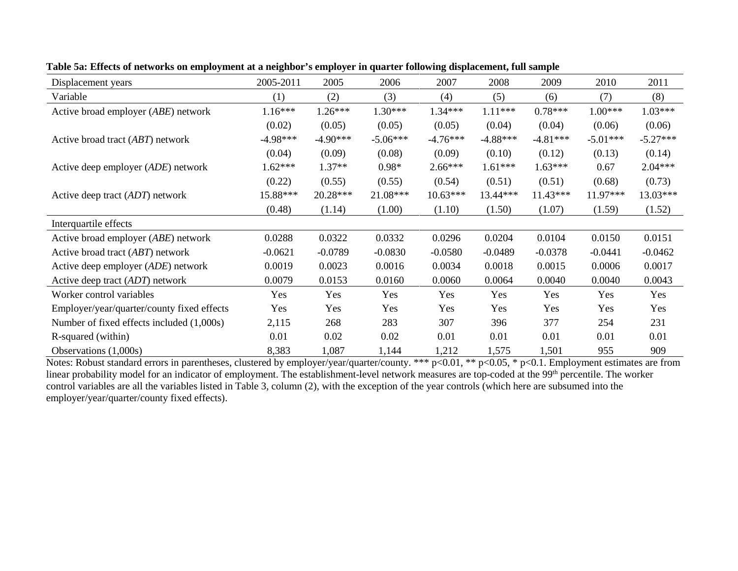**Table 5a: Effects of networks on employment at a neighbor's employer in quarter following displacement, full sample**

| Displacement years | 2005-2011 | 2005 | 2006 | 2007 | 2008 | 2009 | 2010 | 2011 |
|---|---|---|---|---|---|---|---|---|
| Variable | (1) | (2) | (3) | (4) | (5) | (6) | (7) | (8) |
| Active broad employer (*ABE*) network | 1.16*** | 1.26*** | 1.30*** | 1.34*** | 1.11*** | 0.78*** | 1.00*** | 1.03*** |
| | (0.02) | (0.05) | (0.05) | (0.05) | (0.04) | (0.04) | (0.06) | (0.06) |
| Active broad tract (*ABT*) network | -4.98*** | -4.90*** | -5.06*** | -4.76*** | -4.88*** | -4.81*** | -5.01*** | -5.27*** |
| | (0.04) | (0.09) | (0.08) | (0.09) | (0.10) | (0.12) | (0.13) | (0.14) |
| Active deep employer (*ADE*) network | 1.62*** | 1.37** | 0.98* | 2.66*** | 1.61*** | 1.63*** | 0.67 | 2.04*** |
| | (0.22) | (0.55) | (0.55) | (0.54) | (0.51) | (0.51) | (0.68) | (0.73) |
| Active deep tract (*ADT*) network | 15.88*** | 20.28*** | 21.08*** | 10.63*** | 13.44*** | 11.43*** | 11.97*** | 13.03*** |
| | (0.48) | (1.14) | (1.00) | (1.10) | (1.50) | (1.07) | (1.59) | (1.52) |
| Interquartile effects | | | | | | | | |
| Active broad employer (*ABE*) network | 0.0288 | 0.0322 | 0.0332 | 0.0296 | 0.0204 | 0.0104 | 0.0150 | 0.0151 |
| Active broad tract (*ABT*) network | -0.0621 | -0.0789 | -0.0830 | -0.0580 | -0.0489 | -0.0378 | -0.0441 | -0.0462 |
| Active deep employer (*ADE*) network | 0.0019 | 0.0023 | 0.0016 | 0.0034 | 0.0018 | 0.0015 | 0.0006 | 0.0017 |
| Active deep tract (*ADT*) network | 0.0079 | 0.0153 | 0.0160 | 0.0060 | 0.0064 | 0.0040 | 0.0040 | 0.0043 |
| Worker control variables | Yes | Yes | Yes | Yes | Yes | Yes | Yes | Yes |
| Employer/year/quarter/county fixed effects | Yes | Yes | Yes | Yes | Yes | Yes | Yes | Yes |
| Number of fixed effects included (1,000s) | 2,115 | 268 | 283 | 307 | 396 | 377 | 254 | 231 |
| R-squared (within) | 0.01 | 0.02 | 0.02 | 0.01 | 0.01 | 0.01 | 0.01 | 0.01 |
| Observations (1,000s) | 8,383 | 1,087 | 1,144 | 1,212 | 1,575 | 1,501 | 955 | 909 |

Notes: Robust standard errors in parentheses, clustered by employer/year/quarter/county. *** p<0.01, ** p<0.05, * p<0.1. Employment estimates are from linear probability model for an indicator of employment. The establishment-level network measures are top-coded at the 99th percentile. The worker control variables are all the variables listed in Table 3, column (2), with the exception of the year controls (which here are subsumed into the employer/year/quarter/county fixed effects).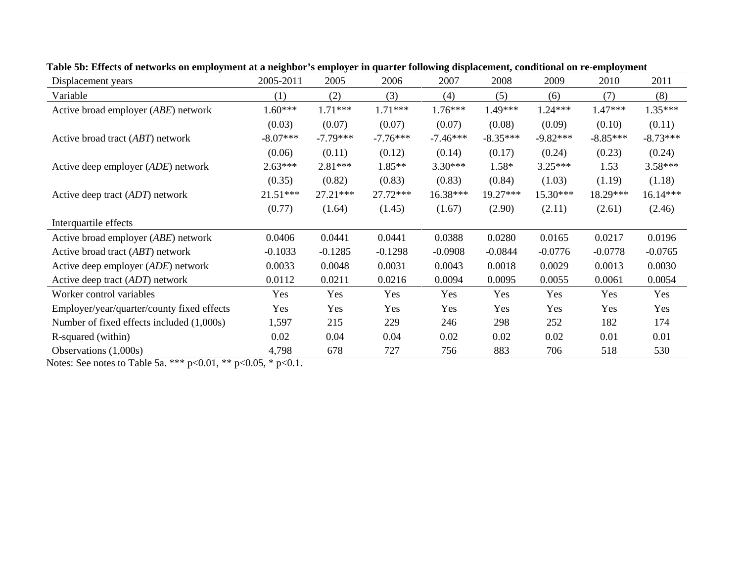**Table 5b: Effects of networks on employment at a neighbor's employer in quarter following displacement, conditional on re-employment**

| Displacement years | 2005-2011 | 2005 | 2006 | 2007 | 2008 | 2009 | 2010 | 2011 |
|---|---|---|---|---|---|---|---|---|
| Variable | (1) | (2) | (3) | (4) | (5) | (6) | (7) | (8) |
| Active broad employer (*ABE*) network | 1.60*** | 1.71*** | 1.71*** | 1.76*** | 1.49*** | 1.24*** | 1.47*** | 1.35*** |
| | (0.03) | (0.07) | (0.07) | (0.07) | (0.08) | (0.09) | (0.10) | (0.11) |
| Active broad tract (*ABT*) network | -8.07*** | -7.79*** | -7.76*** | -7.46*** | -8.35*** | -9.82*** | -8.85*** | -8.73*** |
| | (0.06) | (0.11) | (0.12) | (0.14) | (0.17) | (0.24) | (0.23) | (0.24) |
| Active deep employer (*ADE*) network | 2.63*** | 2.81*** | 1.85** | 3.30*** | 1.58* | 3.25*** | 1.53 | 3.58*** |
| | (0.35) | (0.82) | (0.83) | (0.83) | (0.84) | (1.03) | (1.19) | (1.18) |
| Active deep tract (*ADT*) network | 21.51*** | 27.21*** | 27.72*** | 16.38*** | 19.27*** | 15.30*** | 18.29*** | 16.14*** |
| | (0.77) | (1.64) | (1.45) | (1.67) | (2.90) | (2.11) | (2.61) | (2.46) |
| Interquartile effects | | | | | | | | |
| Active broad employer (*ABE*) network | 0.0406 | 0.0441 | 0.0441 | 0.0388 | 0.0280 | 0.0165 | 0.0217 | 0.0196 |
| Active broad tract (*ABT*) network | -0.1033 | -0.1285 | -0.1298 | -0.0908 | -0.0844 | -0.0776 | -0.0778 | -0.0765 |
| Active deep employer (*ADE*) network | 0.0033 | 0.0048 | 0.0031 | 0.0043 | 0.0018 | 0.0029 | 0.0013 | 0.0030 |
| Active deep tract (*ADT*) network | 0.0112 | 0.0211 | 0.0216 | 0.0094 | 0.0095 | 0.0055 | 0.0061 | 0.0054 |
| Worker control variables | Yes | Yes | Yes | Yes | Yes | Yes | Yes | Yes |
| Employer/year/quarter/county fixed effects | Yes | Yes | Yes | Yes | Yes | Yes | Yes | Yes |
| Number of fixed effects included (1,000s) | 1,597 | 215 | 229 | 246 | 298 | 252 | 182 | 174 |
| R-squared (within) | 0.02 | 0.04 | 0.04 | 0.02 | 0.02 | 0.02 | 0.01 | 0.01 |
| Observations (1,000s) | 4,798 | 678 | 727 | 756 | 883 | 706 | 518 | 530 |

Notes: See notes to Table 5a. *** $p<0.01$, ** $p<0.05$, * $p<0.1$.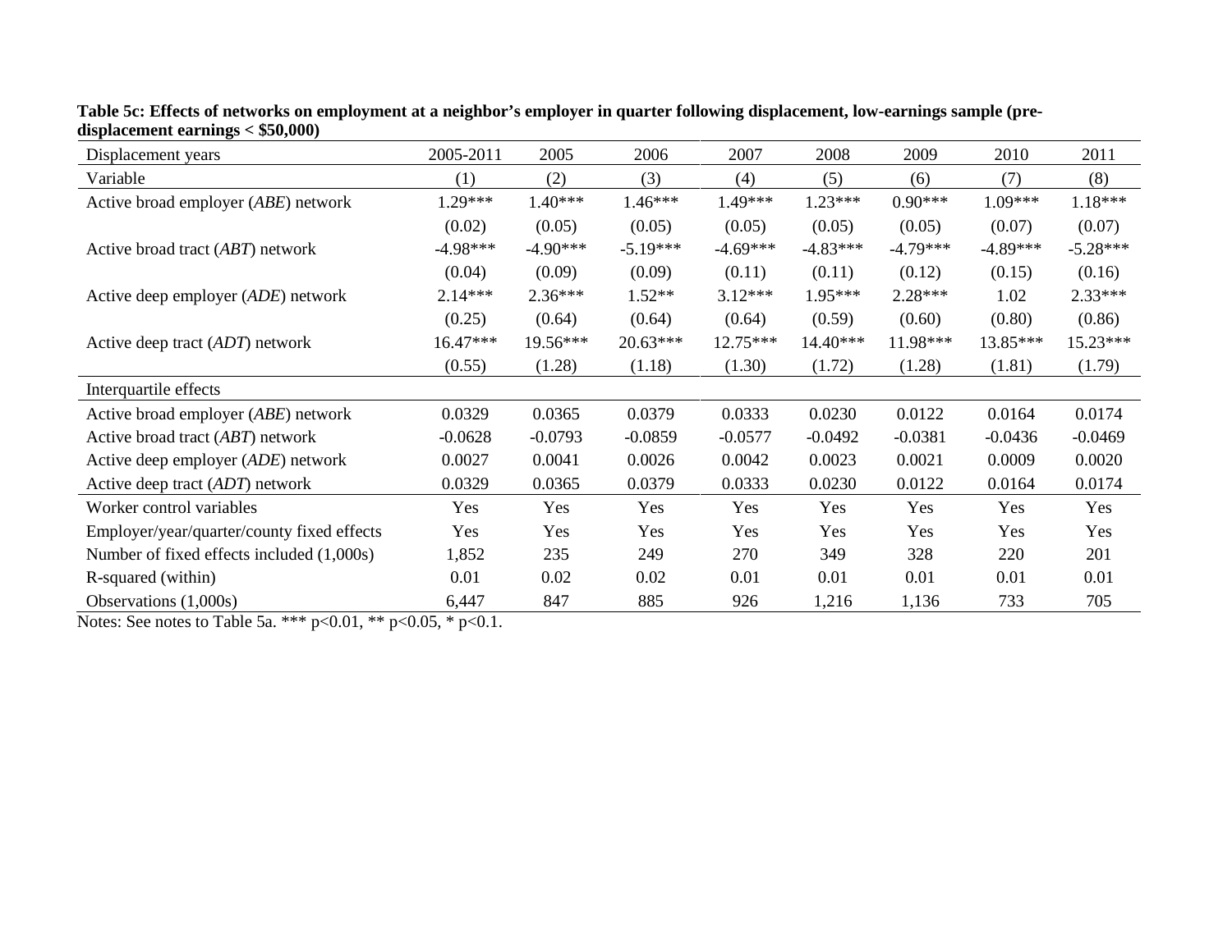**Table 5c: Effects of networks on employment at a neighbor's employer in quarter following displacement, low-earnings sample (pre-displacement earnings < $50,000)**

| Displacement years | 2005-2011 | 2005 | 2006 | 2007 | 2008 | 2009 | 2010 | 2011 |
|---|---|---|---|---|---|---|---|---|
| Variable | (1) | (2) | (3) | (4) | (5) | (6) | (7) | (8) |
| Active broad employer (*ABE*) network | 1.29*** | 1.40*** | 1.46*** | 1.49*** | 1.23*** | 0.90*** | 1.09*** | 1.18*** |
| | (0.02) | (0.05) | (0.05) | (0.05) | (0.05) | (0.05) | (0.07) | (0.07) |
| Active broad tract (*ABT*) network | -4.98*** | -4.90*** | -5.19*** | -4.69*** | -4.83*** | -4.79*** | -4.89*** | -5.28*** |
| | (0.04) | (0.09) | (0.09) | (0.11) | (0.11) | (0.12) | (0.15) | (0.16) |
| Active deep employer (*ADE*) network | 2.14*** | 2.36*** | 1.52** | 3.12*** | 1.95*** | 2.28*** | 1.02 | 2.33*** |
| | (0.25) | (0.64) | (0.64) | (0.64) | (0.59) | (0.60) | (0.80) | (0.86) |
| Active deep tract (*ADT*) network | 16.47*** | 19.56*** | 20.63*** | 12.75*** | 14.40*** | 11.98*** | 13.85*** | 15.23*** |
| | (0.55) | (1.28) | (1.18) | (1.30) | (1.72) | (1.28) | (1.81) | (1.79) |
| Interquartile effects | | | | | | | | |
| Active broad employer (*ABE*) network | 0.0329 | 0.0365 | 0.0379 | 0.0333 | 0.0230 | 0.0122 | 0.0164 | 0.0174 |
| Active broad tract (*ABT*) network | -0.0628 | -0.0793 | -0.0859 | -0.0577 | -0.0492 | -0.0381 | -0.0436 | -0.0469 |
| Active deep employer (*ADE*) network | 0.0027 | 0.0041 | 0.0026 | 0.0042 | 0.0023 | 0.0021 | 0.0009 | 0.0020 |
| Active deep tract (*ADT*) network | 0.0329 | 0.0365 | 0.0379 | 0.0333 | 0.0230 | 0.0122 | 0.0164 | 0.0174 |
| Worker control variables | Yes | Yes | Yes | Yes | Yes | Yes | Yes | Yes |
| Employer/year/quarter/county fixed effects | Yes | Yes | Yes | Yes | Yes | Yes | Yes | Yes |
| Number of fixed effects included (1,000s) | 1,852 | 235 | 249 | 270 | 349 | 328 | 220 | 201 |
| R-squared (within) | 0.01 | 0.02 | 0.02 | 0.01 | 0.01 | 0.01 | 0.01 | 0.01 |
| Observations (1,000s) | 6,447 | 847 | 885 | 926 | 1,216 | 1,136 | 733 | 705 |

Notes: See notes to Table 5a. *** p<0.01, ** p<0.05, * p<0.1.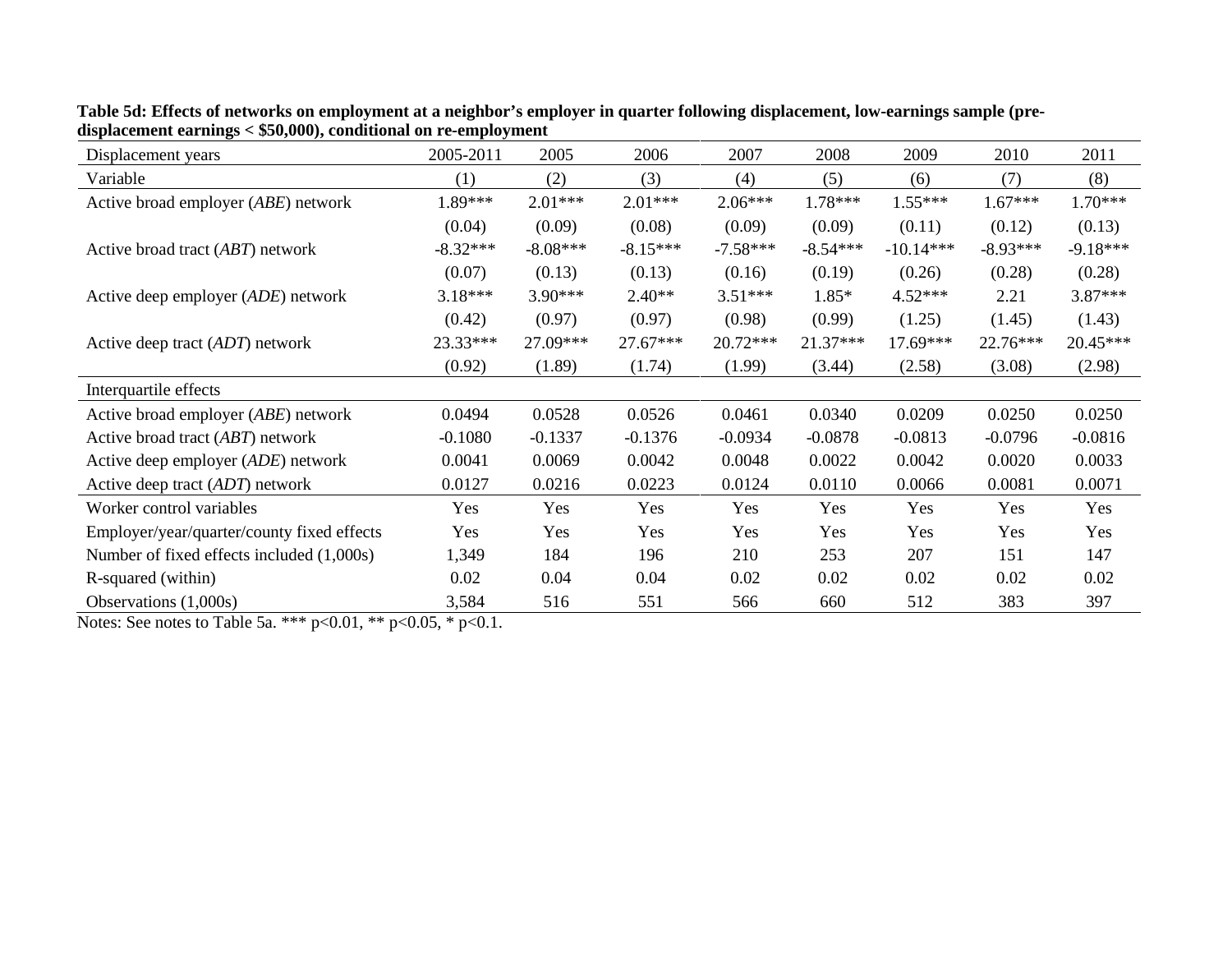**Table 5d: Effects of networks on employment at a neighbor's employer in quarter following displacement, low-earnings sample (pre-displacement earnings < $50,000), conditional on re-employment**

| Displacement years | 2005-2011 | 2005 | 2006 | 2007 | 2008 | 2009 | 2010 | 2011 |
|---|---|---|---|---|---|---|---|---|
| Variable | (1) | (2) | (3) | (4) | (5) | (6) | (7) | (8) |
| Active broad employer (*ABE*) network | 1.89*** | 2.01*** | 2.01*** | 2.06*** | 1.78*** | 1.55*** | 1.67*** | 1.70*** |
| | (0.04) | (0.09) | (0.08) | (0.09) | (0.09) | (0.11) | (0.12) | (0.13) |
| Active broad tract (*ABT*) network | -8.32*** | -8.08*** | -8.15*** | -7.58*** | -8.54*** | -10.14*** | -8.93*** | -9.18*** |
| | (0.07) | (0.13) | (0.13) | (0.16) | (0.19) | (0.26) | (0.28) | (0.28) |
| Active deep employer (*ADE*) network | 3.18*** | 3.90*** | 2.40** | 3.51*** | 1.85* | 4.52*** | 2.21 | 3.87*** |
| | (0.42) | (0.97) | (0.97) | (0.98) | (0.99) | (1.25) | (1.45) | (1.43) |
| Active deep tract (*ADT*) network | 23.33*** | 27.09*** | 27.67*** | 20.72*** | 21.37*** | 17.69*** | 22.76*** | 20.45*** |
| | (0.92) | (1.89) | (1.74) | (1.99) | (3.44) | (2.58) | (3.08) | (2.98) |
| Interquartile effects | | | | | | | | |
| Active broad employer (*ABE*) network | 0.0494 | 0.0528 | 0.0526 | 0.0461 | 0.0340 | 0.0209 | 0.0250 | 0.0250 |
| Active broad tract (*ABT*) network | -0.1080 | -0.1337 | -0.1376 | -0.0934 | -0.0878 | -0.0813 | -0.0796 | -0.0816 |
| Active deep employer (*ADE*) network | 0.0041 | 0.0069 | 0.0042 | 0.0048 | 0.0022 | 0.0042 | 0.0020 | 0.0033 |
| Active deep tract (*ADT*) network | 0.0127 | 0.0216 | 0.0223 | 0.0124 | 0.0110 | 0.0066 | 0.0081 | 0.0071 |
| Worker control variables | Yes | Yes | Yes | Yes | Yes | Yes | Yes | Yes |
| Employer/year/quarter/county fixed effects | Yes | Yes | Yes | Yes | Yes | Yes | Yes | Yes |
| Number of fixed effects included (1,000s) | 1,349 | 184 | 196 | 210 | 253 | 207 | 151 | 147 |
| R-squared (within) | 0.02 | 0.04 | 0.04 | 0.02 | 0.02 | 0.02 | 0.02 | 0.02 |
| Observations (1,000s) | 3,584 | 516 | 551 | 566 | 660 | 512 | 383 | 397 |

Notes: See notes to Table 5a. *** p<0.01, ** p<0.05, * p<0.1.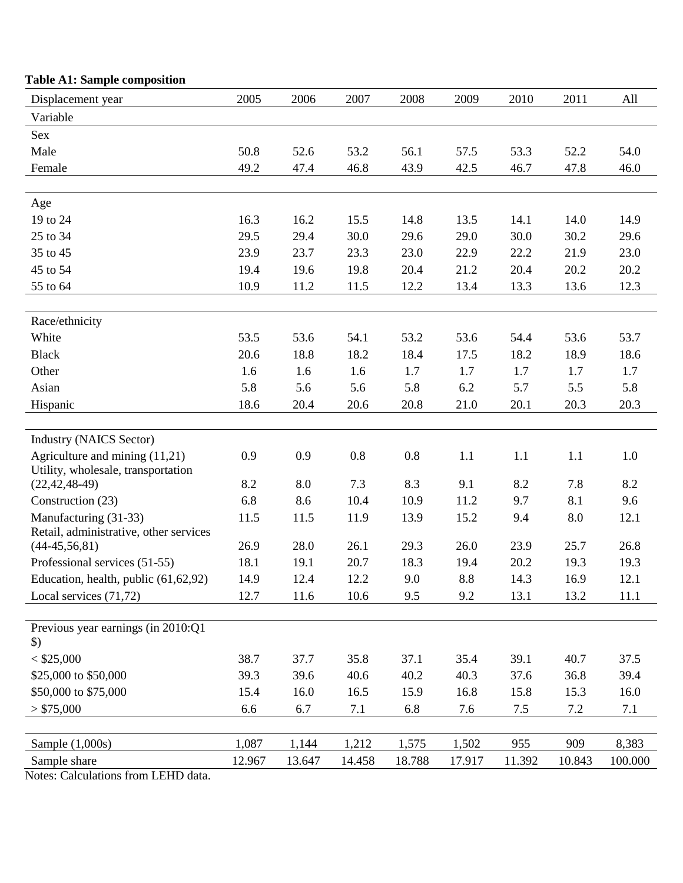**Table A1: Sample composition**

| Displacement year | 2005 | 2006 | 2007 | 2008 | 2009 | 2010 | 2011 | All |
|---|---|---|---|---|---|---|---|---|
| Variable | | | | | | | | |
| Sex | | | | | | | | |
| Male | 50.8 | 52.6 | 53.2 | 56.1 | 57.5 | 53.3 | 52.2 | 54.0 |
| Female | 49.2 | 47.4 | 46.8 | 43.9 | 42.5 | 46.7 | 47.8 | 46.0 |
| Age | | | | | | | | |
| 19 to 24 | 16.3 | 16.2 | 15.5 | 14.8 | 13.5 | 14.1 | 14.0 | 14.9 |
| 25 to 34 | 29.5 | 29.4 | 30.0 | 29.6 | 29.0 | 30.0 | 30.2 | 29.6 |
| 35 to 45 | 23.9 | 23.7 | 23.3 | 23.0 | 22.9 | 22.2 | 21.9 | 23.0 |
| 45 to 54 | 19.4 | 19.6 | 19.8 | 20.4 | 21.2 | 20.4 | 20.2 | 20.2 |
| 55 to 64 | 10.9 | 11.2 | 11.5 | 12.2 | 13.4 | 13.3 | 13.6 | 12.3 |
| Race/ethnicity | | | | | | | | |
| White | 53.5 | 53.6 | 54.1 | 53.2 | 53.6 | 54.4 | 53.6 | 53.7 |
| Black | 20.6 | 18.8 | 18.2 | 18.4 | 17.5 | 18.2 | 18.9 | 18.6 |
| Other | 1.6 | 1.6 | 1.6 | 1.7 | 1.7 | 1.7 | 1.7 | 1.7 |
| Asian | 5.8 | 5.6 | 5.6 | 5.8 | 6.2 | 5.7 | 5.5 | 5.8 |
| Hispanic | 18.6 | 20.4 | 20.6 | 20.8 | 21.0 | 20.1 | 20.3 | 20.3 |
| Industry (NAICS Sector) | | | | | | | | |
| Agriculture and mining (11,21) | 0.9 | 0.9 | 0.8 | 0.8 | 1.1 | 1.1 | 1.1 | 1.0 |
| Utility, wholesale, transportation (22,42,48-49) | 8.2 | 8.0 | 7.3 | 8.3 | 9.1 | 8.2 | 7.8 | 8.2 |
| Construction (23) | 6.8 | 8.6 | 10.4 | 10.9 | 11.2 | 9.7 | 8.1 | 9.6 |
| Manufacturing (31-33) | 11.5 | 11.5 | 11.9 | 13.9 | 15.2 | 9.4 | 8.0 | 12.1 |
| Retail, administrative, other services (44-45,56,81) | 26.9 | 28.0 | 26.1 | 29.3 | 26.0 | 23.9 | 25.7 | 26.8 |
| Professional services (51-55) | 18.1 | 19.1 | 20.7 | 18.3 | 19.4 | 20.2 | 19.3 | 19.3 |
| Education, health, public (61,62,92) | 14.9 | 12.4 | 12.2 | 9.0 | 8.8 | 14.3 | 16.9 | 12.1 |
| Local services (71,72) | 12.7 | 11.6 | 10.6 | 9.5 | 9.2 | 13.1 | 13.2 | 11.1 |
| Previous year earnings (in 2010:Q1 $) | | | | | | | | |
| < $25,000 | 38.7 | 37.7 | 35.8 | 37.1 | 35.4 | 39.1 | 40.7 | 37.5 |
| $25,000 to $50,000 | 39.3 | 39.6 | 40.6 | 40.2 | 40.3 | 37.6 | 36.8 | 39.4 |
| $50,000 to $75,000 | 15.4 | 16.0 | 16.5 | 15.9 | 16.8 | 15.8 | 15.3 | 16.0 |
| > $75,000 | 6.6 | 6.7 | 7.1 | 6.8 | 7.6 | 7.5 | 7.2 | 7.1 |
| Sample (1,000s) | 1,087 | 1,144 | 1,212 | 1,575 | 1,502 | 955 | 909 | 8,383 |
| Sample share | 12.967 | 13.647 | 14.458 | 18.788 | 17.917 | 11.392 | 10.843 | 100.000 |

Notes: Calculations from LEHD data.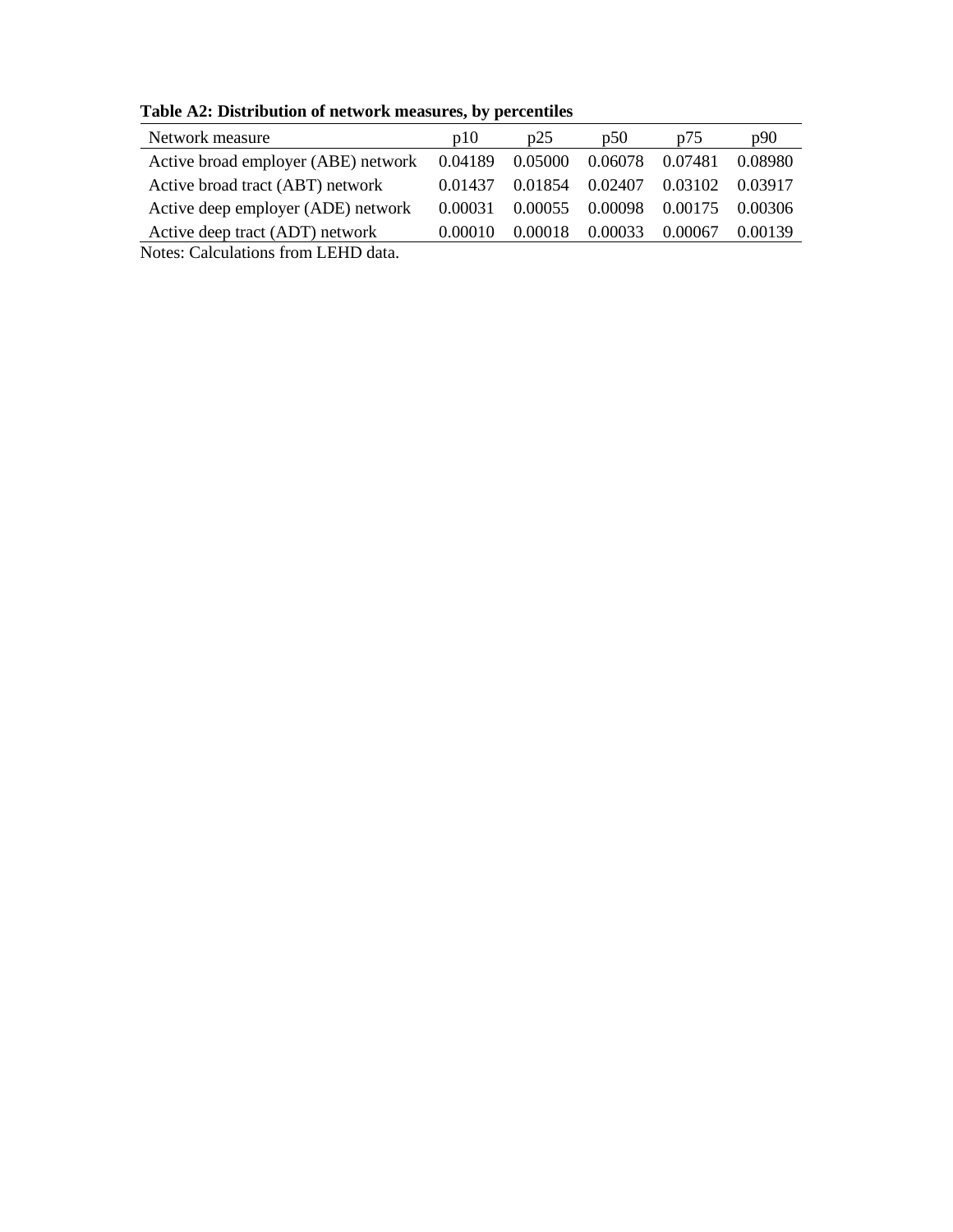**Table A2: Distribution of network measures, by percentiles**

| Network measure | p10 | p25 | p50 | p75 | p90 |
|---|---|---|---|---|---|
| Active broad employer (ABE) network | 0.04189 | 0.05000 | 0.06078 | 0.07481 | 0.08980 |
| Active broad tract (ABT) network | 0.01437 | 0.01854 | 0.02407 | 0.03102 | 0.03917 |
| Active deep employer (ADE) network | 0.00031 | 0.00055 | 0.00098 | 0.00175 | 0.00306 |
| Active deep tract (ADT) network | 0.00010 | 0.00018 | 0.00033 | 0.00067 | 0.00139 |

Notes: Calculations from LEHD data.